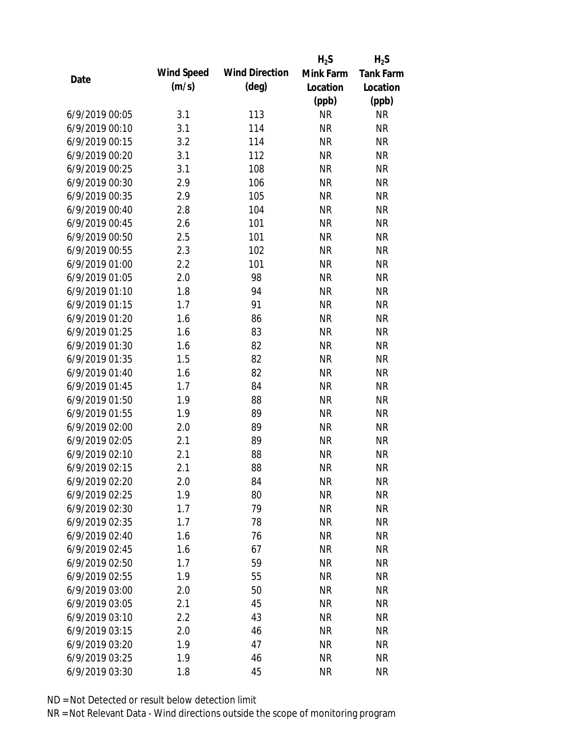| Date | Wind Speed (m/s) | Wind Direction (deg) | $H_2S$ Mink Farm Location (ppb) | $H_2S$ Tank Farm Location (ppb) |
|---|---|---|---|---|
| 6/9/2019 00:05 | 3.1 | 113 | NR | NR |
| 6/9/2019 00:10 | 3.1 | 114 | NR | NR |
| 6/9/2019 00:15 | 3.2 | 114 | NR | NR |
| 6/9/2019 00:20 | 3.1 | 112 | NR | NR |
| 6/9/2019 00:25 | 3.1 | 108 | NR | NR |
| 6/9/2019 00:30 | 2.9 | 106 | NR | NR |
| 6/9/2019 00:35 | 2.9 | 105 | NR | NR |
| 6/9/2019 00:40 | 2.8 | 104 | NR | NR |
| 6/9/2019 00:45 | 2.6 | 101 | NR | NR |
| 6/9/2019 00:50 | 2.5 | 101 | NR | NR |
| 6/9/2019 00:55 | 2.3 | 102 | NR | NR |
| 6/9/2019 01:00 | 2.2 | 101 | NR | NR |
| 6/9/2019 01:05 | 2.0 | 98 | NR | NR |
| 6/9/2019 01:10 | 1.8 | 94 | NR | NR |
| 6/9/2019 01:15 | 1.7 | 91 | NR | NR |
| 6/9/2019 01:20 | 1.6 | 86 | NR | NR |
| 6/9/2019 01:25 | 1.6 | 83 | NR | NR |
| 6/9/2019 01:30 | 1.6 | 82 | NR | NR |
| 6/9/2019 01:35 | 1.5 | 82 | NR | NR |
| 6/9/2019 01:40 | 1.6 | 82 | NR | NR |
| 6/9/2019 01:45 | 1.7 | 84 | NR | NR |
| 6/9/2019 01:50 | 1.9 | 88 | NR | NR |
| 6/9/2019 01:55 | 1.9 | 89 | NR | NR |
| 6/9/2019 02:00 | 2.0 | 89 | NR | NR |
| 6/9/2019 02:05 | 2.1 | 89 | NR | NR |
| 6/9/2019 02:10 | 2.1 | 88 | NR | NR |
| 6/9/2019 02:15 | 2.1 | 88 | NR | NR |
| 6/9/2019 02:20 | 2.0 | 84 | NR | NR |
| 6/9/2019 02:25 | 1.9 | 80 | NR | NR |
| 6/9/2019 02:30 | 1.7 | 79 | NR | NR |
| 6/9/2019 02:35 | 1.7 | 78 | NR | NR |
| 6/9/2019 02:40 | 1.6 | 76 | NR | NR |
| 6/9/2019 02:45 | 1.6 | 67 | NR | NR |
| 6/9/2019 02:50 | 1.7 | 59 | NR | NR |
| 6/9/2019 02:55 | 1.9 | 55 | NR | NR |
| 6/9/2019 03:00 | 2.0 | 50 | NR | NR |
| 6/9/2019 03:05 | 2.1 | 45 | NR | NR |
| 6/9/2019 03:10 | 2.2 | 43 | NR | NR |
| 6/9/2019 03:15 | 2.0 | 46 | NR | NR |
| 6/9/2019 03:20 | 1.9 | 47 | NR | NR |
| 6/9/2019 03:25 | 1.9 | 46 | NR | NR |
| 6/9/2019 03:30 | 1.8 | 45 | NR | NR |

ND = Not Detected or result below detection limit

NR = Not Relevant Data - Wind directions outside the scope of monitoring program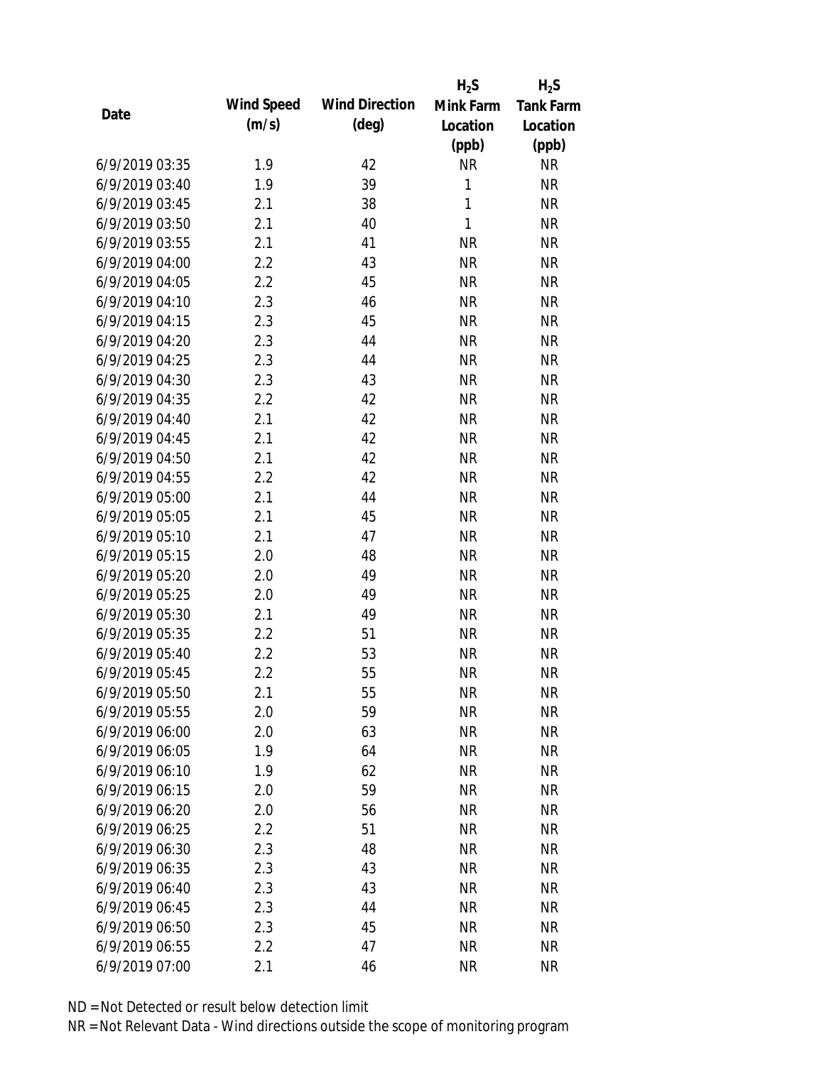| Date | Wind Speed (m/s) | Wind Direction (deg) | $H_2S$ Mink Farm Location (ppb) | $H_2S$ Tank Farm Location (ppb) |
|---|---|---|---|---|
| 6/9/2019 03:35 | 1.9 | 42 | NR | NR |
| 6/9/2019 03:40 | 1.9 | 39 | 1 | NR |
| 6/9/2019 03:45 | 2.1 | 38 | 1 | NR |
| 6/9/2019 03:50 | 2.1 | 40 | 1 | NR |
| 6/9/2019 03:55 | 2.1 | 41 | NR | NR |
| 6/9/2019 04:00 | 2.2 | 43 | NR | NR |
| 6/9/2019 04:05 | 2.2 | 45 | NR | NR |
| 6/9/2019 04:10 | 2.3 | 46 | NR | NR |
| 6/9/2019 04:15 | 2.3 | 45 | NR | NR |
| 6/9/2019 04:20 | 2.3 | 44 | NR | NR |
| 6/9/2019 04:25 | 2.3 | 44 | NR | NR |
| 6/9/2019 04:30 | 2.3 | 43 | NR | NR |
| 6/9/2019 04:35 | 2.2 | 42 | NR | NR |
| 6/9/2019 04:40 | 2.1 | 42 | NR | NR |
| 6/9/2019 04:45 | 2.1 | 42 | NR | NR |
| 6/9/2019 04:50 | 2.1 | 42 | NR | NR |
| 6/9/2019 04:55 | 2.2 | 42 | NR | NR |
| 6/9/2019 05:00 | 2.1 | 44 | NR | NR |
| 6/9/2019 05:05 | 2.1 | 45 | NR | NR |
| 6/9/2019 05:10 | 2.1 | 47 | NR | NR |
| 6/9/2019 05:15 | 2.0 | 48 | NR | NR |
| 6/9/2019 05:20 | 2.0 | 49 | NR | NR |
| 6/9/2019 05:25 | 2.0 | 49 | NR | NR |
| 6/9/2019 05:30 | 2.1 | 49 | NR | NR |
| 6/9/2019 05:35 | 2.2 | 51 | NR | NR |
| 6/9/2019 05:40 | 2.2 | 53 | NR | NR |
| 6/9/2019 05:45 | 2.2 | 55 | NR | NR |
| 6/9/2019 05:50 | 2.1 | 55 | NR | NR |
| 6/9/2019 05:55 | 2.0 | 59 | NR | NR |
| 6/9/2019 06:00 | 2.0 | 63 | NR | NR |
| 6/9/2019 06:05 | 1.9 | 64 | NR | NR |
| 6/9/2019 06:10 | 1.9 | 62 | NR | NR |
| 6/9/2019 06:15 | 2.0 | 59 | NR | NR |
| 6/9/2019 06:20 | 2.0 | 56 | NR | NR |
| 6/9/2019 06:25 | 2.2 | 51 | NR | NR |
| 6/9/2019 06:30 | 2.3 | 48 | NR | NR |
| 6/9/2019 06:35 | 2.3 | 43 | NR | NR |
| 6/9/2019 06:40 | 2.3 | 43 | NR | NR |
| 6/9/2019 06:45 | 2.3 | 44 | NR | NR |
| 6/9/2019 06:50 | 2.3 | 45 | NR | NR |
| 6/9/2019 06:55 | 2.2 | 47 | NR | NR |
| 6/9/2019 07:00 | 2.1 | 46 | NR | NR |

ND = Not Detected or result below detection limit

NR = Not Relevant Data - Wind directions outside the scope of monitoring program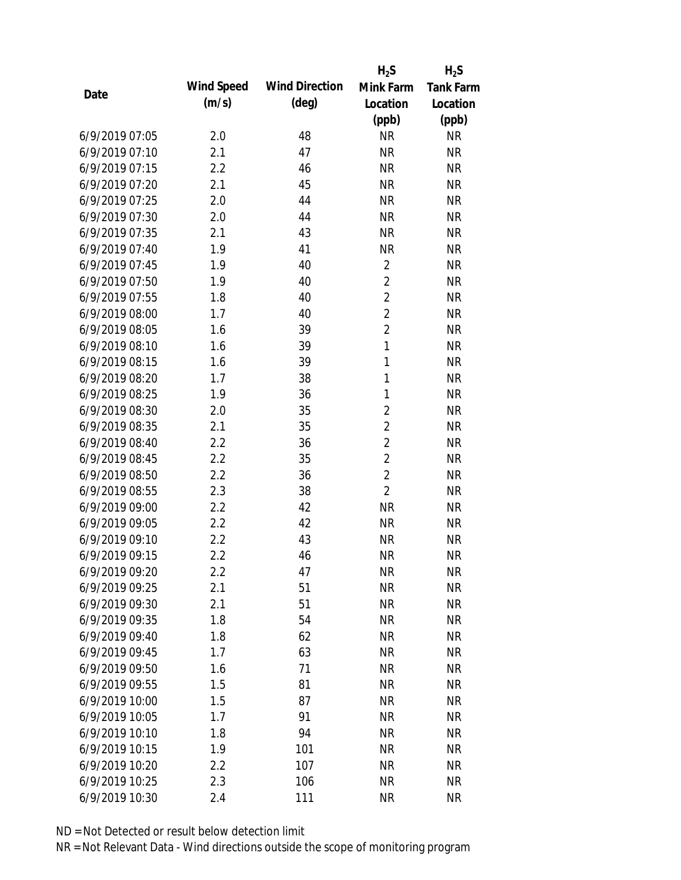| Date | Wind Speed (m/s) | Wind Direction (deg) | $H_2S$ Mink Farm Location (ppb) | $H_2S$ Tank Farm Location (ppb) |
|---|---|---|---|---|
| 6/9/2019 07:05 | 2.0 | 48 | NR | NR |
| 6/9/2019 07:10 | 2.1 | 47 | NR | NR |
| 6/9/2019 07:15 | 2.2 | 46 | NR | NR |
| 6/9/2019 07:20 | 2.1 | 45 | NR | NR |
| 6/9/2019 07:25 | 2.0 | 44 | NR | NR |
| 6/9/2019 07:30 | 2.0 | 44 | NR | NR |
| 6/9/2019 07:35 | 2.1 | 43 | NR | NR |
| 6/9/2019 07:40 | 1.9 | 41 | NR | NR |
| 6/9/2019 07:45 | 1.9 | 40 | 2 | NR |
| 6/9/2019 07:50 | 1.9 | 40 | 2 | NR |
| 6/9/2019 07:55 | 1.8 | 40 | 2 | NR |
| 6/9/2019 08:00 | 1.7 | 40 | 2 | NR |
| 6/9/2019 08:05 | 1.6 | 39 | 2 | NR |
| 6/9/2019 08:10 | 1.6 | 39 | 1 | NR |
| 6/9/2019 08:15 | 1.6 | 39 | 1 | NR |
| 6/9/2019 08:20 | 1.7 | 38 | 1 | NR |
| 6/9/2019 08:25 | 1.9 | 36 | 1 | NR |
| 6/9/2019 08:30 | 2.0 | 35 | 2 | NR |
| 6/9/2019 08:35 | 2.1 | 35 | 2 | NR |
| 6/9/2019 08:40 | 2.2 | 36 | 2 | NR |
| 6/9/2019 08:45 | 2.2 | 35 | 2 | NR |
| 6/9/2019 08:50 | 2.2 | 36 | 2 | NR |
| 6/9/2019 08:55 | 2.3 | 38 | 2 | NR |
| 6/9/2019 09:00 | 2.2 | 42 | NR | NR |
| 6/9/2019 09:05 | 2.2 | 42 | NR | NR |
| 6/9/2019 09:10 | 2.2 | 43 | NR | NR |
| 6/9/2019 09:15 | 2.2 | 46 | NR | NR |
| 6/9/2019 09:20 | 2.2 | 47 | NR | NR |
| 6/9/2019 09:25 | 2.1 | 51 | NR | NR |
| 6/9/2019 09:30 | 2.1 | 51 | NR | NR |
| 6/9/2019 09:35 | 1.8 | 54 | NR | NR |
| 6/9/2019 09:40 | 1.8 | 62 | NR | NR |
| 6/9/2019 09:45 | 1.7 | 63 | NR | NR |
| 6/9/2019 09:50 | 1.6 | 71 | NR | NR |
| 6/9/2019 09:55 | 1.5 | 81 | NR | NR |
| 6/9/2019 10:00 | 1.5 | 87 | NR | NR |
| 6/9/2019 10:05 | 1.7 | 91 | NR | NR |
| 6/9/2019 10:10 | 1.8 | 94 | NR | NR |
| 6/9/2019 10:15 | 1.9 | 101 | NR | NR |
| 6/9/2019 10:20 | 2.2 | 107 | NR | NR |
| 6/9/2019 10:25 | 2.3 | 106 | NR | NR |
| 6/9/2019 10:30 | 2.4 | 111 | NR | NR |

ND = Not Detected or result below detection limit
NR = Not Relevant Data - Wind directions outside the scope of monitoring program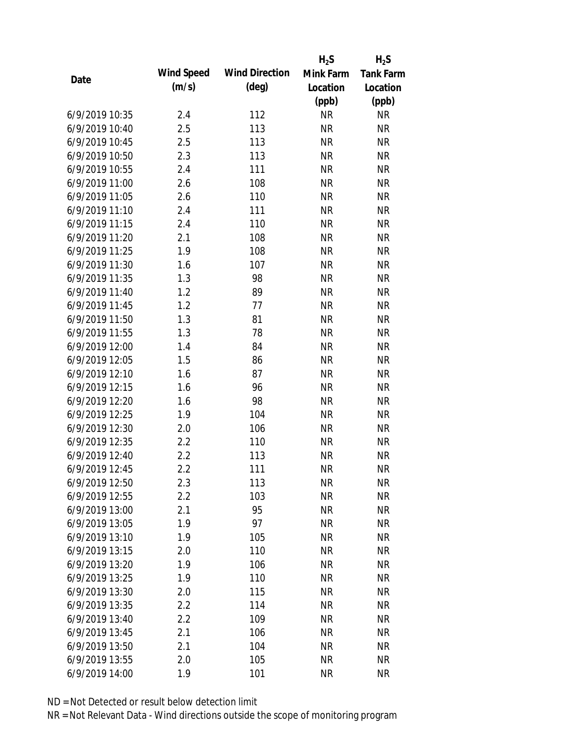| Date | Wind Speed (m/s) | Wind Direction (deg) | $H_2S$ Mink Farm Location (ppb) | $H_2S$ Tank Farm Location (ppb) |
|---|---|---|---|---|
| 6/9/2019 10:35 | 2.4 | 112 | NR | NR |
| 6/9/2019 10:40 | 2.5 | 113 | NR | NR |
| 6/9/2019 10:45 | 2.5 | 113 | NR | NR |
| 6/9/2019 10:50 | 2.3 | 113 | NR | NR |
| 6/9/2019 10:55 | 2.4 | 111 | NR | NR |
| 6/9/2019 11:00 | 2.6 | 108 | NR | NR |
| 6/9/2019 11:05 | 2.6 | 110 | NR | NR |
| 6/9/2019 11:10 | 2.4 | 111 | NR | NR |
| 6/9/2019 11:15 | 2.4 | 110 | NR | NR |
| 6/9/2019 11:20 | 2.1 | 108 | NR | NR |
| 6/9/2019 11:25 | 1.9 | 108 | NR | NR |
| 6/9/2019 11:30 | 1.6 | 107 | NR | NR |
| 6/9/2019 11:35 | 1.3 | 98 | NR | NR |
| 6/9/2019 11:40 | 1.2 | 89 | NR | NR |
| 6/9/2019 11:45 | 1.2 | 77 | NR | NR |
| 6/9/2019 11:50 | 1.3 | 81 | NR | NR |
| 6/9/2019 11:55 | 1.3 | 78 | NR | NR |
| 6/9/2019 12:00 | 1.4 | 84 | NR | NR |
| 6/9/2019 12:05 | 1.5 | 86 | NR | NR |
| 6/9/2019 12:10 | 1.6 | 87 | NR | NR |
| 6/9/2019 12:15 | 1.6 | 96 | NR | NR |
| 6/9/2019 12:20 | 1.6 | 98 | NR | NR |
| 6/9/2019 12:25 | 1.9 | 104 | NR | NR |
| 6/9/2019 12:30 | 2.0 | 106 | NR | NR |
| 6/9/2019 12:35 | 2.2 | 110 | NR | NR |
| 6/9/2019 12:40 | 2.2 | 113 | NR | NR |
| 6/9/2019 12:45 | 2.2 | 111 | NR | NR |
| 6/9/2019 12:50 | 2.3 | 113 | NR | NR |
| 6/9/2019 12:55 | 2.2 | 103 | NR | NR |
| 6/9/2019 13:00 | 2.1 | 95 | NR | NR |
| 6/9/2019 13:05 | 1.9 | 97 | NR | NR |
| 6/9/2019 13:10 | 1.9 | 105 | NR | NR |
| 6/9/2019 13:15 | 2.0 | 110 | NR | NR |
| 6/9/2019 13:20 | 1.9 | 106 | NR | NR |
| 6/9/2019 13:25 | 1.9 | 110 | NR | NR |
| 6/9/2019 13:30 | 2.0 | 115 | NR | NR |
| 6/9/2019 13:35 | 2.2 | 114 | NR | NR |
| 6/9/2019 13:40 | 2.2 | 109 | NR | NR |
| 6/9/2019 13:45 | 2.1 | 106 | NR | NR |
| 6/9/2019 13:50 | 2.1 | 104 | NR | NR |
| 6/9/2019 13:55 | 2.0 | 105 | NR | NR |
| 6/9/2019 14:00 | 1.9 | 101 | NR | NR |

ND = Not Detected or result below detection limit

NR = Not Relevant Data - Wind directions outside the scope of monitoring program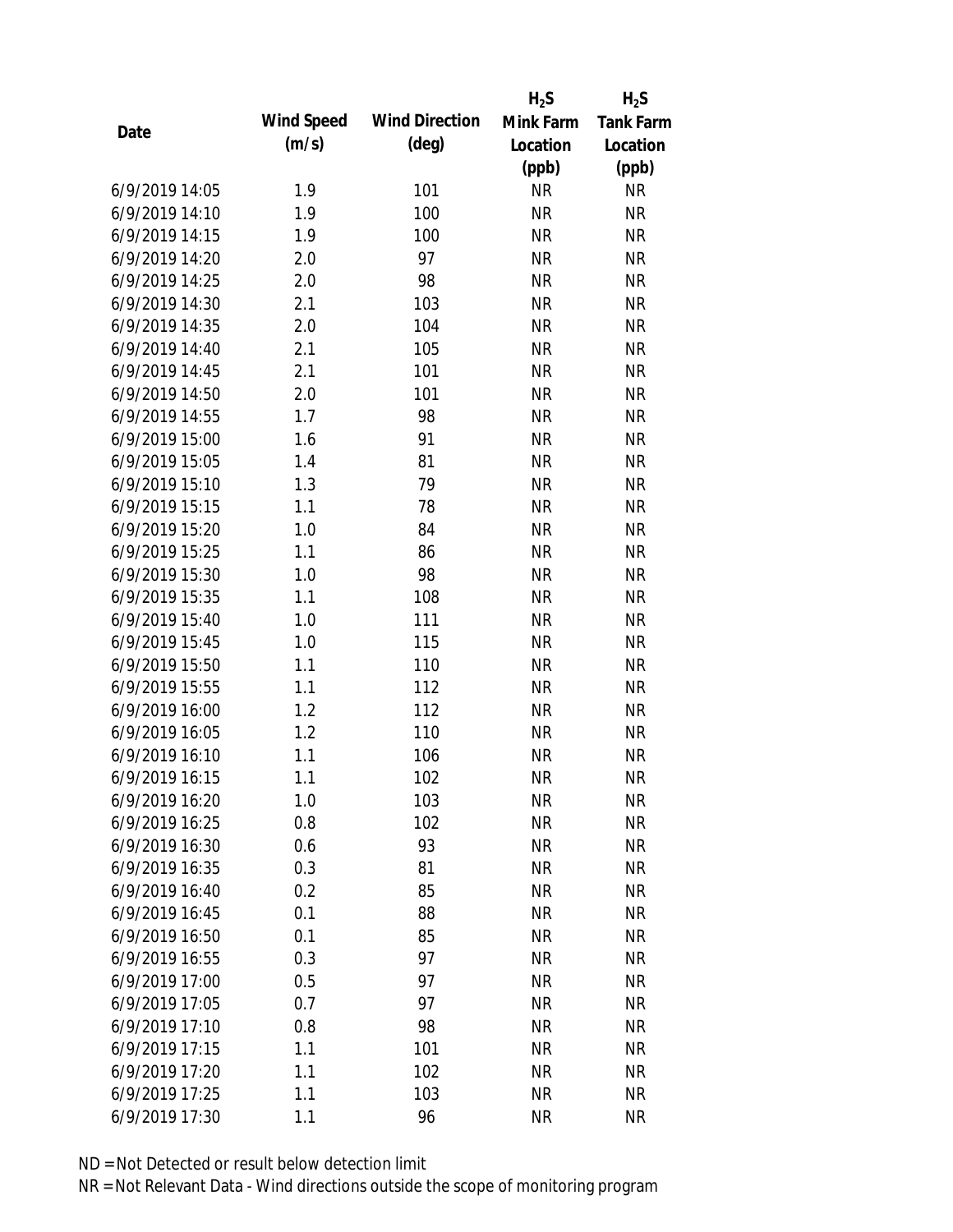| Date | Wind Speed (m/s) | Wind Direction (deg) | $H_2S$ Mink Farm Location (ppb) | $H_2S$ Tank Farm Location (ppb) |
|---|---|---|---|---|
| 6/9/2019 14:05 | 1.9 | 101 | NR | NR |
| 6/9/2019 14:10 | 1.9 | 100 | NR | NR |
| 6/9/2019 14:15 | 1.9 | 100 | NR | NR |
| 6/9/2019 14:20 | 2.0 | 97 | NR | NR |
| 6/9/2019 14:25 | 2.0 | 98 | NR | NR |
| 6/9/2019 14:30 | 2.1 | 103 | NR | NR |
| 6/9/2019 14:35 | 2.0 | 104 | NR | NR |
| 6/9/2019 14:40 | 2.1 | 105 | NR | NR |
| 6/9/2019 14:45 | 2.1 | 101 | NR | NR |
| 6/9/2019 14:50 | 2.0 | 101 | NR | NR |
| 6/9/2019 14:55 | 1.7 | 98 | NR | NR |
| 6/9/2019 15:00 | 1.6 | 91 | NR | NR |
| 6/9/2019 15:05 | 1.4 | 81 | NR | NR |
| 6/9/2019 15:10 | 1.3 | 79 | NR | NR |
| 6/9/2019 15:15 | 1.1 | 78 | NR | NR |
| 6/9/2019 15:20 | 1.0 | 84 | NR | NR |
| 6/9/2019 15:25 | 1.1 | 86 | NR | NR |
| 6/9/2019 15:30 | 1.0 | 98 | NR | NR |
| 6/9/2019 15:35 | 1.1 | 108 | NR | NR |
| 6/9/2019 15:40 | 1.0 | 111 | NR | NR |
| 6/9/2019 15:45 | 1.0 | 115 | NR | NR |
| 6/9/2019 15:50 | 1.1 | 110 | NR | NR |
| 6/9/2019 15:55 | 1.1 | 112 | NR | NR |
| 6/9/2019 16:00 | 1.2 | 112 | NR | NR |
| 6/9/2019 16:05 | 1.2 | 110 | NR | NR |
| 6/9/2019 16:10 | 1.1 | 106 | NR | NR |
| 6/9/2019 16:15 | 1.1 | 102 | NR | NR |
| 6/9/2019 16:20 | 1.0 | 103 | NR | NR |
| 6/9/2019 16:25 | 0.8 | 102 | NR | NR |
| 6/9/2019 16:30 | 0.6 | 93 | NR | NR |
| 6/9/2019 16:35 | 0.3 | 81 | NR | NR |
| 6/9/2019 16:40 | 0.2 | 85 | NR | NR |
| 6/9/2019 16:45 | 0.1 | 88 | NR | NR |
| 6/9/2019 16:50 | 0.1 | 85 | NR | NR |
| 6/9/2019 16:55 | 0.3 | 97 | NR | NR |
| 6/9/2019 17:00 | 0.5 | 97 | NR | NR |
| 6/9/2019 17:05 | 0.7 | 97 | NR | NR |
| 6/9/2019 17:10 | 0.8 | 98 | NR | NR |
| 6/9/2019 17:15 | 1.1 | 101 | NR | NR |
| 6/9/2019 17:20 | 1.1 | 102 | NR | NR |
| 6/9/2019 17:25 | 1.1 | 103 | NR | NR |
| 6/9/2019 17:30 | 1.1 | 96 | NR | NR |

ND = Not Detected or result below detection limit

NR = Not Relevant Data - Wind directions outside the scope of monitoring program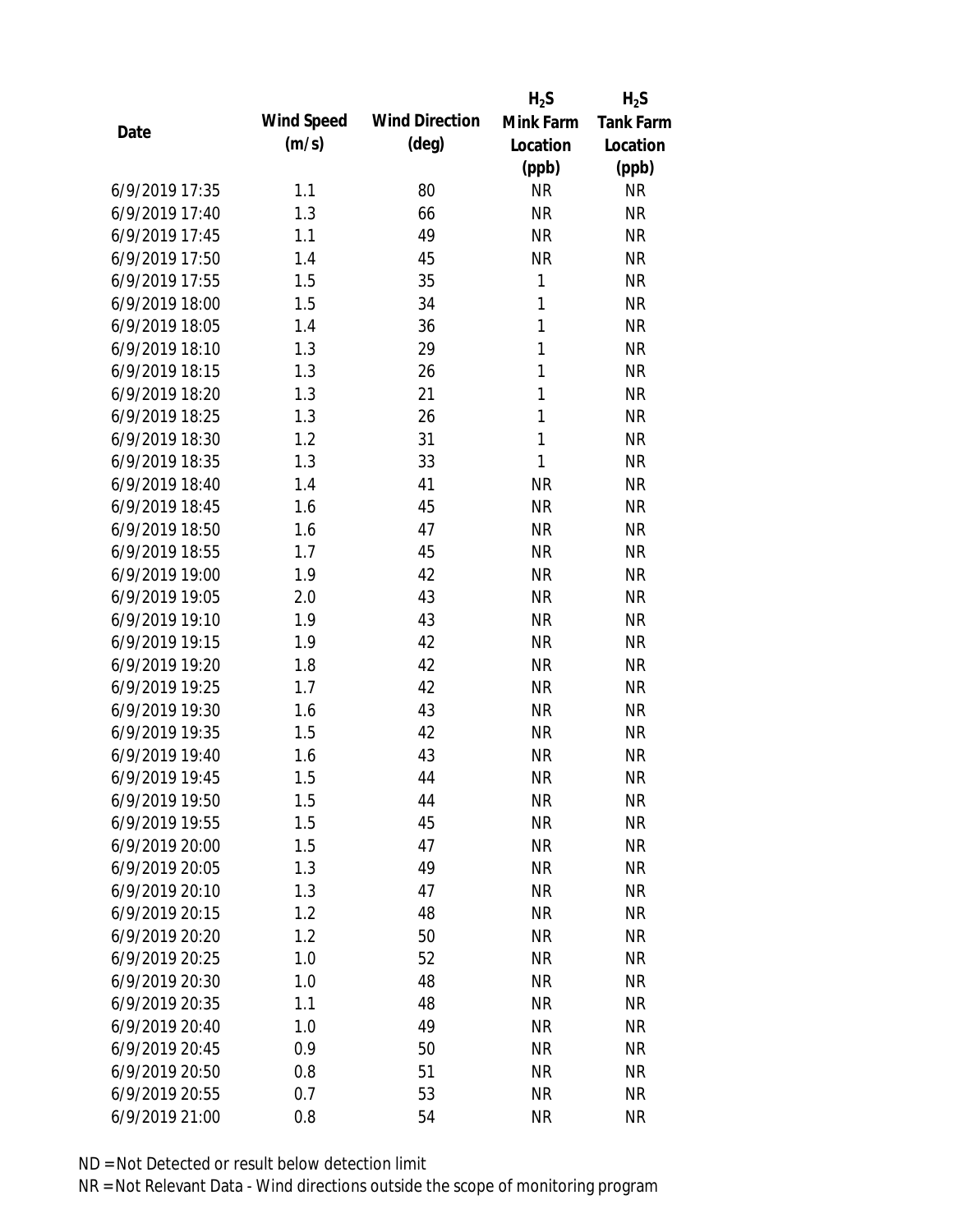| Date | Wind Speed (m/s) | Wind Direction (deg) | $H_2S$ Mink Farm Location (ppb) | $H_2S$ Tank Farm Location (ppb) |
| --- | --- | --- | --- | --- |
| 6/9/2019 17:35 | 1.1 | 80 | NR | NR |
| 6/9/2019 17:40 | 1.3 | 66 | NR | NR |
| 6/9/2019 17:45 | 1.1 | 49 | NR | NR |
| 6/9/2019 17:50 | 1.4 | 45 | NR | NR |
| 6/9/2019 17:55 | 1.5 | 35 | 1 | NR |
| 6/9/2019 18:00 | 1.5 | 34 | 1 | NR |
| 6/9/2019 18:05 | 1.4 | 36 | 1 | NR |
| 6/9/2019 18:10 | 1.3 | 29 | 1 | NR |
| 6/9/2019 18:15 | 1.3 | 26 | 1 | NR |
| 6/9/2019 18:20 | 1.3 | 21 | 1 | NR |
| 6/9/2019 18:25 | 1.3 | 26 | 1 | NR |
| 6/9/2019 18:30 | 1.2 | 31 | 1 | NR |
| 6/9/2019 18:35 | 1.3 | 33 | 1 | NR |
| 6/9/2019 18:40 | 1.4 | 41 | NR | NR |
| 6/9/2019 18:45 | 1.6 | 45 | NR | NR |
| 6/9/2019 18:50 | 1.6 | 47 | NR | NR |
| 6/9/2019 18:55 | 1.7 | 45 | NR | NR |
| 6/9/2019 19:00 | 1.9 | 42 | NR | NR |
| 6/9/2019 19:05 | 2.0 | 43 | NR | NR |
| 6/9/2019 19:10 | 1.9 | 43 | NR | NR |
| 6/9/2019 19:15 | 1.9 | 42 | NR | NR |
| 6/9/2019 19:20 | 1.8 | 42 | NR | NR |
| 6/9/2019 19:25 | 1.7 | 42 | NR | NR |
| 6/9/2019 19:30 | 1.6 | 43 | NR | NR |
| 6/9/2019 19:35 | 1.5 | 42 | NR | NR |
| 6/9/2019 19:40 | 1.6 | 43 | NR | NR |
| 6/9/2019 19:45 | 1.5 | 44 | NR | NR |
| 6/9/2019 19:50 | 1.5 | 44 | NR | NR |
| 6/9/2019 19:55 | 1.5 | 45 | NR | NR |
| 6/9/2019 20:00 | 1.5 | 47 | NR | NR |
| 6/9/2019 20:05 | 1.3 | 49 | NR | NR |
| 6/9/2019 20:10 | 1.3 | 47 | NR | NR |
| 6/9/2019 20:15 | 1.2 | 48 | NR | NR |
| 6/9/2019 20:20 | 1.2 | 50 | NR | NR |
| 6/9/2019 20:25 | 1.0 | 52 | NR | NR |
| 6/9/2019 20:30 | 1.0 | 48 | NR | NR |
| 6/9/2019 20:35 | 1.1 | 48 | NR | NR |
| 6/9/2019 20:40 | 1.0 | 49 | NR | NR |
| 6/9/2019 20:45 | 0.9 | 50 | NR | NR |
| 6/9/2019 20:50 | 0.8 | 51 | NR | NR |
| 6/9/2019 20:55 | 0.7 | 53 | NR | NR |
| 6/9/2019 21:00 | 0.8 | 54 | NR | NR |

ND = Not Detected or result below detection limit

NR = Not Relevant Data - Wind directions outside the scope of monitoring program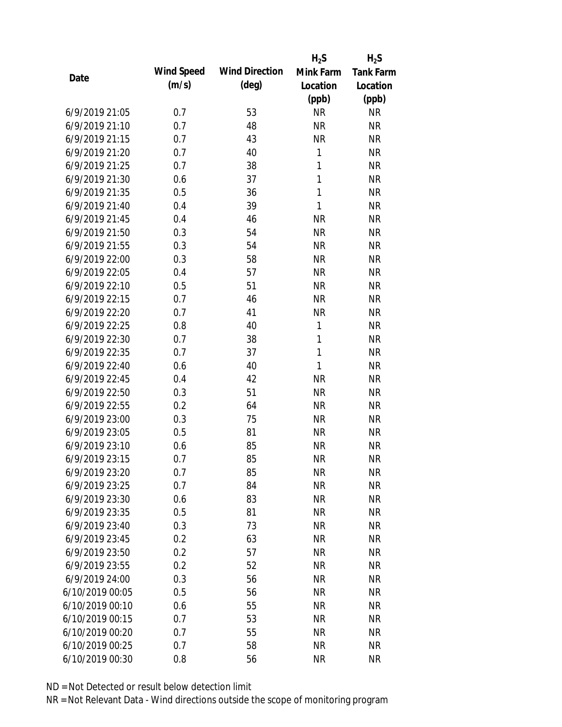| Date | Wind Speed (m/s) | Wind Direction (deg) | $H_2S$ Mink Farm Location (ppb) | $H_2S$ Tank Farm Location (ppb) |
|---|---|---|---|---|
| 6/9/2019 21:05 | 0.7 | 53 | NR | NR |
| 6/9/2019 21:10 | 0.7 | 48 | NR | NR |
| 6/9/2019 21:15 | 0.7 | 43 | NR | NR |
| 6/9/2019 21:20 | 0.7 | 40 | 1 | NR |
| 6/9/2019 21:25 | 0.7 | 38 | 1 | NR |
| 6/9/2019 21:30 | 0.6 | 37 | 1 | NR |
| 6/9/2019 21:35 | 0.5 | 36 | 1 | NR |
| 6/9/2019 21:40 | 0.4 | 39 | 1 | NR |
| 6/9/2019 21:45 | 0.4 | 46 | NR | NR |
| 6/9/2019 21:50 | 0.3 | 54 | NR | NR |
| 6/9/2019 21:55 | 0.3 | 54 | NR | NR |
| 6/9/2019 22:00 | 0.3 | 58 | NR | NR |
| 6/9/2019 22:05 | 0.4 | 57 | NR | NR |
| 6/9/2019 22:10 | 0.5 | 51 | NR | NR |
| 6/9/2019 22:15 | 0.7 | 46 | NR | NR |
| 6/9/2019 22:20 | 0.7 | 41 | NR | NR |
| 6/9/2019 22:25 | 0.8 | 40 | 1 | NR |
| 6/9/2019 22:30 | 0.7 | 38 | 1 | NR |
| 6/9/2019 22:35 | 0.7 | 37 | 1 | NR |
| 6/9/2019 22:40 | 0.6 | 40 | 1 | NR |
| 6/9/2019 22:45 | 0.4 | 42 | NR | NR |
| 6/9/2019 22:50 | 0.3 | 51 | NR | NR |
| 6/9/2019 22:55 | 0.2 | 64 | NR | NR |
| 6/9/2019 23:00 | 0.3 | 75 | NR | NR |
| 6/9/2019 23:05 | 0.5 | 81 | NR | NR |
| 6/9/2019 23:10 | 0.6 | 85 | NR | NR |
| 6/9/2019 23:15 | 0.7 | 85 | NR | NR |
| 6/9/2019 23:20 | 0.7 | 85 | NR | NR |
| 6/9/2019 23:25 | 0.7 | 84 | NR | NR |
| 6/9/2019 23:30 | 0.6 | 83 | NR | NR |
| 6/9/2019 23:35 | 0.5 | 81 | NR | NR |
| 6/9/2019 23:40 | 0.3 | 73 | NR | NR |
| 6/9/2019 23:45 | 0.2 | 63 | NR | NR |
| 6/9/2019 23:50 | 0.2 | 57 | NR | NR |
| 6/9/2019 23:55 | 0.2 | 52 | NR | NR |
| 6/9/2019 24:00 | 0.3 | 56 | NR | NR |
| 6/10/2019 00:05 | 0.5 | 56 | NR | NR |
| 6/10/2019 00:10 | 0.6 | 55 | NR | NR |
| 6/10/2019 00:15 | 0.7 | 53 | NR | NR |
| 6/10/2019 00:20 | 0.7 | 55 | NR | NR |
| 6/10/2019 00:25 | 0.7 | 58 | NR | NR |
| 6/10/2019 00:30 | 0.8 | 56 | NR | NR |

ND = Not Detected or result below detection limit

NR = Not Relevant Data - Wind directions outside the scope of monitoring program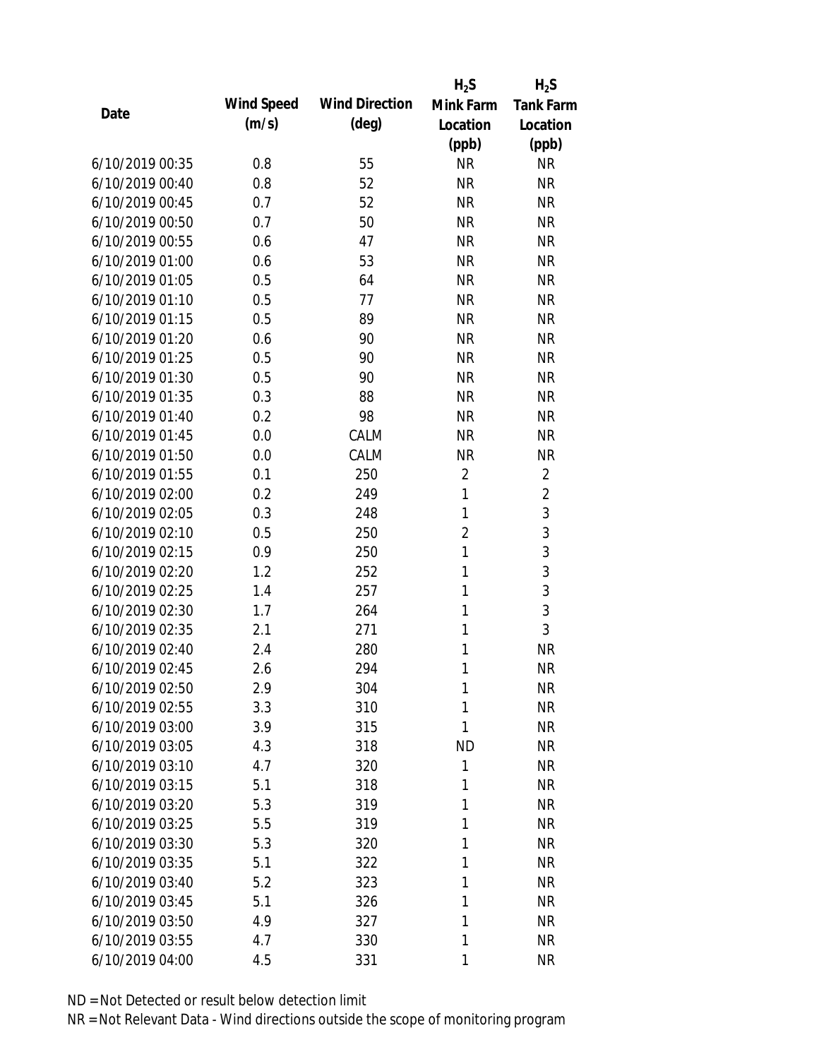| Date | Wind Speed (m/s) | Wind Direction (deg) | $H_2S$ Mink Farm Location (ppb) | $H_2S$ Tank Farm Location (ppb) |
|---|---|---|---|---|
| 6/10/2019 00:35 | 0.8 | 55 | NR | NR |
| 6/10/2019 00:40 | 0.8 | 52 | NR | NR |
| 6/10/2019 00:45 | 0.7 | 52 | NR | NR |
| 6/10/2019 00:50 | 0.7 | 50 | NR | NR |
| 6/10/2019 00:55 | 0.6 | 47 | NR | NR |
| 6/10/2019 01:00 | 0.6 | 53 | NR | NR |
| 6/10/2019 01:05 | 0.5 | 64 | NR | NR |
| 6/10/2019 01:10 | 0.5 | 77 | NR | NR |
| 6/10/2019 01:15 | 0.5 | 89 | NR | NR |
| 6/10/2019 01:20 | 0.6 | 90 | NR | NR |
| 6/10/2019 01:25 | 0.5 | 90 | NR | NR |
| 6/10/2019 01:30 | 0.5 | 90 | NR | NR |
| 6/10/2019 01:35 | 0.3 | 88 | NR | NR |
| 6/10/2019 01:40 | 0.2 | 98 | NR | NR |
| 6/10/2019 01:45 | 0.0 | CALM | NR | NR |
| 6/10/2019 01:50 | 0.0 | CALM | NR | NR |
| 6/10/2019 01:55 | 0.1 | 250 | 2 | 2 |
| 6/10/2019 02:00 | 0.2 | 249 | 1 | 2 |
| 6/10/2019 02:05 | 0.3 | 248 | 1 | 3 |
| 6/10/2019 02:10 | 0.5 | 250 | 2 | 3 |
| 6/10/2019 02:15 | 0.9 | 250 | 1 | 3 |
| 6/10/2019 02:20 | 1.2 | 252 | 1 | 3 |
| 6/10/2019 02:25 | 1.4 | 257 | 1 | 3 |
| 6/10/2019 02:30 | 1.7 | 264 | 1 | 3 |
| 6/10/2019 02:35 | 2.1 | 271 | 1 | 3 |
| 6/10/2019 02:40 | 2.4 | 280 | 1 | NR |
| 6/10/2019 02:45 | 2.6 | 294 | 1 | NR |
| 6/10/2019 02:50 | 2.9 | 304 | 1 | NR |
| 6/10/2019 02:55 | 3.3 | 310 | 1 | NR |
| 6/10/2019 03:00 | 3.9 | 315 | 1 | NR |
| 6/10/2019 03:05 | 4.3 | 318 | ND | NR |
| 6/10/2019 03:10 | 4.7 | 320 | 1 | NR |
| 6/10/2019 03:15 | 5.1 | 318 | 1 | NR |
| 6/10/2019 03:20 | 5.3 | 319 | 1 | NR |
| 6/10/2019 03:25 | 5.5 | 319 | 1 | NR |
| 6/10/2019 03:30 | 5.3 | 320 | 1 | NR |
| 6/10/2019 03:35 | 5.1 | 322 | 1 | NR |
| 6/10/2019 03:40 | 5.2 | 323 | 1 | NR |
| 6/10/2019 03:45 | 5.1 | 326 | 1 | NR |
| 6/10/2019 03:50 | 4.9 | 327 | 1 | NR |
| 6/10/2019 03:55 | 4.7 | 330 | 1 | NR |
| 6/10/2019 04:00 | 4.5 | 331 | 1 | NR |

ND = Not Detected or result below detection limit

NR = Not Relevant Data - Wind directions outside the scope of monitoring program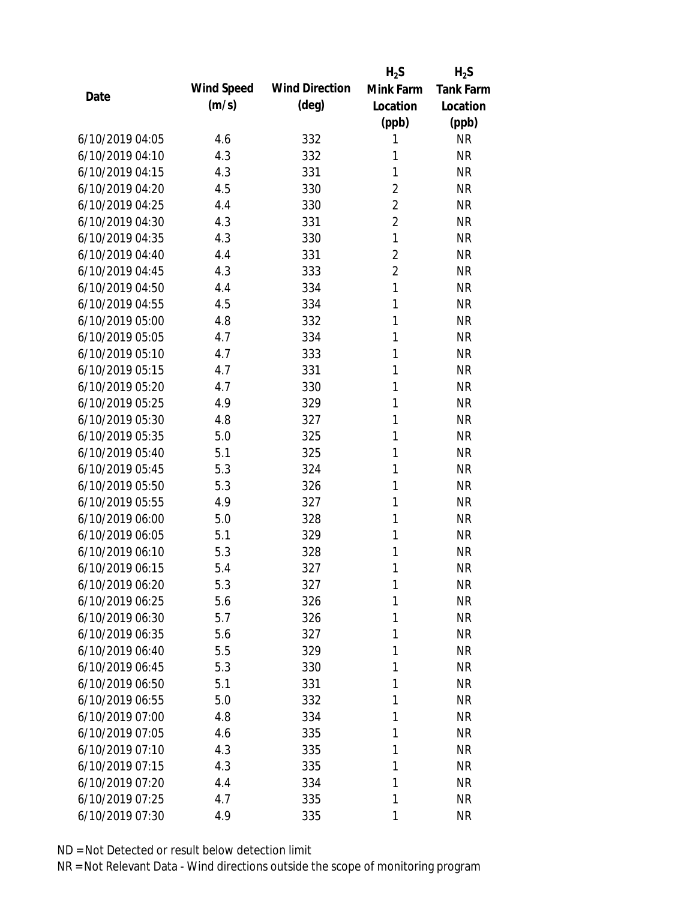| Date | Wind Speed (m/s) | Wind Direction (deg) | $H_2S$ Mink Farm Location (ppb) | $H_2S$ Tank Farm Location (ppb) |
|---|---|---|---|---|
| 6/10/2019 04:05 | 4.6 | 332 | 1 | NR |
| 6/10/2019 04:10 | 4.3 | 332 | 1 | NR |
| 6/10/2019 04:15 | 4.3 | 331 | 1 | NR |
| 6/10/2019 04:20 | 4.5 | 330 | 2 | NR |
| 6/10/2019 04:25 | 4.4 | 330 | 2 | NR |
| 6/10/2019 04:30 | 4.3 | 331 | 2 | NR |
| 6/10/2019 04:35 | 4.3 | 330 | 1 | NR |
| 6/10/2019 04:40 | 4.4 | 331 | 2 | NR |
| 6/10/2019 04:45 | 4.3 | 333 | 2 | NR |
| 6/10/2019 04:50 | 4.4 | 334 | 1 | NR |
| 6/10/2019 04:55 | 4.5 | 334 | 1 | NR |
| 6/10/2019 05:00 | 4.8 | 332 | 1 | NR |
| 6/10/2019 05:05 | 4.7 | 334 | 1 | NR |
| 6/10/2019 05:10 | 4.7 | 333 | 1 | NR |
| 6/10/2019 05:15 | 4.7 | 331 | 1 | NR |
| 6/10/2019 05:20 | 4.7 | 330 | 1 | NR |
| 6/10/2019 05:25 | 4.9 | 329 | 1 | NR |
| 6/10/2019 05:30 | 4.8 | 327 | 1 | NR |
| 6/10/2019 05:35 | 5.0 | 325 | 1 | NR |
| 6/10/2019 05:40 | 5.1 | 325 | 1 | NR |
| 6/10/2019 05:45 | 5.3 | 324 | 1 | NR |
| 6/10/2019 05:50 | 5.3 | 326 | 1 | NR |
| 6/10/2019 05:55 | 4.9 | 327 | 1 | NR |
| 6/10/2019 06:00 | 5.0 | 328 | 1 | NR |
| 6/10/2019 06:05 | 5.1 | 329 | 1 | NR |
| 6/10/2019 06:10 | 5.3 | 328 | 1 | NR |
| 6/10/2019 06:15 | 5.4 | 327 | 1 | NR |
| 6/10/2019 06:20 | 5.3 | 327 | 1 | NR |
| 6/10/2019 06:25 | 5.6 | 326 | 1 | NR |
| 6/10/2019 06:30 | 5.7 | 326 | 1 | NR |
| 6/10/2019 06:35 | 5.6 | 327 | 1 | NR |
| 6/10/2019 06:40 | 5.5 | 329 | 1 | NR |
| 6/10/2019 06:45 | 5.3 | 330 | 1 | NR |
| 6/10/2019 06:50 | 5.1 | 331 | 1 | NR |
| 6/10/2019 06:55 | 5.0 | 332 | 1 | NR |
| 6/10/2019 07:00 | 4.8 | 334 | 1 | NR |
| 6/10/2019 07:05 | 4.6 | 335 | 1 | NR |
| 6/10/2019 07:10 | 4.3 | 335 | 1 | NR |
| 6/10/2019 07:15 | 4.3 | 335 | 1 | NR |
| 6/10/2019 07:20 | 4.4 | 334 | 1 | NR |
| 6/10/2019 07:25 | 4.7 | 335 | 1 | NR |
| 6/10/2019 07:30 | 4.9 | 335 | 1 | NR |

ND = Not Detected or result below detection limit

NR = Not Relevant Data - Wind directions outside the scope of monitoring program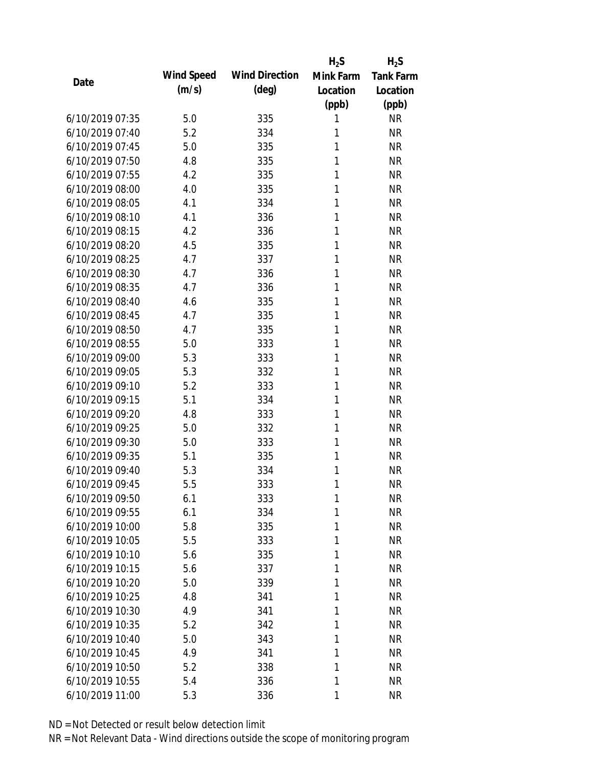| Date | Wind Speed (m/s) | Wind Direction (deg) | $H_2S$ Mink Farm Location (ppb) | $H_2S$ Tank Farm Location (ppb) |
|---|---|---|---|---|
| 6/10/2019 07:35 | 5.0 | 335 | 1 | NR |
| 6/10/2019 07:40 | 5.2 | 334 | 1 | NR |
| 6/10/2019 07:45 | 5.0 | 335 | 1 | NR |
| 6/10/2019 07:50 | 4.8 | 335 | 1 | NR |
| 6/10/2019 07:55 | 4.2 | 335 | 1 | NR |
| 6/10/2019 08:00 | 4.0 | 335 | 1 | NR |
| 6/10/2019 08:05 | 4.1 | 334 | 1 | NR |
| 6/10/2019 08:10 | 4.1 | 336 | 1 | NR |
| 6/10/2019 08:15 | 4.2 | 336 | 1 | NR |
| 6/10/2019 08:20 | 4.5 | 335 | 1 | NR |
| 6/10/2019 08:25 | 4.7 | 337 | 1 | NR |
| 6/10/2019 08:30 | 4.7 | 336 | 1 | NR |
| 6/10/2019 08:35 | 4.7 | 336 | 1 | NR |
| 6/10/2019 08:40 | 4.6 | 335 | 1 | NR |
| 6/10/2019 08:45 | 4.7 | 335 | 1 | NR |
| 6/10/2019 08:50 | 4.7 | 335 | 1 | NR |
| 6/10/2019 08:55 | 5.0 | 333 | 1 | NR |
| 6/10/2019 09:00 | 5.3 | 333 | 1 | NR |
| 6/10/2019 09:05 | 5.3 | 332 | 1 | NR |
| 6/10/2019 09:10 | 5.2 | 333 | 1 | NR |
| 6/10/2019 09:15 | 5.1 | 334 | 1 | NR |
| 6/10/2019 09:20 | 4.8 | 333 | 1 | NR |
| 6/10/2019 09:25 | 5.0 | 332 | 1 | NR |
| 6/10/2019 09:30 | 5.0 | 333 | 1 | NR |
| 6/10/2019 09:35 | 5.1 | 335 | 1 | NR |
| 6/10/2019 09:40 | 5.3 | 334 | 1 | NR |
| 6/10/2019 09:45 | 5.5 | 333 | 1 | NR |
| 6/10/2019 09:50 | 6.1 | 333 | 1 | NR |
| 6/10/2019 09:55 | 6.1 | 334 | 1 | NR |
| 6/10/2019 10:00 | 5.8 | 335 | 1 | NR |
| 6/10/2019 10:05 | 5.5 | 333 | 1 | NR |
| 6/10/2019 10:10 | 5.6 | 335 | 1 | NR |
| 6/10/2019 10:15 | 5.6 | 337 | 1 | NR |
| 6/10/2019 10:20 | 5.0 | 339 | 1 | NR |
| 6/10/2019 10:25 | 4.8 | 341 | 1 | NR |
| 6/10/2019 10:30 | 4.9 | 341 | 1 | NR |
| 6/10/2019 10:35 | 5.2 | 342 | 1 | NR |
| 6/10/2019 10:40 | 5.0 | 343 | 1 | NR |
| 6/10/2019 10:45 | 4.9 | 341 | 1 | NR |
| 6/10/2019 10:50 | 5.2 | 338 | 1 | NR |
| 6/10/2019 10:55 | 5.4 | 336 | 1 | NR |
| 6/10/2019 11:00 | 5.3 | 336 | 1 | NR |

ND = Not Detected or result below detection limit
NR = Not Relevant Data - Wind directions outside the scope of monitoring program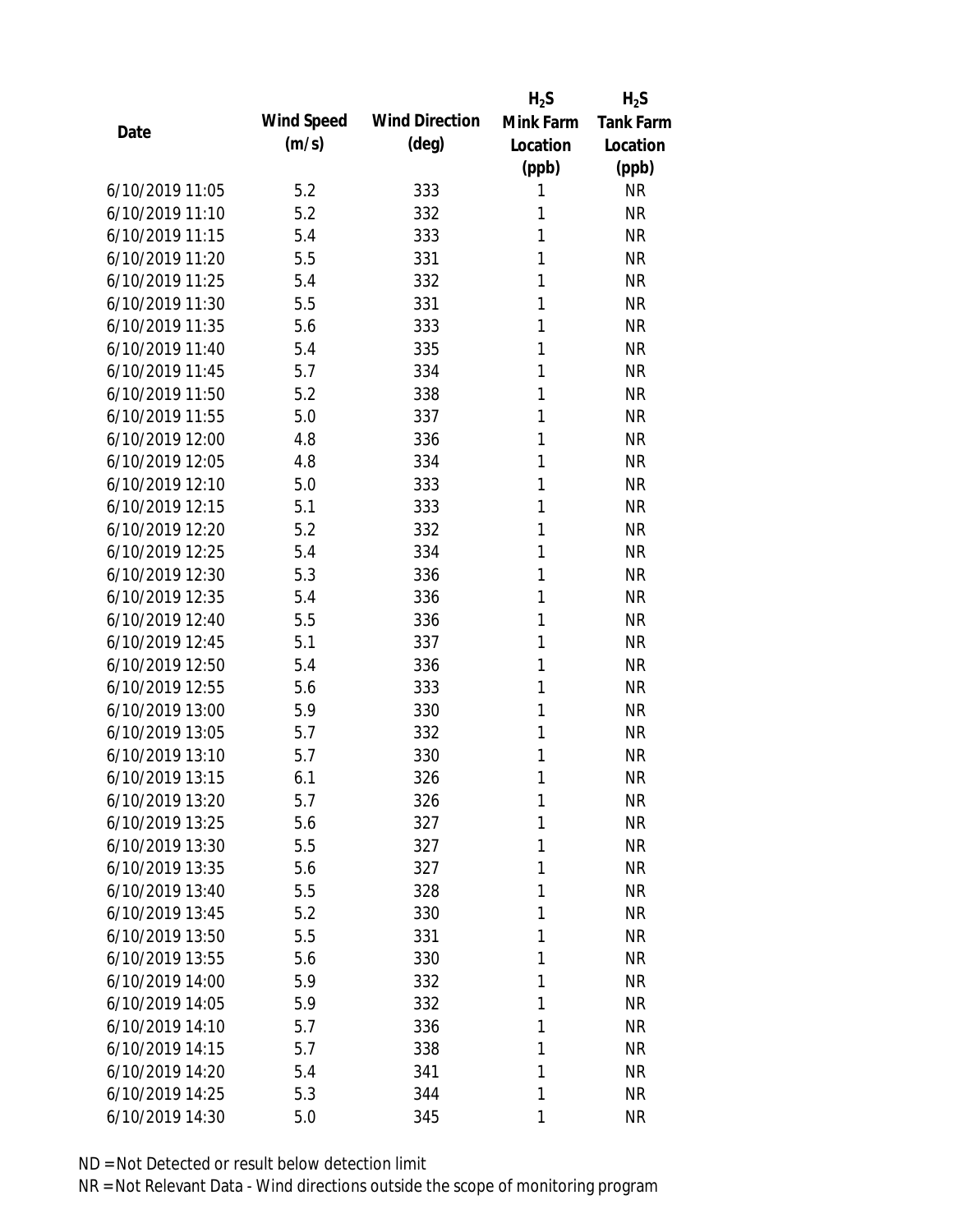| Date | Wind Speed (m/s) | Wind Direction (deg) | $H_2S$ Mink Farm Location (ppb) | $H_2S$ Tank Farm Location (ppb) |
|---|---|---|---|---|
| 6/10/2019 11:05 | 5.2 | 333 | 1 | NR |
| 6/10/2019 11:10 | 5.2 | 332 | 1 | NR |
| 6/10/2019 11:15 | 5.4 | 333 | 1 | NR |
| 6/10/2019 11:20 | 5.5 | 331 | 1 | NR |
| 6/10/2019 11:25 | 5.4 | 332 | 1 | NR |
| 6/10/2019 11:30 | 5.5 | 331 | 1 | NR |
| 6/10/2019 11:35 | 5.6 | 333 | 1 | NR |
| 6/10/2019 11:40 | 5.4 | 335 | 1 | NR |
| 6/10/2019 11:45 | 5.7 | 334 | 1 | NR |
| 6/10/2019 11:50 | 5.2 | 338 | 1 | NR |
| 6/10/2019 11:55 | 5.0 | 337 | 1 | NR |
| 6/10/2019 12:00 | 4.8 | 336 | 1 | NR |
| 6/10/2019 12:05 | 4.8 | 334 | 1 | NR |
| 6/10/2019 12:10 | 5.0 | 333 | 1 | NR |
| 6/10/2019 12:15 | 5.1 | 333 | 1 | NR |
| 6/10/2019 12:20 | 5.2 | 332 | 1 | NR |
| 6/10/2019 12:25 | 5.4 | 334 | 1 | NR |
| 6/10/2019 12:30 | 5.3 | 336 | 1 | NR |
| 6/10/2019 12:35 | 5.4 | 336 | 1 | NR |
| 6/10/2019 12:40 | 5.5 | 336 | 1 | NR |
| 6/10/2019 12:45 | 5.1 | 337 | 1 | NR |
| 6/10/2019 12:50 | 5.4 | 336 | 1 | NR |
| 6/10/2019 12:55 | 5.6 | 333 | 1 | NR |
| 6/10/2019 13:00 | 5.9 | 330 | 1 | NR |
| 6/10/2019 13:05 | 5.7 | 332 | 1 | NR |
| 6/10/2019 13:10 | 5.7 | 330 | 1 | NR |
| 6/10/2019 13:15 | 6.1 | 326 | 1 | NR |
| 6/10/2019 13:20 | 5.7 | 326 | 1 | NR |
| 6/10/2019 13:25 | 5.6 | 327 | 1 | NR |
| 6/10/2019 13:30 | 5.5 | 327 | 1 | NR |
| 6/10/2019 13:35 | 5.6 | 327 | 1 | NR |
| 6/10/2019 13:40 | 5.5 | 328 | 1 | NR |
| 6/10/2019 13:45 | 5.2 | 330 | 1 | NR |
| 6/10/2019 13:50 | 5.5 | 331 | 1 | NR |
| 6/10/2019 13:55 | 5.6 | 330 | 1 | NR |
| 6/10/2019 14:00 | 5.9 | 332 | 1 | NR |
| 6/10/2019 14:05 | 5.9 | 332 | 1 | NR |
| 6/10/2019 14:10 | 5.7 | 336 | 1 | NR |
| 6/10/2019 14:15 | 5.7 | 338 | 1 | NR |
| 6/10/2019 14:20 | 5.4 | 341 | 1 | NR |
| 6/10/2019 14:25 | 5.3 | 344 | 1 | NR |
| 6/10/2019 14:30 | 5.0 | 345 | 1 | NR |

ND = Not Detected or result below detection limit

NR = Not Relevant Data - Wind directions outside the scope of monitoring program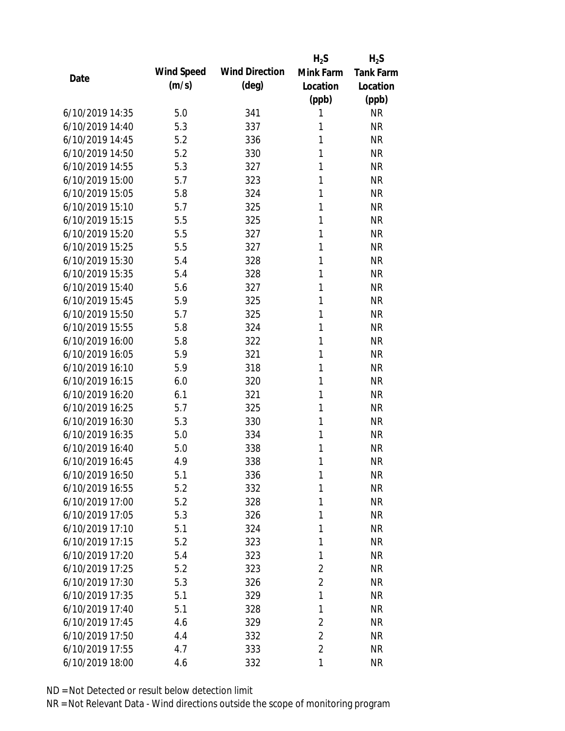| Date | Wind Speed (m/s) | Wind Direction (deg) | $H_2S$ Mink Farm Location (ppb) | $H_2S$ Tank Farm Location (ppb) |
|---|---|---|---|---|
| 6/10/2019 14:35 | 5.0 | 341 | 1 | NR |
| 6/10/2019 14:40 | 5.3 | 337 | 1 | NR |
| 6/10/2019 14:45 | 5.2 | 336 | 1 | NR |
| 6/10/2019 14:50 | 5.2 | 330 | 1 | NR |
| 6/10/2019 14:55 | 5.3 | 327 | 1 | NR |
| 6/10/2019 15:00 | 5.7 | 323 | 1 | NR |
| 6/10/2019 15:05 | 5.8 | 324 | 1 | NR |
| 6/10/2019 15:10 | 5.7 | 325 | 1 | NR |
| 6/10/2019 15:15 | 5.5 | 325 | 1 | NR |
| 6/10/2019 15:20 | 5.5 | 327 | 1 | NR |
| 6/10/2019 15:25 | 5.5 | 327 | 1 | NR |
| 6/10/2019 15:30 | 5.4 | 328 | 1 | NR |
| 6/10/2019 15:35 | 5.4 | 328 | 1 | NR |
| 6/10/2019 15:40 | 5.6 | 327 | 1 | NR |
| 6/10/2019 15:45 | 5.9 | 325 | 1 | NR |
| 6/10/2019 15:50 | 5.7 | 325 | 1 | NR |
| 6/10/2019 15:55 | 5.8 | 324 | 1 | NR |
| 6/10/2019 16:00 | 5.8 | 322 | 1 | NR |
| 6/10/2019 16:05 | 5.9 | 321 | 1 | NR |
| 6/10/2019 16:10 | 5.9 | 318 | 1 | NR |
| 6/10/2019 16:15 | 6.0 | 320 | 1 | NR |
| 6/10/2019 16:20 | 6.1 | 321 | 1 | NR |
| 6/10/2019 16:25 | 5.7 | 325 | 1 | NR |
| 6/10/2019 16:30 | 5.3 | 330 | 1 | NR |
| 6/10/2019 16:35 | 5.0 | 334 | 1 | NR |
| 6/10/2019 16:40 | 5.0 | 338 | 1 | NR |
| 6/10/2019 16:45 | 4.9 | 338 | 1 | NR |
| 6/10/2019 16:50 | 5.1 | 336 | 1 | NR |
| 6/10/2019 16:55 | 5.2 | 332 | 1 | NR |
| 6/10/2019 17:00 | 5.2 | 328 | 1 | NR |
| 6/10/2019 17:05 | 5.3 | 326 | 1 | NR |
| 6/10/2019 17:10 | 5.1 | 324 | 1 | NR |
| 6/10/2019 17:15 | 5.2 | 323 | 1 | NR |
| 6/10/2019 17:20 | 5.4 | 323 | 1 | NR |
| 6/10/2019 17:25 | 5.2 | 323 | 2 | NR |
| 6/10/2019 17:30 | 5.3 | 326 | 2 | NR |
| 6/10/2019 17:35 | 5.1 | 329 | 1 | NR |
| 6/10/2019 17:40 | 5.1 | 328 | 1 | NR |
| 6/10/2019 17:45 | 4.6 | 329 | 2 | NR |
| 6/10/2019 17:50 | 4.4 | 332 | 2 | NR |
| 6/10/2019 17:55 | 4.7 | 333 | 2 | NR |
| 6/10/2019 18:00 | 4.6 | 332 | 1 | NR |

ND = Not Detected or result below detection limit
NR = Not Relevant Data - Wind directions outside the scope of monitoring program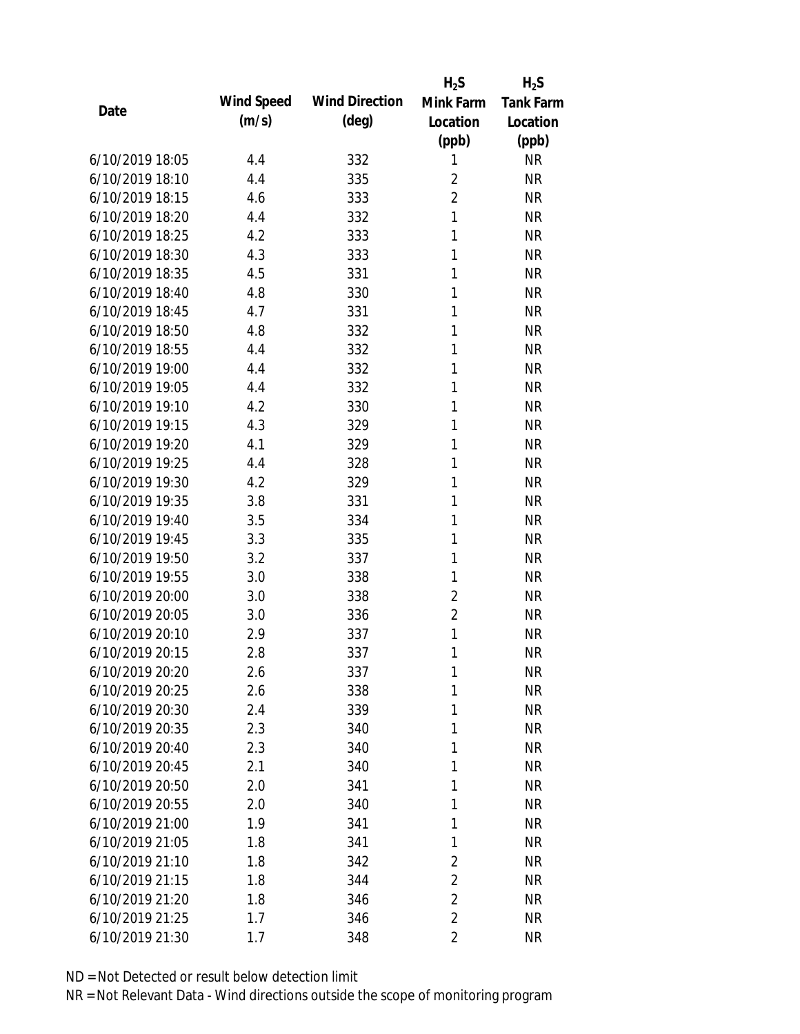| Date | Wind Speed (m/s) | Wind Direction (deg) | $H_2S$ Mink Farm Location (ppb) | $H_2S$ Tank Farm Location (ppb) |
|---|---|---|---|---|
| 6/10/2019 18:05 | 4.4 | 332 | 1 | NR |
| 6/10/2019 18:10 | 4.4 | 335 | 2 | NR |
| 6/10/2019 18:15 | 4.6 | 333 | 2 | NR |
| 6/10/2019 18:20 | 4.4 | 332 | 1 | NR |
| 6/10/2019 18:25 | 4.2 | 333 | 1 | NR |
| 6/10/2019 18:30 | 4.3 | 333 | 1 | NR |
| 6/10/2019 18:35 | 4.5 | 331 | 1 | NR |
| 6/10/2019 18:40 | 4.8 | 330 | 1 | NR |
| 6/10/2019 18:45 | 4.7 | 331 | 1 | NR |
| 6/10/2019 18:50 | 4.8 | 332 | 1 | NR |
| 6/10/2019 18:55 | 4.4 | 332 | 1 | NR |
| 6/10/2019 19:00 | 4.4 | 332 | 1 | NR |
| 6/10/2019 19:05 | 4.4 | 332 | 1 | NR |
| 6/10/2019 19:10 | 4.2 | 330 | 1 | NR |
| 6/10/2019 19:15 | 4.3 | 329 | 1 | NR |
| 6/10/2019 19:20 | 4.1 | 329 | 1 | NR |
| 6/10/2019 19:25 | 4.4 | 328 | 1 | NR |
| 6/10/2019 19:30 | 4.2 | 329 | 1 | NR |
| 6/10/2019 19:35 | 3.8 | 331 | 1 | NR |
| 6/10/2019 19:40 | 3.5 | 334 | 1 | NR |
| 6/10/2019 19:45 | 3.3 | 335 | 1 | NR |
| 6/10/2019 19:50 | 3.2 | 337 | 1 | NR |
| 6/10/2019 19:55 | 3.0 | 338 | 1 | NR |
| 6/10/2019 20:00 | 3.0 | 338 | 2 | NR |
| 6/10/2019 20:05 | 3.0 | 336 | 2 | NR |
| 6/10/2019 20:10 | 2.9 | 337 | 1 | NR |
| 6/10/2019 20:15 | 2.8 | 337 | 1 | NR |
| 6/10/2019 20:20 | 2.6 | 337 | 1 | NR |
| 6/10/2019 20:25 | 2.6 | 338 | 1 | NR |
| 6/10/2019 20:30 | 2.4 | 339 | 1 | NR |
| 6/10/2019 20:35 | 2.3 | 340 | 1 | NR |
| 6/10/2019 20:40 | 2.3 | 340 | 1 | NR |
| 6/10/2019 20:45 | 2.1 | 340 | 1 | NR |
| 6/10/2019 20:50 | 2.0 | 341 | 1 | NR |
| 6/10/2019 20:55 | 2.0 | 340 | 1 | NR |
| 6/10/2019 21:00 | 1.9 | 341 | 1 | NR |
| 6/10/2019 21:05 | 1.8 | 341 | 1 | NR |
| 6/10/2019 21:10 | 1.8 | 342 | 2 | NR |
| 6/10/2019 21:15 | 1.8 | 344 | 2 | NR |
| 6/10/2019 21:20 | 1.8 | 346 | 2 | NR |
| 6/10/2019 21:25 | 1.7 | 346 | 2 | NR |
| 6/10/2019 21:30 | 1.7 | 348 | 2 | NR |

ND = Not Detected or result below detection limit

NR = Not Relevant Data - Wind directions outside the scope of monitoring program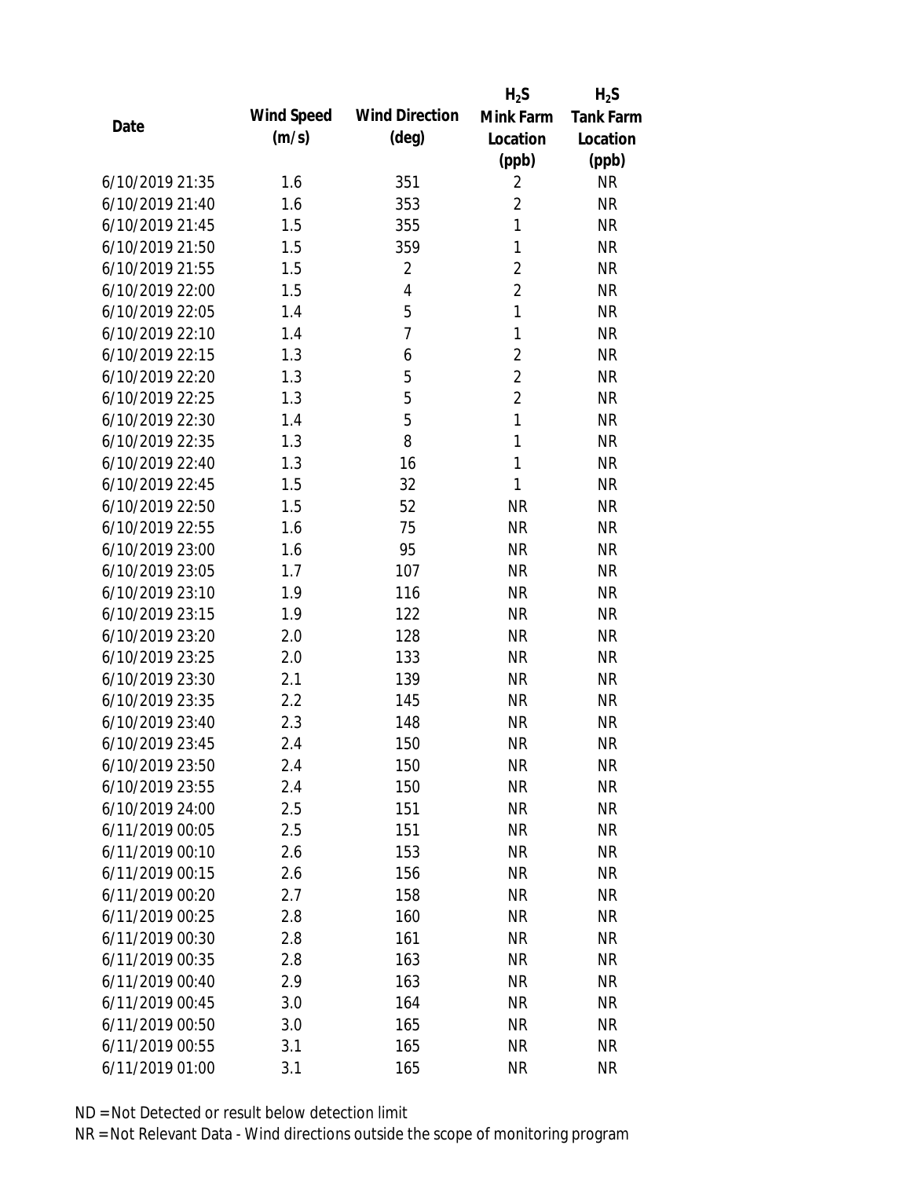| Date | Wind Speed (m/s) | Wind Direction (deg) | $H_2S$ Mink Farm Location (ppb) | $H_2S$ Tank Farm Location (ppb) |
|---|---|---|---|---|
| 6/10/2019 21:35 | 1.6 | 351 | 2 | NR |
| 6/10/2019 21:40 | 1.6 | 353 | 2 | NR |
| 6/10/2019 21:45 | 1.5 | 355 | 1 | NR |
| 6/10/2019 21:50 | 1.5 | 359 | 1 | NR |
| 6/10/2019 21:55 | 1.5 | 2 | 2 | NR |
| 6/10/2019 22:00 | 1.5 | 4 | 2 | NR |
| 6/10/2019 22:05 | 1.4 | 5 | 1 | NR |
| 6/10/2019 22:10 | 1.4 | 7 | 1 | NR |
| 6/10/2019 22:15 | 1.3 | 6 | 2 | NR |
| 6/10/2019 22:20 | 1.3 | 5 | 2 | NR |
| 6/10/2019 22:25 | 1.3 | 5 | 2 | NR |
| 6/10/2019 22:30 | 1.4 | 5 | 1 | NR |
| 6/10/2019 22:35 | 1.3 | 8 | 1 | NR |
| 6/10/2019 22:40 | 1.3 | 16 | 1 | NR |
| 6/10/2019 22:45 | 1.5 | 32 | 1 | NR |
| 6/10/2019 22:50 | 1.5 | 52 | NR | NR |
| 6/10/2019 22:55 | 1.6 | 75 | NR | NR |
| 6/10/2019 23:00 | 1.6 | 95 | NR | NR |
| 6/10/2019 23:05 | 1.7 | 107 | NR | NR |
| 6/10/2019 23:10 | 1.9 | 116 | NR | NR |
| 6/10/2019 23:15 | 1.9 | 122 | NR | NR |
| 6/10/2019 23:20 | 2.0 | 128 | NR | NR |
| 6/10/2019 23:25 | 2.0 | 133 | NR | NR |
| 6/10/2019 23:30 | 2.1 | 139 | NR | NR |
| 6/10/2019 23:35 | 2.2 | 145 | NR | NR |
| 6/10/2019 23:40 | 2.3 | 148 | NR | NR |
| 6/10/2019 23:45 | 2.4 | 150 | NR | NR |
| 6/10/2019 23:50 | 2.4 | 150 | NR | NR |
| 6/10/2019 23:55 | 2.4 | 150 | NR | NR |
| 6/10/2019 24:00 | 2.5 | 151 | NR | NR |
| 6/11/2019 00:05 | 2.5 | 151 | NR | NR |
| 6/11/2019 00:10 | 2.6 | 153 | NR | NR |
| 6/11/2019 00:15 | 2.6 | 156 | NR | NR |
| 6/11/2019 00:20 | 2.7 | 158 | NR | NR |
| 6/11/2019 00:25 | 2.8 | 160 | NR | NR |
| 6/11/2019 00:30 | 2.8 | 161 | NR | NR |
| 6/11/2019 00:35 | 2.8 | 163 | NR | NR |
| 6/11/2019 00:40 | 2.9 | 163 | NR | NR |
| 6/11/2019 00:45 | 3.0 | 164 | NR | NR |
| 6/11/2019 00:50 | 3.0 | 165 | NR | NR |
| 6/11/2019 00:55 | 3.1 | 165 | NR | NR |
| 6/11/2019 01:00 | 3.1 | 165 | NR | NR |

ND = Not Detected or result below detection limit

NR = Not Relevant Data - Wind directions outside the scope of monitoring program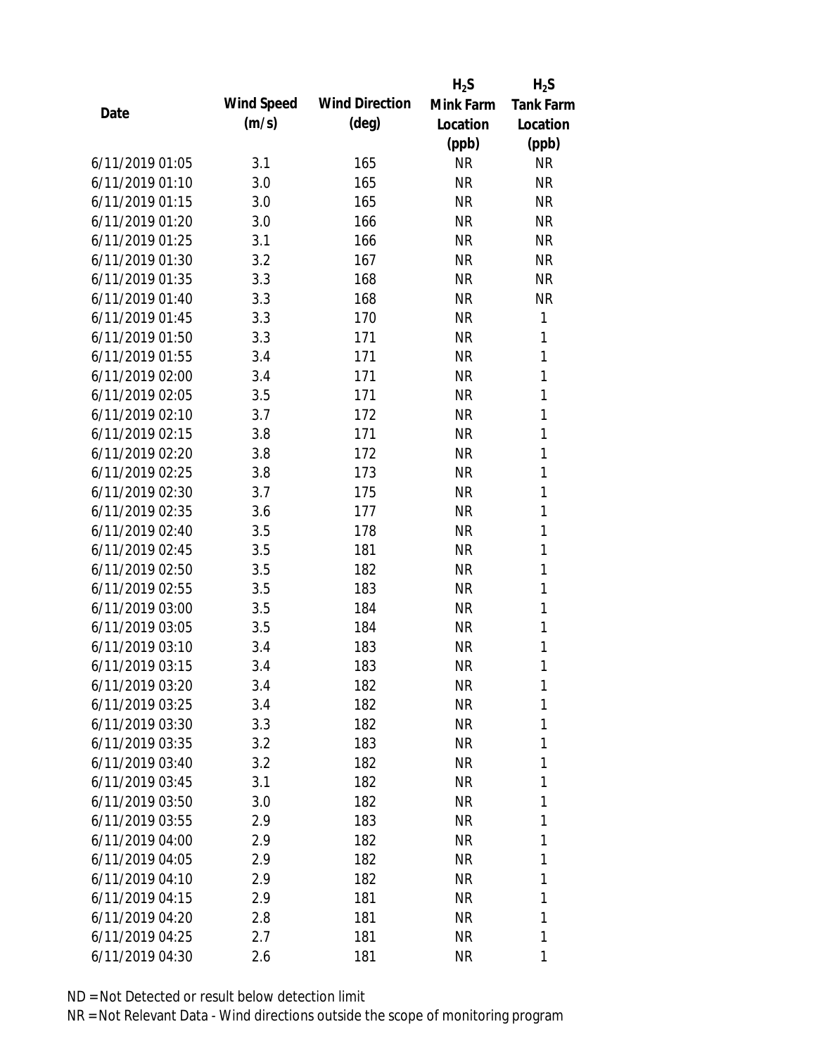| Date | Wind Speed (m/s) | Wind Direction (deg) | $H_2S$ Mink Farm Location (ppb) | $H_2S$ Tank Farm Location (ppb) |
|---|---|---|---|---|
| 6/11/2019 01:05 | 3.1 | 165 | NR | NR |
| 6/11/2019 01:10 | 3.0 | 165 | NR | NR |
| 6/11/2019 01:15 | 3.0 | 165 | NR | NR |
| 6/11/2019 01:20 | 3.0 | 166 | NR | NR |
| 6/11/2019 01:25 | 3.1 | 166 | NR | NR |
| 6/11/2019 01:30 | 3.2 | 167 | NR | NR |
| 6/11/2019 01:35 | 3.3 | 168 | NR | NR |
| 6/11/2019 01:40 | 3.3 | 168 | NR | NR |
| 6/11/2019 01:45 | 3.3 | 170 | NR | 1 |
| 6/11/2019 01:50 | 3.3 | 171 | NR | 1 |
| 6/11/2019 01:55 | 3.4 | 171 | NR | 1 |
| 6/11/2019 02:00 | 3.4 | 171 | NR | 1 |
| 6/11/2019 02:05 | 3.5 | 171 | NR | 1 |
| 6/11/2019 02:10 | 3.7 | 172 | NR | 1 |
| 6/11/2019 02:15 | 3.8 | 171 | NR | 1 |
| 6/11/2019 02:20 | 3.8 | 172 | NR | 1 |
| 6/11/2019 02:25 | 3.8 | 173 | NR | 1 |
| 6/11/2019 02:30 | 3.7 | 175 | NR | 1 |
| 6/11/2019 02:35 | 3.6 | 177 | NR | 1 |
| 6/11/2019 02:40 | 3.5 | 178 | NR | 1 |
| 6/11/2019 02:45 | 3.5 | 181 | NR | 1 |
| 6/11/2019 02:50 | 3.5 | 182 | NR | 1 |
| 6/11/2019 02:55 | 3.5 | 183 | NR | 1 |
| 6/11/2019 03:00 | 3.5 | 184 | NR | 1 |
| 6/11/2019 03:05 | 3.5 | 184 | NR | 1 |
| 6/11/2019 03:10 | 3.4 | 183 | NR | 1 |
| 6/11/2019 03:15 | 3.4 | 183 | NR | 1 |
| 6/11/2019 03:20 | 3.4 | 182 | NR | 1 |
| 6/11/2019 03:25 | 3.4 | 182 | NR | 1 |
| 6/11/2019 03:30 | 3.3 | 182 | NR | 1 |
| 6/11/2019 03:35 | 3.2 | 183 | NR | 1 |
| 6/11/2019 03:40 | 3.2 | 182 | NR | 1 |
| 6/11/2019 03:45 | 3.1 | 182 | NR | 1 |
| 6/11/2019 03:50 | 3.0 | 182 | NR | 1 |
| 6/11/2019 03:55 | 2.9 | 183 | NR | 1 |
| 6/11/2019 04:00 | 2.9 | 182 | NR | 1 |
| 6/11/2019 04:05 | 2.9 | 182 | NR | 1 |
| 6/11/2019 04:10 | 2.9 | 182 | NR | 1 |
| 6/11/2019 04:15 | 2.9 | 181 | NR | 1 |
| 6/11/2019 04:20 | 2.8 | 181 | NR | 1 |
| 6/11/2019 04:25 | 2.7 | 181 | NR | 1 |
| 6/11/2019 04:30 | 2.6 | 181 | NR | 1 |

ND = Not Detected or result below detection limit

NR = Not Relevant Data - Wind directions outside the scope of monitoring program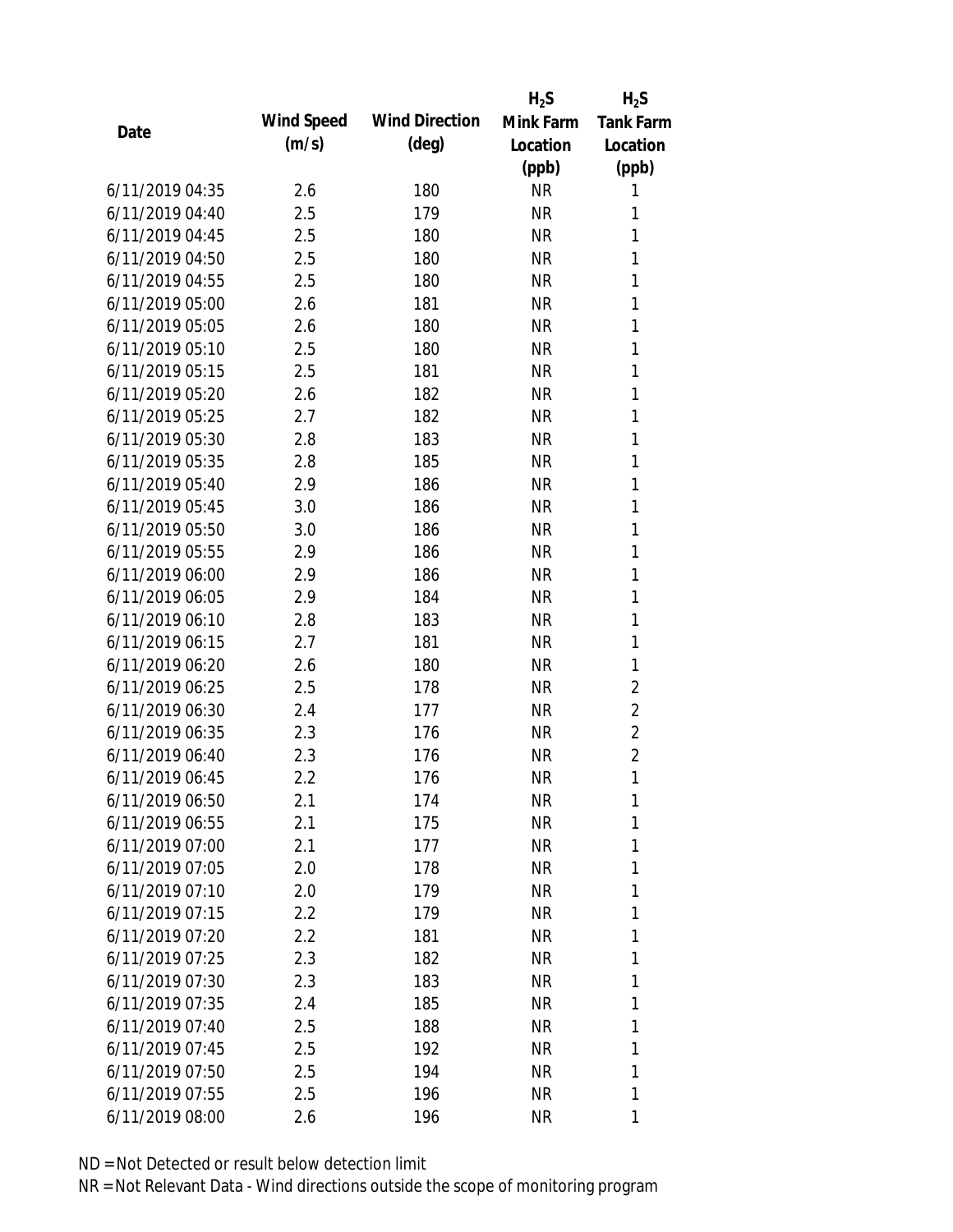| Date | Wind Speed (m/s) | Wind Direction (deg) | $H_2S$ Mink Farm Location (ppb) | $H_2S$ Tank Farm Location (ppb) |
|---|---|---|---|---|
| 6/11/2019 04:35 | 2.6 | 180 | NR | 1 |
| 6/11/2019 04:40 | 2.5 | 179 | NR | 1 |
| 6/11/2019 04:45 | 2.5 | 180 | NR | 1 |
| 6/11/2019 04:50 | 2.5 | 180 | NR | 1 |
| 6/11/2019 04:55 | 2.5 | 180 | NR | 1 |
| 6/11/2019 05:00 | 2.6 | 181 | NR | 1 |
| 6/11/2019 05:05 | 2.6 | 180 | NR | 1 |
| 6/11/2019 05:10 | 2.5 | 180 | NR | 1 |
| 6/11/2019 05:15 | 2.5 | 181 | NR | 1 |
| 6/11/2019 05:20 | 2.6 | 182 | NR | 1 |
| 6/11/2019 05:25 | 2.7 | 182 | NR | 1 |
| 6/11/2019 05:30 | 2.8 | 183 | NR | 1 |
| 6/11/2019 05:35 | 2.8 | 185 | NR | 1 |
| 6/11/2019 05:40 | 2.9 | 186 | NR | 1 |
| 6/11/2019 05:45 | 3.0 | 186 | NR | 1 |
| 6/11/2019 05:50 | 3.0 | 186 | NR | 1 |
| 6/11/2019 05:55 | 2.9 | 186 | NR | 1 |
| 6/11/2019 06:00 | 2.9 | 186 | NR | 1 |
| 6/11/2019 06:05 | 2.9 | 184 | NR | 1 |
| 6/11/2019 06:10 | 2.8 | 183 | NR | 1 |
| 6/11/2019 06:15 | 2.7 | 181 | NR | 1 |
| 6/11/2019 06:20 | 2.6 | 180 | NR | 1 |
| 6/11/2019 06:25 | 2.5 | 178 | NR | 2 |
| 6/11/2019 06:30 | 2.4 | 177 | NR | 2 |
| 6/11/2019 06:35 | 2.3 | 176 | NR | 2 |
| 6/11/2019 06:40 | 2.3 | 176 | NR | 2 |
| 6/11/2019 06:45 | 2.2 | 176 | NR | 1 |
| 6/11/2019 06:50 | 2.1 | 174 | NR | 1 |
| 6/11/2019 06:55 | 2.1 | 175 | NR | 1 |
| 6/11/2019 07:00 | 2.1 | 177 | NR | 1 |
| 6/11/2019 07:05 | 2.0 | 178 | NR | 1 |
| 6/11/2019 07:10 | 2.0 | 179 | NR | 1 |
| 6/11/2019 07:15 | 2.2 | 179 | NR | 1 |
| 6/11/2019 07:20 | 2.2 | 181 | NR | 1 |
| 6/11/2019 07:25 | 2.3 | 182 | NR | 1 |
| 6/11/2019 07:30 | 2.3 | 183 | NR | 1 |
| 6/11/2019 07:35 | 2.4 | 185 | NR | 1 |
| 6/11/2019 07:40 | 2.5 | 188 | NR | 1 |
| 6/11/2019 07:45 | 2.5 | 192 | NR | 1 |
| 6/11/2019 07:50 | 2.5 | 194 | NR | 1 |
| 6/11/2019 07:55 | 2.5 | 196 | NR | 1 |
| 6/11/2019 08:00 | 2.6 | 196 | NR | 1 |

ND = Not Detected or result below detection limit

NR = Not Relevant Data - Wind directions outside the scope of monitoring program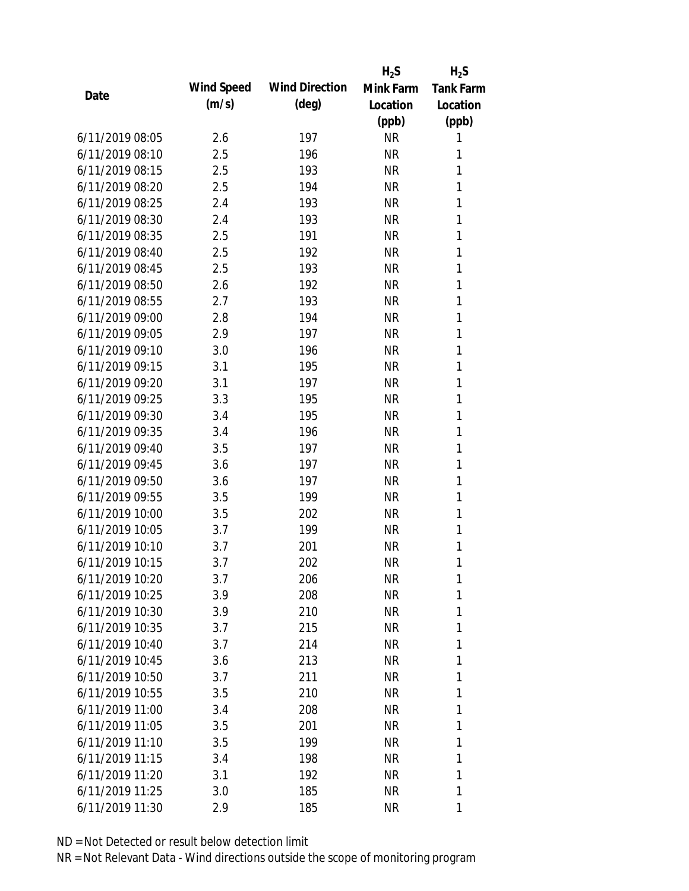| Date | Wind Speed (m/s) | Wind Direction (deg) | $H_2S$ Mink Farm Location (ppb) | $H_2S$ Tank Farm Location (ppb) |
|---|---|---|---|---|
| 6/11/2019 08:05 | 2.6 | 197 | NR | 1 |
| 6/11/2019 08:10 | 2.5 | 196 | NR | 1 |
| 6/11/2019 08:15 | 2.5 | 193 | NR | 1 |
| 6/11/2019 08:20 | 2.5 | 194 | NR | 1 |
| 6/11/2019 08:25 | 2.4 | 193 | NR | 1 |
| 6/11/2019 08:30 | 2.4 | 193 | NR | 1 |
| 6/11/2019 08:35 | 2.5 | 191 | NR | 1 |
| 6/11/2019 08:40 | 2.5 | 192 | NR | 1 |
| 6/11/2019 08:45 | 2.5 | 193 | NR | 1 |
| 6/11/2019 08:50 | 2.6 | 192 | NR | 1 |
| 6/11/2019 08:55 | 2.7 | 193 | NR | 1 |
| 6/11/2019 09:00 | 2.8 | 194 | NR | 1 |
| 6/11/2019 09:05 | 2.9 | 197 | NR | 1 |
| 6/11/2019 09:10 | 3.0 | 196 | NR | 1 |
| 6/11/2019 09:15 | 3.1 | 195 | NR | 1 |
| 6/11/2019 09:20 | 3.1 | 197 | NR | 1 |
| 6/11/2019 09:25 | 3.3 | 195 | NR | 1 |
| 6/11/2019 09:30 | 3.4 | 195 | NR | 1 |
| 6/11/2019 09:35 | 3.4 | 196 | NR | 1 |
| 6/11/2019 09:40 | 3.5 | 197 | NR | 1 |
| 6/11/2019 09:45 | 3.6 | 197 | NR | 1 |
| 6/11/2019 09:50 | 3.6 | 197 | NR | 1 |
| 6/11/2019 09:55 | 3.5 | 199 | NR | 1 |
| 6/11/2019 10:00 | 3.5 | 202 | NR | 1 |
| 6/11/2019 10:05 | 3.7 | 199 | NR | 1 |
| 6/11/2019 10:10 | 3.7 | 201 | NR | 1 |
| 6/11/2019 10:15 | 3.7 | 202 | NR | 1 |
| 6/11/2019 10:20 | 3.7 | 206 | NR | 1 |
| 6/11/2019 10:25 | 3.9 | 208 | NR | 1 |
| 6/11/2019 10:30 | 3.9 | 210 | NR | 1 |
| 6/11/2019 10:35 | 3.7 | 215 | NR | 1 |
| 6/11/2019 10:40 | 3.7 | 214 | NR | 1 |
| 6/11/2019 10:45 | 3.6 | 213 | NR | 1 |
| 6/11/2019 10:50 | 3.7 | 211 | NR | 1 |
| 6/11/2019 10:55 | 3.5 | 210 | NR | 1 |
| 6/11/2019 11:00 | 3.4 | 208 | NR | 1 |
| 6/11/2019 11:05 | 3.5 | 201 | NR | 1 |
| 6/11/2019 11:10 | 3.5 | 199 | NR | 1 |
| 6/11/2019 11:15 | 3.4 | 198 | NR | 1 |
| 6/11/2019 11:20 | 3.1 | 192 | NR | 1 |
| 6/11/2019 11:25 | 3.0 | 185 | NR | 1 |
| 6/11/2019 11:30 | 2.9 | 185 | NR | 1 |

ND = Not Detected or result below detection limit

NR = Not Relevant Data - Wind directions outside the scope of monitoring program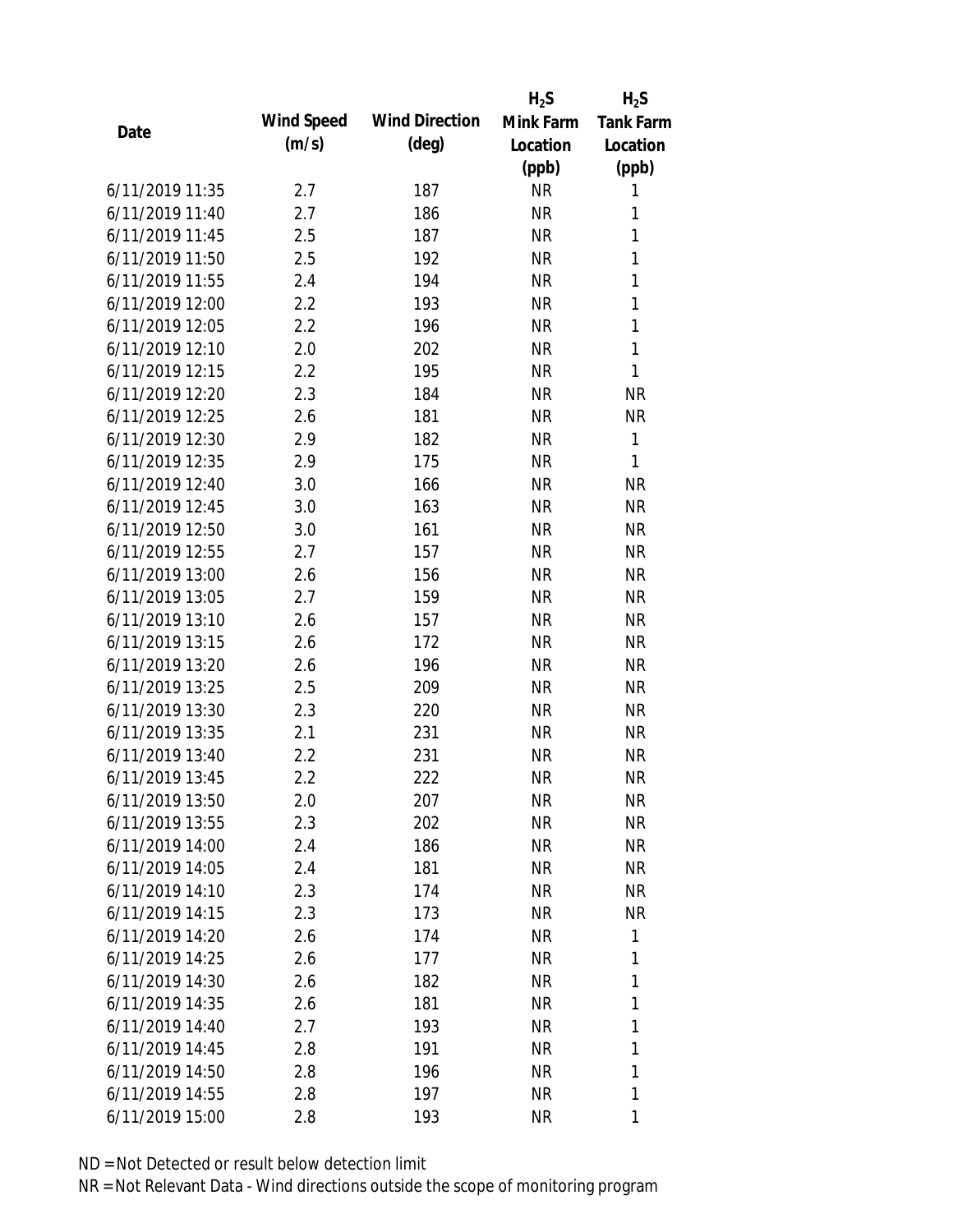| Date | Wind Speed (m/s) | Wind Direction (deg) | $H_2S$ Mink Farm Location (ppb) | $H_2S$ Tank Farm Location (ppb) |
|---|---|---|---|---|
| 6/11/2019 11:35 | 2.7 | 187 | NR | 1 |
| 6/11/2019 11:40 | 2.7 | 186 | NR | 1 |
| 6/11/2019 11:45 | 2.5 | 187 | NR | 1 |
| 6/11/2019 11:50 | 2.5 | 192 | NR | 1 |
| 6/11/2019 11:55 | 2.4 | 194 | NR | 1 |
| 6/11/2019 12:00 | 2.2 | 193 | NR | 1 |
| 6/11/2019 12:05 | 2.2 | 196 | NR | 1 |
| 6/11/2019 12:10 | 2.0 | 202 | NR | 1 |
| 6/11/2019 12:15 | 2.2 | 195 | NR | 1 |
| 6/11/2019 12:20 | 2.3 | 184 | NR | NR |
| 6/11/2019 12:25 | 2.6 | 181 | NR | NR |
| 6/11/2019 12:30 | 2.9 | 182 | NR | 1 |
| 6/11/2019 12:35 | 2.9 | 175 | NR | 1 |
| 6/11/2019 12:40 | 3.0 | 166 | NR | NR |
| 6/11/2019 12:45 | 3.0 | 163 | NR | NR |
| 6/11/2019 12:50 | 3.0 | 161 | NR | NR |
| 6/11/2019 12:55 | 2.7 | 157 | NR | NR |
| 6/11/2019 13:00 | 2.6 | 156 | NR | NR |
| 6/11/2019 13:05 | 2.7 | 159 | NR | NR |
| 6/11/2019 13:10 | 2.6 | 157 | NR | NR |
| 6/11/2019 13:15 | 2.6 | 172 | NR | NR |
| 6/11/2019 13:20 | 2.6 | 196 | NR | NR |
| 6/11/2019 13:25 | 2.5 | 209 | NR | NR |
| 6/11/2019 13:30 | 2.3 | 220 | NR | NR |
| 6/11/2019 13:35 | 2.1 | 231 | NR | NR |
| 6/11/2019 13:40 | 2.2 | 231 | NR | NR |
| 6/11/2019 13:45 | 2.2 | 222 | NR | NR |
| 6/11/2019 13:50 | 2.0 | 207 | NR | NR |
| 6/11/2019 13:55 | 2.3 | 202 | NR | NR |
| 6/11/2019 14:00 | 2.4 | 186 | NR | NR |
| 6/11/2019 14:05 | 2.4 | 181 | NR | NR |
| 6/11/2019 14:10 | 2.3 | 174 | NR | NR |
| 6/11/2019 14:15 | 2.3 | 173 | NR | NR |
| 6/11/2019 14:20 | 2.6 | 174 | NR | 1 |
| 6/11/2019 14:25 | 2.6 | 177 | NR | 1 |
| 6/11/2019 14:30 | 2.6 | 182 | NR | 1 |
| 6/11/2019 14:35 | 2.6 | 181 | NR | 1 |
| 6/11/2019 14:40 | 2.7 | 193 | NR | 1 |
| 6/11/2019 14:45 | 2.8 | 191 | NR | 1 |
| 6/11/2019 14:50 | 2.8 | 196 | NR | 1 |
| 6/11/2019 14:55 | 2.8 | 197 | NR | 1 |
| 6/11/2019 15:00 | 2.8 | 193 | NR | 1 |

ND = Not Detected or result below detection limit

NR = Not Relevant Data - Wind directions outside the scope of monitoring program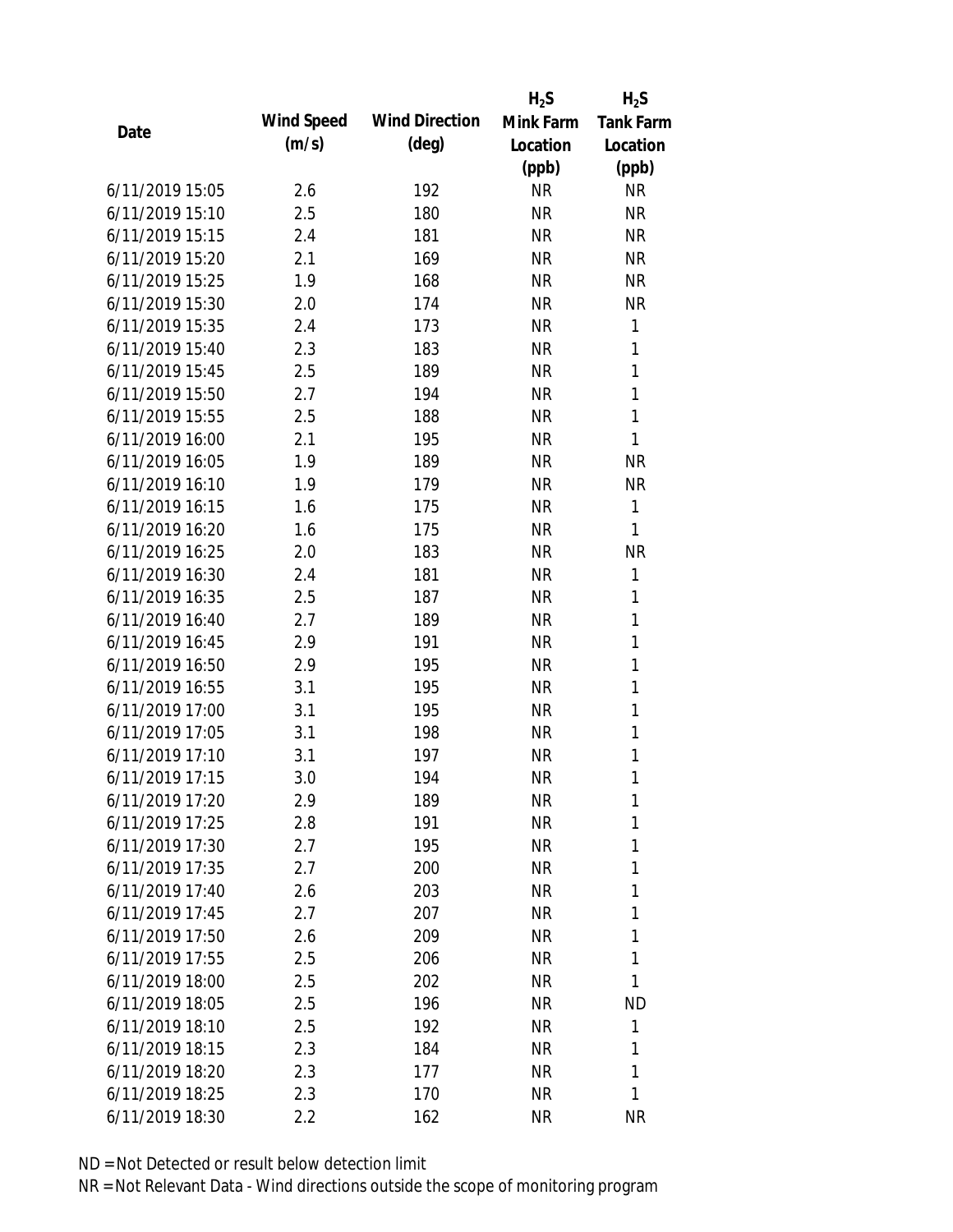| Date | Wind Speed (m/s) | Wind Direction (deg) | $H_2S$ Mink Farm Location (ppb) | $H_2S$ Tank Farm Location (ppb) |
|---|---|---|---|---|
| 6/11/2019 15:05 | 2.6 | 192 | NR | NR |
| 6/11/2019 15:10 | 2.5 | 180 | NR | NR |
| 6/11/2019 15:15 | 2.4 | 181 | NR | NR |
| 6/11/2019 15:20 | 2.1 | 169 | NR | NR |
| 6/11/2019 15:25 | 1.9 | 168 | NR | NR |
| 6/11/2019 15:30 | 2.0 | 174 | NR | NR |
| 6/11/2019 15:35 | 2.4 | 173 | NR | 1 |
| 6/11/2019 15:40 | 2.3 | 183 | NR | 1 |
| 6/11/2019 15:45 | 2.5 | 189 | NR | 1 |
| 6/11/2019 15:50 | 2.7 | 194 | NR | 1 |
| 6/11/2019 15:55 | 2.5 | 188 | NR | 1 |
| 6/11/2019 16:00 | 2.1 | 195 | NR | 1 |
| 6/11/2019 16:05 | 1.9 | 189 | NR | NR |
| 6/11/2019 16:10 | 1.9 | 179 | NR | NR |
| 6/11/2019 16:15 | 1.6 | 175 | NR | 1 |
| 6/11/2019 16:20 | 1.6 | 175 | NR | 1 |
| 6/11/2019 16:25 | 2.0 | 183 | NR | NR |
| 6/11/2019 16:30 | 2.4 | 181 | NR | 1 |
| 6/11/2019 16:35 | 2.5 | 187 | NR | 1 |
| 6/11/2019 16:40 | 2.7 | 189 | NR | 1 |
| 6/11/2019 16:45 | 2.9 | 191 | NR | 1 |
| 6/11/2019 16:50 | 2.9 | 195 | NR | 1 |
| 6/11/2019 16:55 | 3.1 | 195 | NR | 1 |
| 6/11/2019 17:00 | 3.1 | 195 | NR | 1 |
| 6/11/2019 17:05 | 3.1 | 198 | NR | 1 |
| 6/11/2019 17:10 | 3.1 | 197 | NR | 1 |
| 6/11/2019 17:15 | 3.0 | 194 | NR | 1 |
| 6/11/2019 17:20 | 2.9 | 189 | NR | 1 |
| 6/11/2019 17:25 | 2.8 | 191 | NR | 1 |
| 6/11/2019 17:30 | 2.7 | 195 | NR | 1 |
| 6/11/2019 17:35 | 2.7 | 200 | NR | 1 |
| 6/11/2019 17:40 | 2.6 | 203 | NR | 1 |
| 6/11/2019 17:45 | 2.7 | 207 | NR | 1 |
| 6/11/2019 17:50 | 2.6 | 209 | NR | 1 |
| 6/11/2019 17:55 | 2.5 | 206 | NR | 1 |
| 6/11/2019 18:00 | 2.5 | 202 | NR | 1 |
| 6/11/2019 18:05 | 2.5 | 196 | NR | ND |
| 6/11/2019 18:10 | 2.5 | 192 | NR | 1 |
| 6/11/2019 18:15 | 2.3 | 184 | NR | 1 |
| 6/11/2019 18:20 | 2.3 | 177 | NR | 1 |
| 6/11/2019 18:25 | 2.3 | 170 | NR | 1 |
| 6/11/2019 18:30 | 2.2 | 162 | NR | NR |

ND = Not Detected or result below detection limit

NR = Not Relevant Data - Wind directions outside the scope of monitoring program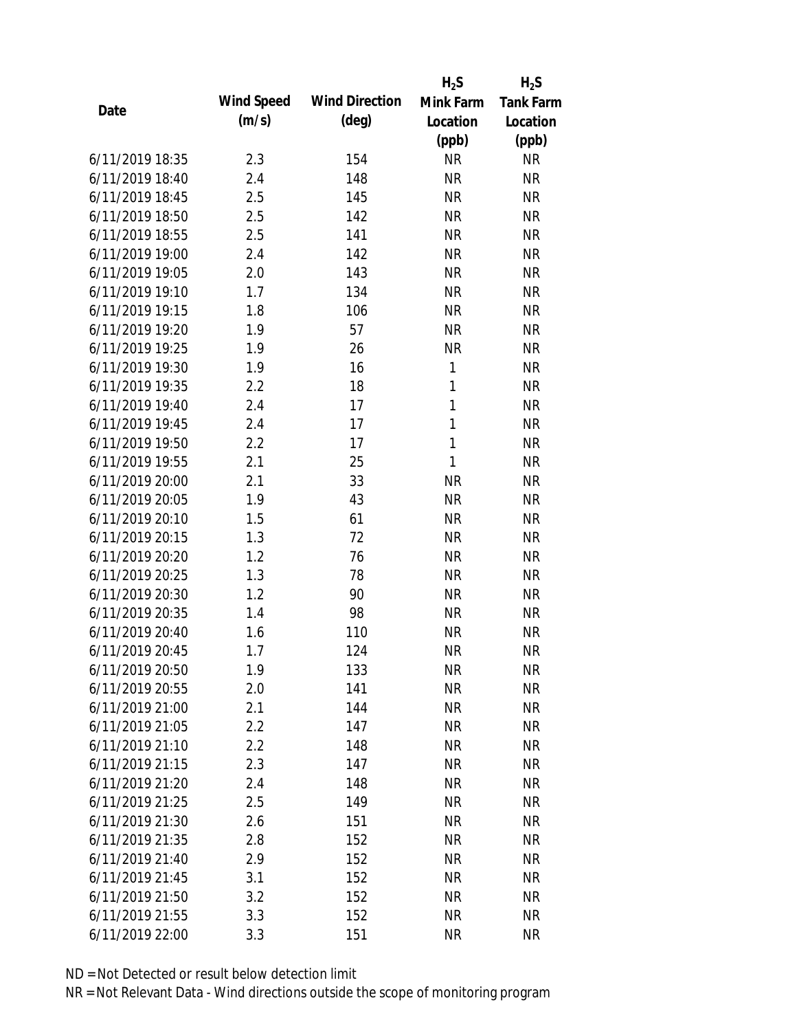| Date | Wind Speed (m/s) | Wind Direction (deg) | $H_2S$ Mink Farm Location (ppb) | $H_2S$ Tank Farm Location (ppb) |
|---|---|---|---|---|
| 6/11/2019 18:35 | 2.3 | 154 | NR | NR |
| 6/11/2019 18:40 | 2.4 | 148 | NR | NR |
| 6/11/2019 18:45 | 2.5 | 145 | NR | NR |
| 6/11/2019 18:50 | 2.5 | 142 | NR | NR |
| 6/11/2019 18:55 | 2.5 | 141 | NR | NR |
| 6/11/2019 19:00 | 2.4 | 142 | NR | NR |
| 6/11/2019 19:05 | 2.0 | 143 | NR | NR |
| 6/11/2019 19:10 | 1.7 | 134 | NR | NR |
| 6/11/2019 19:15 | 1.8 | 106 | NR | NR |
| 6/11/2019 19:20 | 1.9 | 57 | NR | NR |
| 6/11/2019 19:25 | 1.9 | 26 | NR | NR |
| 6/11/2019 19:30 | 1.9 | 16 | 1 | NR |
| 6/11/2019 19:35 | 2.2 | 18 | 1 | NR |
| 6/11/2019 19:40 | 2.4 | 17 | 1 | NR |
| 6/11/2019 19:45 | 2.4 | 17 | 1 | NR |
| 6/11/2019 19:50 | 2.2 | 17 | 1 | NR |
| 6/11/2019 19:55 | 2.1 | 25 | 1 | NR |
| 6/11/2019 20:00 | 2.1 | 33 | NR | NR |
| 6/11/2019 20:05 | 1.9 | 43 | NR | NR |
| 6/11/2019 20:10 | 1.5 | 61 | NR | NR |
| 6/11/2019 20:15 | 1.3 | 72 | NR | NR |
| 6/11/2019 20:20 | 1.2 | 76 | NR | NR |
| 6/11/2019 20:25 | 1.3 | 78 | NR | NR |
| 6/11/2019 20:30 | 1.2 | 90 | NR | NR |
| 6/11/2019 20:35 | 1.4 | 98 | NR | NR |
| 6/11/2019 20:40 | 1.6 | 110 | NR | NR |
| 6/11/2019 20:45 | 1.7 | 124 | NR | NR |
| 6/11/2019 20:50 | 1.9 | 133 | NR | NR |
| 6/11/2019 20:55 | 2.0 | 141 | NR | NR |
| 6/11/2019 21:00 | 2.1 | 144 | NR | NR |
| 6/11/2019 21:05 | 2.2 | 147 | NR | NR |
| 6/11/2019 21:10 | 2.2 | 148 | NR | NR |
| 6/11/2019 21:15 | 2.3 | 147 | NR | NR |
| 6/11/2019 21:20 | 2.4 | 148 | NR | NR |
| 6/11/2019 21:25 | 2.5 | 149 | NR | NR |
| 6/11/2019 21:30 | 2.6 | 151 | NR | NR |
| 6/11/2019 21:35 | 2.8 | 152 | NR | NR |
| 6/11/2019 21:40 | 2.9 | 152 | NR | NR |
| 6/11/2019 21:45 | 3.1 | 152 | NR | NR |
| 6/11/2019 21:50 | 3.2 | 152 | NR | NR |
| 6/11/2019 21:55 | 3.3 | 152 | NR | NR |
| 6/11/2019 22:00 | 3.3 | 151 | NR | NR |

ND = Not Detected or result below detection limit

NR = Not Relevant Data - Wind directions outside the scope of monitoring program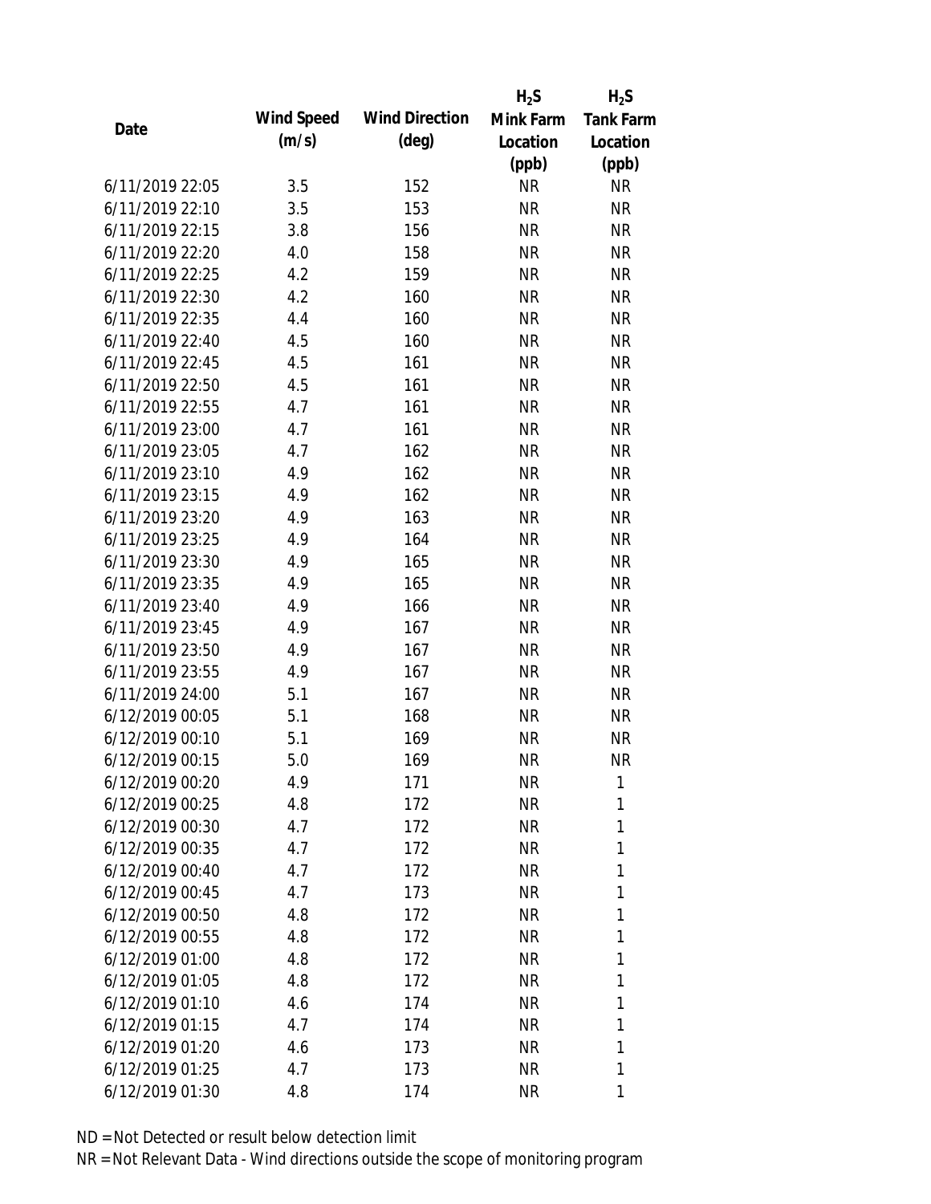| Date | Wind Speed (m/s) | Wind Direction (deg) | $H_2S$ Mink Farm Location (ppb) | $H_2S$ Tank Farm Location (ppb) |
|---|---|---|---|---|
| 6/11/2019 22:05 | 3.5 | 152 | NR | NR |
| 6/11/2019 22:10 | 3.5 | 153 | NR | NR |
| 6/11/2019 22:15 | 3.8 | 156 | NR | NR |
| 6/11/2019 22:20 | 4.0 | 158 | NR | NR |
| 6/11/2019 22:25 | 4.2 | 159 | NR | NR |
| 6/11/2019 22:30 | 4.2 | 160 | NR | NR |
| 6/11/2019 22:35 | 4.4 | 160 | NR | NR |
| 6/11/2019 22:40 | 4.5 | 160 | NR | NR |
| 6/11/2019 22:45 | 4.5 | 161 | NR | NR |
| 6/11/2019 22:50 | 4.5 | 161 | NR | NR |
| 6/11/2019 22:55 | 4.7 | 161 | NR | NR |
| 6/11/2019 23:00 | 4.7 | 161 | NR | NR |
| 6/11/2019 23:05 | 4.7 | 162 | NR | NR |
| 6/11/2019 23:10 | 4.9 | 162 | NR | NR |
| 6/11/2019 23:15 | 4.9 | 162 | NR | NR |
| 6/11/2019 23:20 | 4.9 | 163 | NR | NR |
| 6/11/2019 23:25 | 4.9 | 164 | NR | NR |
| 6/11/2019 23:30 | 4.9 | 165 | NR | NR |
| 6/11/2019 23:35 | 4.9 | 165 | NR | NR |
| 6/11/2019 23:40 | 4.9 | 166 | NR | NR |
| 6/11/2019 23:45 | 4.9 | 167 | NR | NR |
| 6/11/2019 23:50 | 4.9 | 167 | NR | NR |
| 6/11/2019 23:55 | 4.9 | 167 | NR | NR |
| 6/11/2019 24:00 | 5.1 | 167 | NR | NR |
| 6/12/2019 00:05 | 5.1 | 168 | NR | NR |
| 6/12/2019 00:10 | 5.1 | 169 | NR | NR |
| 6/12/2019 00:15 | 5.0 | 169 | NR | NR |
| 6/12/2019 00:20 | 4.9 | 171 | NR | 1 |
| 6/12/2019 00:25 | 4.8 | 172 | NR | 1 |
| 6/12/2019 00:30 | 4.7 | 172 | NR | 1 |
| 6/12/2019 00:35 | 4.7 | 172 | NR | 1 |
| 6/12/2019 00:40 | 4.7 | 172 | NR | 1 |
| 6/12/2019 00:45 | 4.7 | 173 | NR | 1 |
| 6/12/2019 00:50 | 4.8 | 172 | NR | 1 |
| 6/12/2019 00:55 | 4.8 | 172 | NR | 1 |
| 6/12/2019 01:00 | 4.8 | 172 | NR | 1 |
| 6/12/2019 01:05 | 4.8 | 172 | NR | 1 |
| 6/12/2019 01:10 | 4.6 | 174 | NR | 1 |
| 6/12/2019 01:15 | 4.7 | 174 | NR | 1 |
| 6/12/2019 01:20 | 4.6 | 173 | NR | 1 |
| 6/12/2019 01:25 | 4.7 | 173 | NR | 1 |
| 6/12/2019 01:30 | 4.8 | 174 | NR | 1 |

ND = Not Detected or result below detection limit

NR = Not Relevant Data - Wind directions outside the scope of monitoring program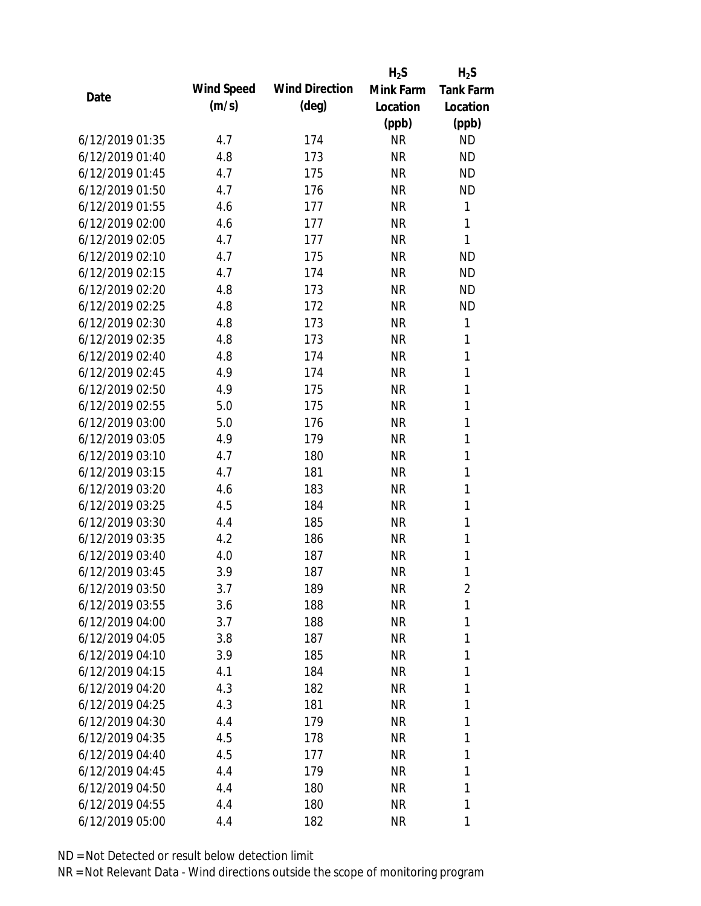| Date | Wind Speed (m/s) | Wind Direction (deg) | $H_2S$ Mink Farm Location (ppb) | $H_2S$ Tank Farm Location (ppb) |
|---|---|---|---|---|
| 6/12/2019 01:35 | 4.7 | 174 | NR | ND |
| 6/12/2019 01:40 | 4.8 | 173 | NR | ND |
| 6/12/2019 01:45 | 4.7 | 175 | NR | ND |
| 6/12/2019 01:50 | 4.7 | 176 | NR | ND |
| 6/12/2019 01:55 | 4.6 | 177 | NR | 1 |
| 6/12/2019 02:00 | 4.6 | 177 | NR | 1 |
| 6/12/2019 02:05 | 4.7 | 177 | NR | 1 |
| 6/12/2019 02:10 | 4.7 | 175 | NR | ND |
| 6/12/2019 02:15 | 4.7 | 174 | NR | ND |
| 6/12/2019 02:20 | 4.8 | 173 | NR | ND |
| 6/12/2019 02:25 | 4.8 | 172 | NR | ND |
| 6/12/2019 02:30 | 4.8 | 173 | NR | 1 |
| 6/12/2019 02:35 | 4.8 | 173 | NR | 1 |
| 6/12/2019 02:40 | 4.8 | 174 | NR | 1 |
| 6/12/2019 02:45 | 4.9 | 174 | NR | 1 |
| 6/12/2019 02:50 | 4.9 | 175 | NR | 1 |
| 6/12/2019 02:55 | 5.0 | 175 | NR | 1 |
| 6/12/2019 03:00 | 5.0 | 176 | NR | 1 |
| 6/12/2019 03:05 | 4.9 | 179 | NR | 1 |
| 6/12/2019 03:10 | 4.7 | 180 | NR | 1 |
| 6/12/2019 03:15 | 4.7 | 181 | NR | 1 |
| 6/12/2019 03:20 | 4.6 | 183 | NR | 1 |
| 6/12/2019 03:25 | 4.5 | 184 | NR | 1 |
| 6/12/2019 03:30 | 4.4 | 185 | NR | 1 |
| 6/12/2019 03:35 | 4.2 | 186 | NR | 1 |
| 6/12/2019 03:40 | 4.0 | 187 | NR | 1 |
| 6/12/2019 03:45 | 3.9 | 187 | NR | 1 |
| 6/12/2019 03:50 | 3.7 | 189 | NR | 2 |
| 6/12/2019 03:55 | 3.6 | 188 | NR | 1 |
| 6/12/2019 04:00 | 3.7 | 188 | NR | 1 |
| 6/12/2019 04:05 | 3.8 | 187 | NR | 1 |
| 6/12/2019 04:10 | 3.9 | 185 | NR | 1 |
| 6/12/2019 04:15 | 4.1 | 184 | NR | 1 |
| 6/12/2019 04:20 | 4.3 | 182 | NR | 1 |
| 6/12/2019 04:25 | 4.3 | 181 | NR | 1 |
| 6/12/2019 04:30 | 4.4 | 179 | NR | 1 |
| 6/12/2019 04:35 | 4.5 | 178 | NR | 1 |
| 6/12/2019 04:40 | 4.5 | 177 | NR | 1 |
| 6/12/2019 04:45 | 4.4 | 179 | NR | 1 |
| 6/12/2019 04:50 | 4.4 | 180 | NR | 1 |
| 6/12/2019 04:55 | 4.4 | 180 | NR | 1 |
| 6/12/2019 05:00 | 4.4 | 182 | NR | 1 |

ND = Not Detected or result below detection limit

NR = Not Relevant Data - Wind directions outside the scope of monitoring program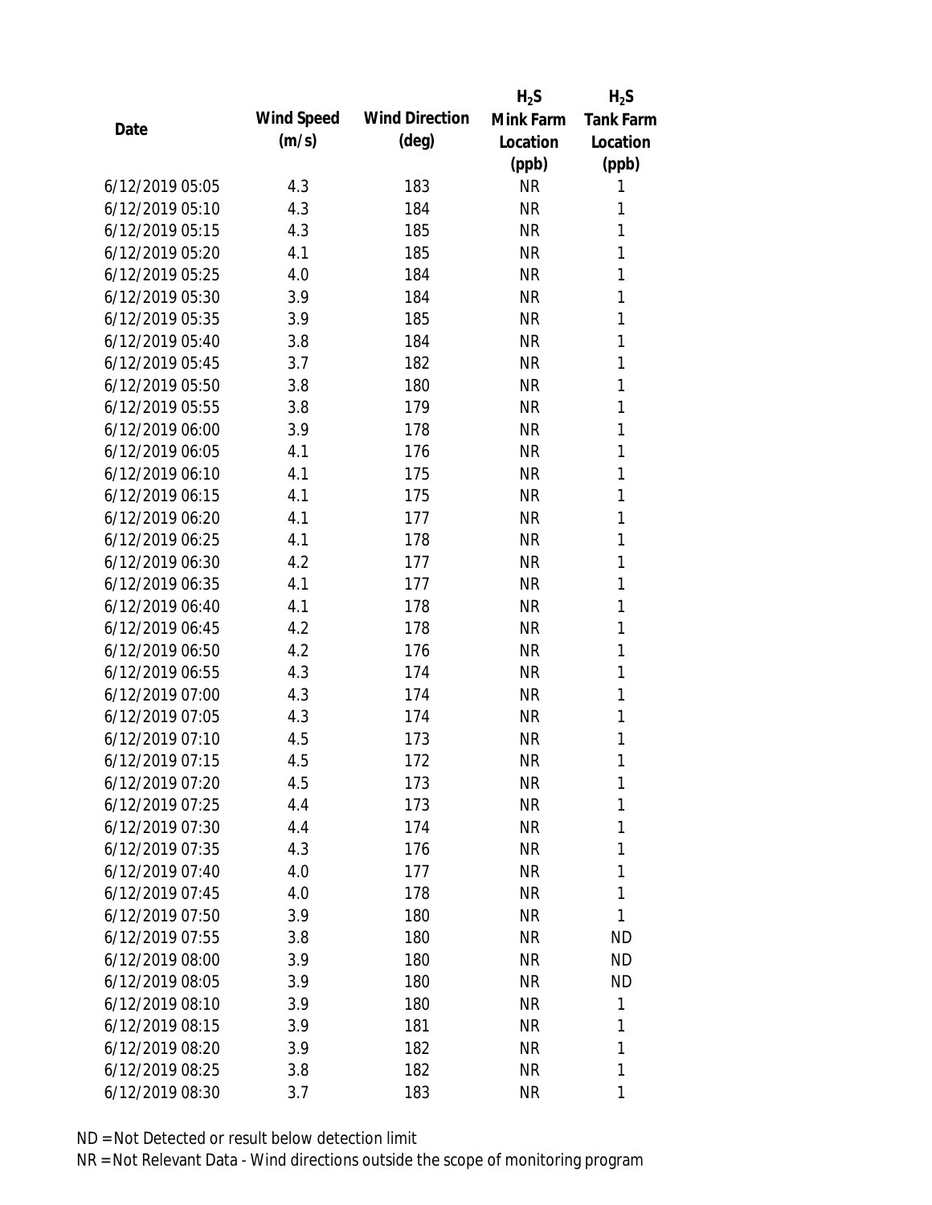| Date | Wind Speed (m/s) | Wind Direction (deg) | $H_2S$ Mink Farm Location (ppb) | $H_2S$ Tank Farm Location (ppb) |
|---|---|---|---|---|
| 6/12/2019 05:05 | 4.3 | 183 | NR | 1 |
| 6/12/2019 05:10 | 4.3 | 184 | NR | 1 |
| 6/12/2019 05:15 | 4.3 | 185 | NR | 1 |
| 6/12/2019 05:20 | 4.1 | 185 | NR | 1 |
| 6/12/2019 05:25 | 4.0 | 184 | NR | 1 |
| 6/12/2019 05:30 | 3.9 | 184 | NR | 1 |
| 6/12/2019 05:35 | 3.9 | 185 | NR | 1 |
| 6/12/2019 05:40 | 3.8 | 184 | NR | 1 |
| 6/12/2019 05:45 | 3.7 | 182 | NR | 1 |
| 6/12/2019 05:50 | 3.8 | 180 | NR | 1 |
| 6/12/2019 05:55 | 3.8 | 179 | NR | 1 |
| 6/12/2019 06:00 | 3.9 | 178 | NR | 1 |
| 6/12/2019 06:05 | 4.1 | 176 | NR | 1 |
| 6/12/2019 06:10 | 4.1 | 175 | NR | 1 |
| 6/12/2019 06:15 | 4.1 | 175 | NR | 1 |
| 6/12/2019 06:20 | 4.1 | 177 | NR | 1 |
| 6/12/2019 06:25 | 4.1 | 178 | NR | 1 |
| 6/12/2019 06:30 | 4.2 | 177 | NR | 1 |
| 6/12/2019 06:35 | 4.1 | 177 | NR | 1 |
| 6/12/2019 06:40 | 4.1 | 178 | NR | 1 |
| 6/12/2019 06:45 | 4.2 | 178 | NR | 1 |
| 6/12/2019 06:50 | 4.2 | 176 | NR | 1 |
| 6/12/2019 06:55 | 4.3 | 174 | NR | 1 |
| 6/12/2019 07:00 | 4.3 | 174 | NR | 1 |
| 6/12/2019 07:05 | 4.3 | 174 | NR | 1 |
| 6/12/2019 07:10 | 4.5 | 173 | NR | 1 |
| 6/12/2019 07:15 | 4.5 | 172 | NR | 1 |
| 6/12/2019 07:20 | 4.5 | 173 | NR | 1 |
| 6/12/2019 07:25 | 4.4 | 173 | NR | 1 |
| 6/12/2019 07:30 | 4.4 | 174 | NR | 1 |
| 6/12/2019 07:35 | 4.3 | 176 | NR | 1 |
| 6/12/2019 07:40 | 4.0 | 177 | NR | 1 |
| 6/12/2019 07:45 | 4.0 | 178 | NR | 1 |
| 6/12/2019 07:50 | 3.9 | 180 | NR | 1 |
| 6/12/2019 07:55 | 3.8 | 180 | NR | ND |
| 6/12/2019 08:00 | 3.9 | 180 | NR | ND |
| 6/12/2019 08:05 | 3.9 | 180 | NR | ND |
| 6/12/2019 08:10 | 3.9 | 180 | NR | 1 |
| 6/12/2019 08:15 | 3.9 | 181 | NR | 1 |
| 6/12/2019 08:20 | 3.9 | 182 | NR | 1 |
| 6/12/2019 08:25 | 3.8 | 182 | NR | 1 |
| 6/12/2019 08:30 | 3.7 | 183 | NR | 1 |

ND = Not Detected or result below detection limit

NR = Not Relevant Data - Wind directions outside the scope of monitoring program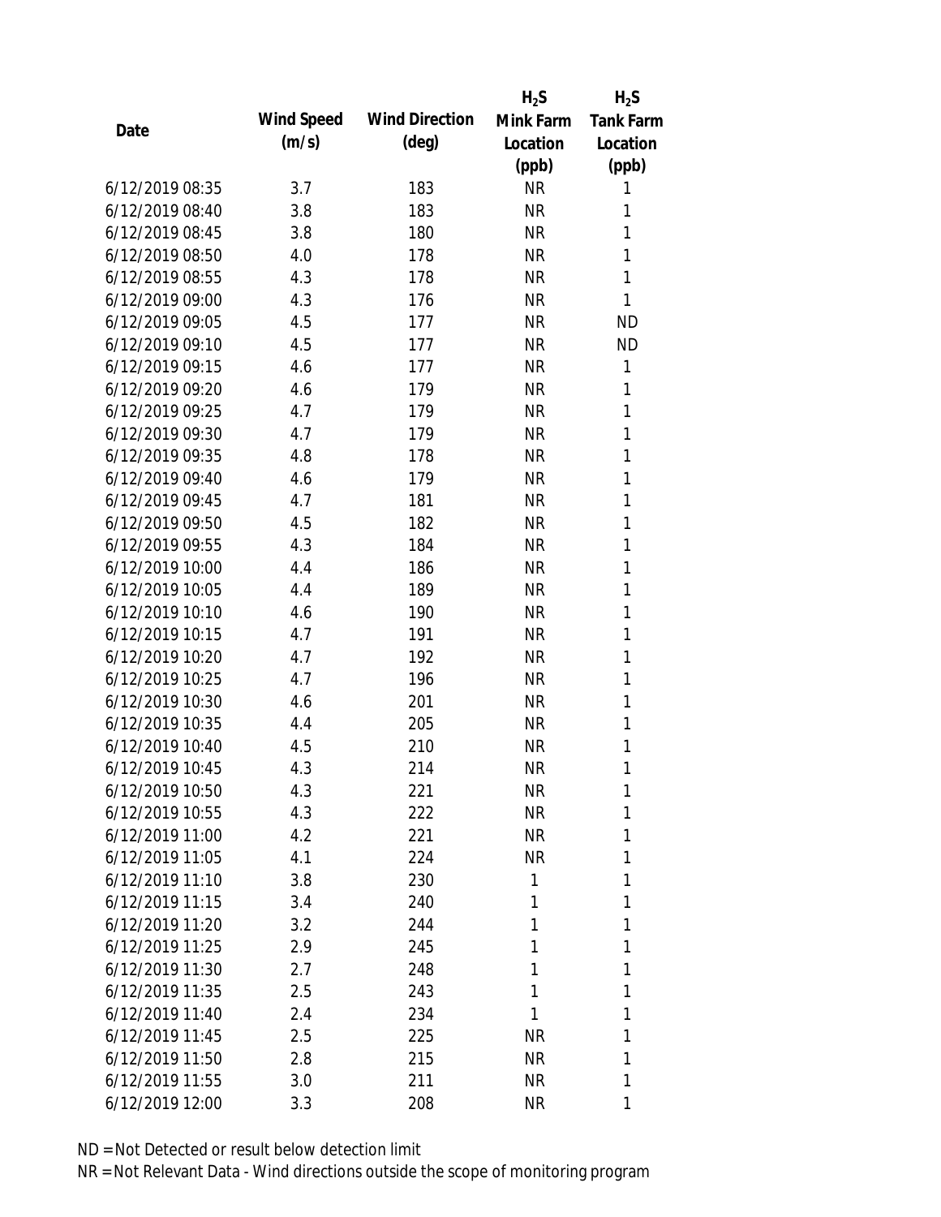| Date | Wind Speed (m/s) | Wind Direction (deg) | $H_2S$ Mink Farm Location (ppb) | $H_2S$ Tank Farm Location (ppb) |
|---|---|---|---|---|
| 6/12/2019 08:35 | 3.7 | 183 | NR | 1 |
| 6/12/2019 08:40 | 3.8 | 183 | NR | 1 |
| 6/12/2019 08:45 | 3.8 | 180 | NR | 1 |
| 6/12/2019 08:50 | 4.0 | 178 | NR | 1 |
| 6/12/2019 08:55 | 4.3 | 178 | NR | 1 |
| 6/12/2019 09:00 | 4.3 | 176 | NR | 1 |
| 6/12/2019 09:05 | 4.5 | 177 | NR | ND |
| 6/12/2019 09:10 | 4.5 | 177 | NR | ND |
| 6/12/2019 09:15 | 4.6 | 177 | NR | 1 |
| 6/12/2019 09:20 | 4.6 | 179 | NR | 1 |
| 6/12/2019 09:25 | 4.7 | 179 | NR | 1 |
| 6/12/2019 09:30 | 4.7 | 179 | NR | 1 |
| 6/12/2019 09:35 | 4.8 | 178 | NR | 1 |
| 6/12/2019 09:40 | 4.6 | 179 | NR | 1 |
| 6/12/2019 09:45 | 4.7 | 181 | NR | 1 |
| 6/12/2019 09:50 | 4.5 | 182 | NR | 1 |
| 6/12/2019 09:55 | 4.3 | 184 | NR | 1 |
| 6/12/2019 10:00 | 4.4 | 186 | NR | 1 |
| 6/12/2019 10:05 | 4.4 | 189 | NR | 1 |
| 6/12/2019 10:10 | 4.6 | 190 | NR | 1 |
| 6/12/2019 10:15 | 4.7 | 191 | NR | 1 |
| 6/12/2019 10:20 | 4.7 | 192 | NR | 1 |
| 6/12/2019 10:25 | 4.7 | 196 | NR | 1 |
| 6/12/2019 10:30 | 4.6 | 201 | NR | 1 |
| 6/12/2019 10:35 | 4.4 | 205 | NR | 1 |
| 6/12/2019 10:40 | 4.5 | 210 | NR | 1 |
| 6/12/2019 10:45 | 4.3 | 214 | NR | 1 |
| 6/12/2019 10:50 | 4.3 | 221 | NR | 1 |
| 6/12/2019 10:55 | 4.3 | 222 | NR | 1 |
| 6/12/2019 11:00 | 4.2 | 221 | NR | 1 |
| 6/12/2019 11:05 | 4.1 | 224 | NR | 1 |
| 6/12/2019 11:10 | 3.8 | 230 | 1 | 1 |
| 6/12/2019 11:15 | 3.4 | 240 | 1 | 1 |
| 6/12/2019 11:20 | 3.2 | 244 | 1 | 1 |
| 6/12/2019 11:25 | 2.9 | 245 | 1 | 1 |
| 6/12/2019 11:30 | 2.7 | 248 | 1 | 1 |
| 6/12/2019 11:35 | 2.5 | 243 | 1 | 1 |
| 6/12/2019 11:40 | 2.4 | 234 | 1 | 1 |
| 6/12/2019 11:45 | 2.5 | 225 | NR | 1 |
| 6/12/2019 11:50 | 2.8 | 215 | NR | 1 |
| 6/12/2019 11:55 | 3.0 | 211 | NR | 1 |
| 6/12/2019 12:00 | 3.3 | 208 | NR | 1 |

ND = Not Detected or result below detection limit

NR = Not Relevant Data - Wind directions outside the scope of monitoring program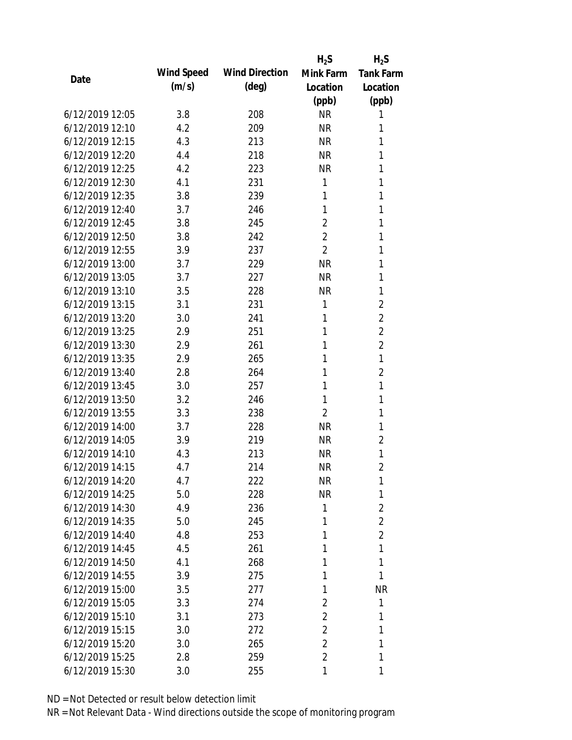| Date | Wind Speed (m/s) | Wind Direction (deg) | $H_2S$ Mink Farm Location (ppb) | $H_2S$ Tank Farm Location (ppb) |
|---|---|---|---|---|
| 6/12/2019 12:05 | 3.8 | 208 | NR | 1 |
| 6/12/2019 12:10 | 4.2 | 209 | NR | 1 |
| 6/12/2019 12:15 | 4.3 | 213 | NR | 1 |
| 6/12/2019 12:20 | 4.4 | 218 | NR | 1 |
| 6/12/2019 12:25 | 4.2 | 223 | NR | 1 |
| 6/12/2019 12:30 | 4.1 | 231 | 1 | 1 |
| 6/12/2019 12:35 | 3.8 | 239 | 1 | 1 |
| 6/12/2019 12:40 | 3.7 | 246 | 1 | 1 |
| 6/12/2019 12:45 | 3.8 | 245 | 2 | 1 |
| 6/12/2019 12:50 | 3.8 | 242 | 2 | 1 |
| 6/12/2019 12:55 | 3.9 | 237 | 2 | 1 |
| 6/12/2019 13:00 | 3.7 | 229 | NR | 1 |
| 6/12/2019 13:05 | 3.7 | 227 | NR | 1 |
| 6/12/2019 13:10 | 3.5 | 228 | NR | 1 |
| 6/12/2019 13:15 | 3.1 | 231 | 1 | 2 |
| 6/12/2019 13:20 | 3.0 | 241 | 1 | 2 |
| 6/12/2019 13:25 | 2.9 | 251 | 1 | 2 |
| 6/12/2019 13:30 | 2.9 | 261 | 1 | 2 |
| 6/12/2019 13:35 | 2.9 | 265 | 1 | 1 |
| 6/12/2019 13:40 | 2.8 | 264 | 1 | 2 |
| 6/12/2019 13:45 | 3.0 | 257 | 1 | 1 |
| 6/12/2019 13:50 | 3.2 | 246 | 1 | 1 |
| 6/12/2019 13:55 | 3.3 | 238 | 2 | 1 |
| 6/12/2019 14:00 | 3.7 | 228 | NR | 1 |
| 6/12/2019 14:05 | 3.9 | 219 | NR | 2 |
| 6/12/2019 14:10 | 4.3 | 213 | NR | 1 |
| 6/12/2019 14:15 | 4.7 | 214 | NR | 2 |
| 6/12/2019 14:20 | 4.7 | 222 | NR | 1 |
| 6/12/2019 14:25 | 5.0 | 228 | NR | 1 |
| 6/12/2019 14:30 | 4.9 | 236 | 1 | 2 |
| 6/12/2019 14:35 | 5.0 | 245 | 1 | 2 |
| 6/12/2019 14:40 | 4.8 | 253 | 1 | 2 |
| 6/12/2019 14:45 | 4.5 | 261 | 1 | 1 |
| 6/12/2019 14:50 | 4.1 | 268 | 1 | 1 |
| 6/12/2019 14:55 | 3.9 | 275 | 1 | 1 |
| 6/12/2019 15:00 | 3.5 | 277 | 1 | NR |
| 6/12/2019 15:05 | 3.3 | 274 | 2 | 1 |
| 6/12/2019 15:10 | 3.1 | 273 | 2 | 1 |
| 6/12/2019 15:15 | 3.0 | 272 | 2 | 1 |
| 6/12/2019 15:20 | 3.0 | 265 | 2 | 1 |
| 6/12/2019 15:25 | 2.8 | 259 | 2 | 1 |
| 6/12/2019 15:30 | 3.0 | 255 | 1 | 1 |

ND = Not Detected or result below detection limit

NR = Not Relevant Data - Wind directions outside the scope of monitoring program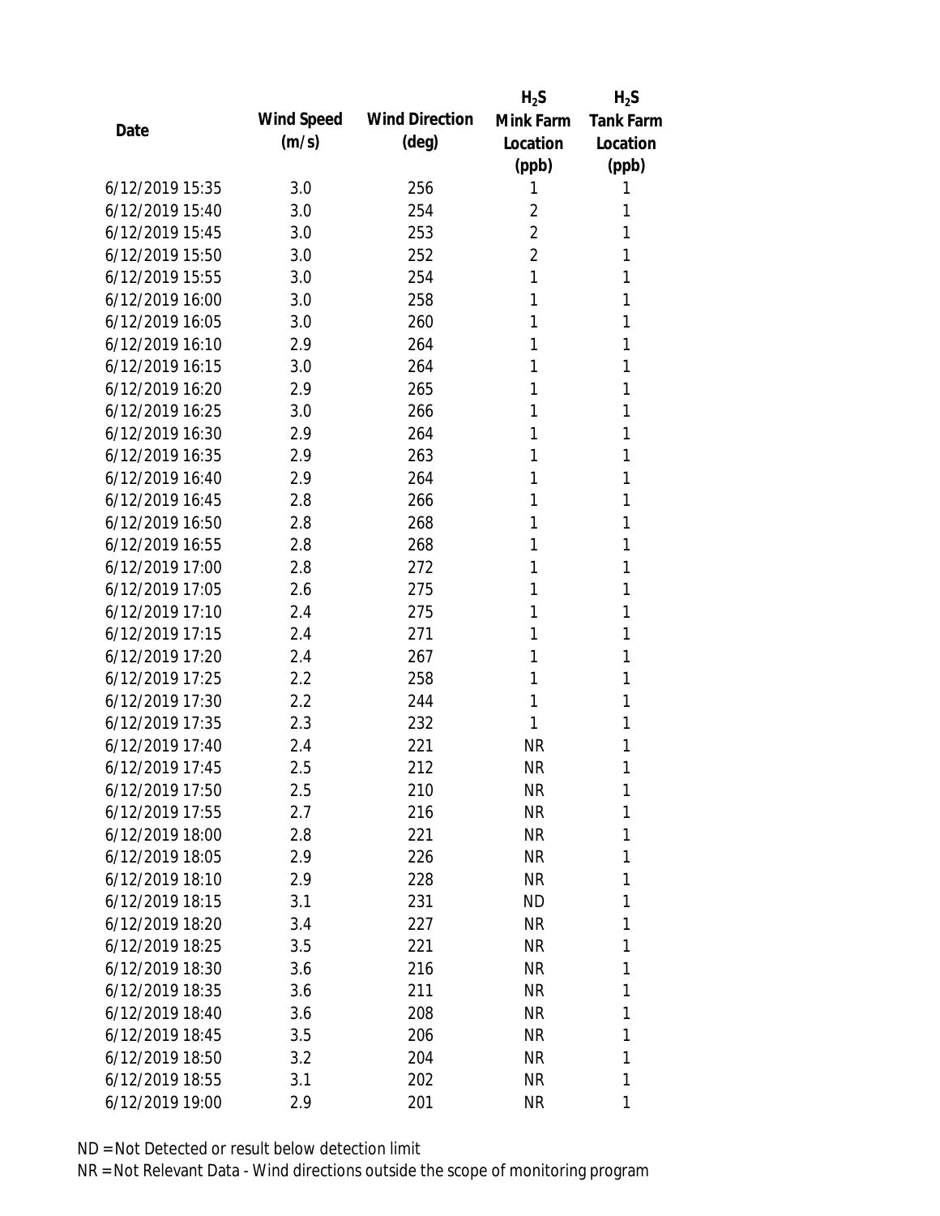| Date | Wind Speed (m/s) | Wind Direction (deg) | $H_2S$ Mink Farm Location (ppb) | $H_2S$ Tank Farm Location (ppb) |
|---|---|---|---|---|
| 6/12/2019 15:35 | 3.0 | 256 | 1 | 1 |
| 6/12/2019 15:40 | 3.0 | 254 | 2 | 1 |
| 6/12/2019 15:45 | 3.0 | 253 | 2 | 1 |
| 6/12/2019 15:50 | 3.0 | 252 | 2 | 1 |
| 6/12/2019 15:55 | 3.0 | 254 | 1 | 1 |
| 6/12/2019 16:00 | 3.0 | 258 | 1 | 1 |
| 6/12/2019 16:05 | 3.0 | 260 | 1 | 1 |
| 6/12/2019 16:10 | 2.9 | 264 | 1 | 1 |
| 6/12/2019 16:15 | 3.0 | 264 | 1 | 1 |
| 6/12/2019 16:20 | 2.9 | 265 | 1 | 1 |
| 6/12/2019 16:25 | 3.0 | 266 | 1 | 1 |
| 6/12/2019 16:30 | 2.9 | 264 | 1 | 1 |
| 6/12/2019 16:35 | 2.9 | 263 | 1 | 1 |
| 6/12/2019 16:40 | 2.9 | 264 | 1 | 1 |
| 6/12/2019 16:45 | 2.8 | 266 | 1 | 1 |
| 6/12/2019 16:50 | 2.8 | 268 | 1 | 1 |
| 6/12/2019 16:55 | 2.8 | 268 | 1 | 1 |
| 6/12/2019 17:00 | 2.8 | 272 | 1 | 1 |
| 6/12/2019 17:05 | 2.6 | 275 | 1 | 1 |
| 6/12/2019 17:10 | 2.4 | 275 | 1 | 1 |
| 6/12/2019 17:15 | 2.4 | 271 | 1 | 1 |
| 6/12/2019 17:20 | 2.4 | 267 | 1 | 1 |
| 6/12/2019 17:25 | 2.2 | 258 | 1 | 1 |
| 6/12/2019 17:30 | 2.2 | 244 | 1 | 1 |
| 6/12/2019 17:35 | 2.3 | 232 | 1 | 1 |
| 6/12/2019 17:40 | 2.4 | 221 | NR | 1 |
| 6/12/2019 17:45 | 2.5 | 212 | NR | 1 |
| 6/12/2019 17:50 | 2.5 | 210 | NR | 1 |
| 6/12/2019 17:55 | 2.7 | 216 | NR | 1 |
| 6/12/2019 18:00 | 2.8 | 221 | NR | 1 |
| 6/12/2019 18:05 | 2.9 | 226 | NR | 1 |
| 6/12/2019 18:10 | 2.9 | 228 | NR | 1 |
| 6/12/2019 18:15 | 3.1 | 231 | ND | 1 |
| 6/12/2019 18:20 | 3.4 | 227 | NR | 1 |
| 6/12/2019 18:25 | 3.5 | 221 | NR | 1 |
| 6/12/2019 18:30 | 3.6 | 216 | NR | 1 |
| 6/12/2019 18:35 | 3.6 | 211 | NR | 1 |
| 6/12/2019 18:40 | 3.6 | 208 | NR | 1 |
| 6/12/2019 18:45 | 3.5 | 206 | NR | 1 |
| 6/12/2019 18:50 | 3.2 | 204 | NR | 1 |
| 6/12/2019 18:55 | 3.1 | 202 | NR | 1 |
| 6/12/2019 19:00 | 2.9 | 201 | NR | 1 |

ND = Not Detected or result below detection limit

NR = Not Relevant Data - Wind directions outside the scope of monitoring program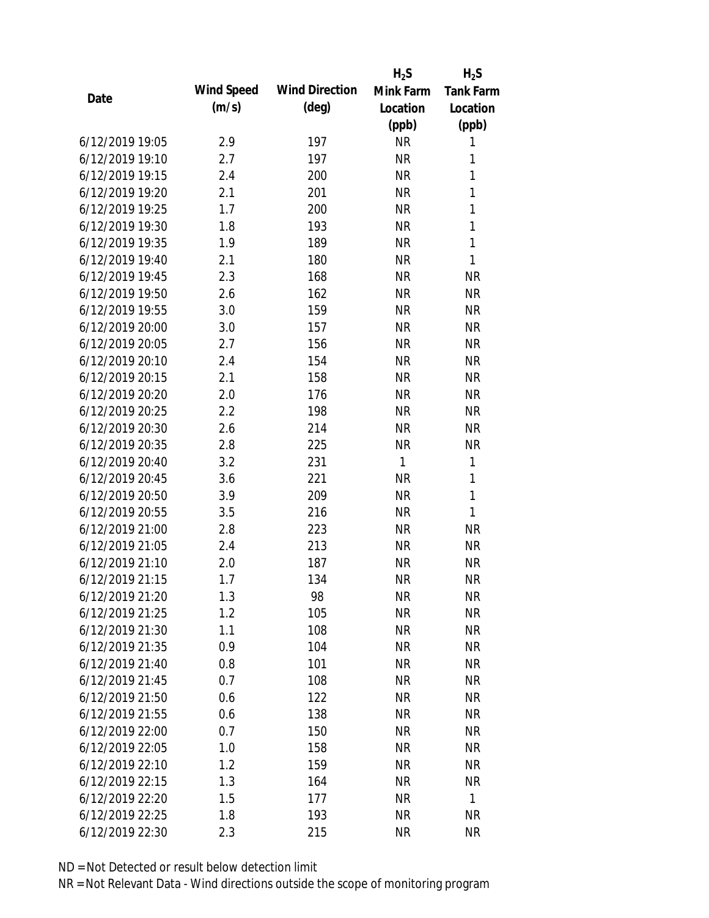| Date | Wind Speed (m/s) | Wind Direction (deg) | $H_2S$ Mink Farm Location (ppb) | $H_2S$ Tank Farm Location (ppb) |
|---|---|---|---|---|
| 6/12/2019 19:05 | 2.9 | 197 | NR | 1 |
| 6/12/2019 19:10 | 2.7 | 197 | NR | 1 |
| 6/12/2019 19:15 | 2.4 | 200 | NR | 1 |
| 6/12/2019 19:20 | 2.1 | 201 | NR | 1 |
| 6/12/2019 19:25 | 1.7 | 200 | NR | 1 |
| 6/12/2019 19:30 | 1.8 | 193 | NR | 1 |
| 6/12/2019 19:35 | 1.9 | 189 | NR | 1 |
| 6/12/2019 19:40 | 2.1 | 180 | NR | 1 |
| 6/12/2019 19:45 | 2.3 | 168 | NR | NR |
| 6/12/2019 19:50 | 2.6 | 162 | NR | NR |
| 6/12/2019 19:55 | 3.0 | 159 | NR | NR |
| 6/12/2019 20:00 | 3.0 | 157 | NR | NR |
| 6/12/2019 20:05 | 2.7 | 156 | NR | NR |
| 6/12/2019 20:10 | 2.4 | 154 | NR | NR |
| 6/12/2019 20:15 | 2.1 | 158 | NR | NR |
| 6/12/2019 20:20 | 2.0 | 176 | NR | NR |
| 6/12/2019 20:25 | 2.2 | 198 | NR | NR |
| 6/12/2019 20:30 | 2.6 | 214 | NR | NR |
| 6/12/2019 20:35 | 2.8 | 225 | NR | NR |
| 6/12/2019 20:40 | 3.2 | 231 | 1 | 1 |
| 6/12/2019 20:45 | 3.6 | 221 | NR | 1 |
| 6/12/2019 20:50 | 3.9 | 209 | NR | 1 |
| 6/12/2019 20:55 | 3.5 | 216 | NR | 1 |
| 6/12/2019 21:00 | 2.8 | 223 | NR | NR |
| 6/12/2019 21:05 | 2.4 | 213 | NR | NR |
| 6/12/2019 21:10 | 2.0 | 187 | NR | NR |
| 6/12/2019 21:15 | 1.7 | 134 | NR | NR |
| 6/12/2019 21:20 | 1.3 | 98 | NR | NR |
| 6/12/2019 21:25 | 1.2 | 105 | NR | NR |
| 6/12/2019 21:30 | 1.1 | 108 | NR | NR |
| 6/12/2019 21:35 | 0.9 | 104 | NR | NR |
| 6/12/2019 21:40 | 0.8 | 101 | NR | NR |
| 6/12/2019 21:45 | 0.7 | 108 | NR | NR |
| 6/12/2019 21:50 | 0.6 | 122 | NR | NR |
| 6/12/2019 21:55 | 0.6 | 138 | NR | NR |
| 6/12/2019 22:00 | 0.7 | 150 | NR | NR |
| 6/12/2019 22:05 | 1.0 | 158 | NR | NR |
| 6/12/2019 22:10 | 1.2 | 159 | NR | NR |
| 6/12/2019 22:15 | 1.3 | 164 | NR | NR |
| 6/12/2019 22:20 | 1.5 | 177 | NR | 1 |
| 6/12/2019 22:25 | 1.8 | 193 | NR | NR |
| 6/12/2019 22:30 | 2.3 | 215 | NR | NR |

ND = Not Detected or result below detection limit

NR = Not Relevant Data - Wind directions outside the scope of monitoring program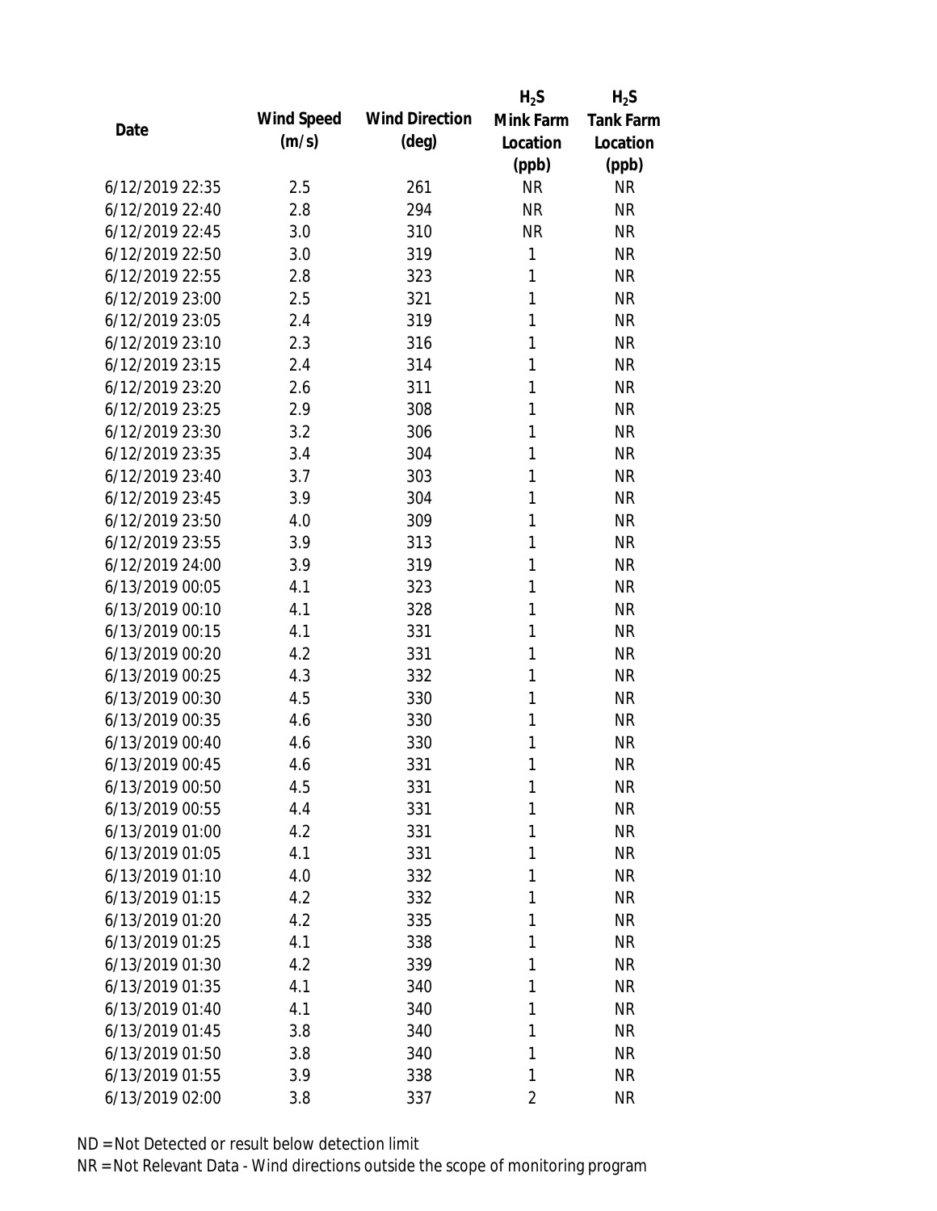| Date | Wind Speed (m/s) | Wind Direction (deg) | $H_2S$ Mink Farm Location (ppb) | $H_2S$ Tank Farm Location (ppb) |
|---|---|---|---|---|
| 6/12/2019 22:35 | 2.5 | 261 | NR | NR |
| 6/12/2019 22:40 | 2.8 | 294 | NR | NR |
| 6/12/2019 22:45 | 3.0 | 310 | NR | NR |
| 6/12/2019 22:50 | 3.0 | 319 | 1 | NR |
| 6/12/2019 22:55 | 2.8 | 323 | 1 | NR |
| 6/12/2019 23:00 | 2.5 | 321 | 1 | NR |
| 6/12/2019 23:05 | 2.4 | 319 | 1 | NR |
| 6/12/2019 23:10 | 2.3 | 316 | 1 | NR |
| 6/12/2019 23:15 | 2.4 | 314 | 1 | NR |
| 6/12/2019 23:20 | 2.6 | 311 | 1 | NR |
| 6/12/2019 23:25 | 2.9 | 308 | 1 | NR |
| 6/12/2019 23:30 | 3.2 | 306 | 1 | NR |
| 6/12/2019 23:35 | 3.4 | 304 | 1 | NR |
| 6/12/2019 23:40 | 3.7 | 303 | 1 | NR |
| 6/12/2019 23:45 | 3.9 | 304 | 1 | NR |
| 6/12/2019 23:50 | 4.0 | 309 | 1 | NR |
| 6/12/2019 23:55 | 3.9 | 313 | 1 | NR |
| 6/12/2019 24:00 | 3.9 | 319 | 1 | NR |
| 6/13/2019 00:05 | 4.1 | 323 | 1 | NR |
| 6/13/2019 00:10 | 4.1 | 328 | 1 | NR |
| 6/13/2019 00:15 | 4.1 | 331 | 1 | NR |
| 6/13/2019 00:20 | 4.2 | 331 | 1 | NR |
| 6/13/2019 00:25 | 4.3 | 332 | 1 | NR |
| 6/13/2019 00:30 | 4.5 | 330 | 1 | NR |
| 6/13/2019 00:35 | 4.6 | 330 | 1 | NR |
| 6/13/2019 00:40 | 4.6 | 330 | 1 | NR |
| 6/13/2019 00:45 | 4.6 | 331 | 1 | NR |
| 6/13/2019 00:50 | 4.5 | 331 | 1 | NR |
| 6/13/2019 00:55 | 4.4 | 331 | 1 | NR |
| 6/13/2019 01:00 | 4.2 | 331 | 1 | NR |
| 6/13/2019 01:05 | 4.1 | 331 | 1 | NR |
| 6/13/2019 01:10 | 4.0 | 332 | 1 | NR |
| 6/13/2019 01:15 | 4.2 | 332 | 1 | NR |
| 6/13/2019 01:20 | 4.2 | 335 | 1 | NR |
| 6/13/2019 01:25 | 4.1 | 338 | 1 | NR |
| 6/13/2019 01:30 | 4.2 | 339 | 1 | NR |
| 6/13/2019 01:35 | 4.1 | 340 | 1 | NR |
| 6/13/2019 01:40 | 4.1 | 340 | 1 | NR |
| 6/13/2019 01:45 | 3.8 | 340 | 1 | NR |
| 6/13/2019 01:50 | 3.8 | 340 | 1 | NR |
| 6/13/2019 01:55 | 3.9 | 338 | 1 | NR |
| 6/13/2019 02:00 | 3.8 | 337 | 2 | NR |

ND = Not Detected or result below detection limit

NR = Not Relevant Data - Wind directions outside the scope of monitoring program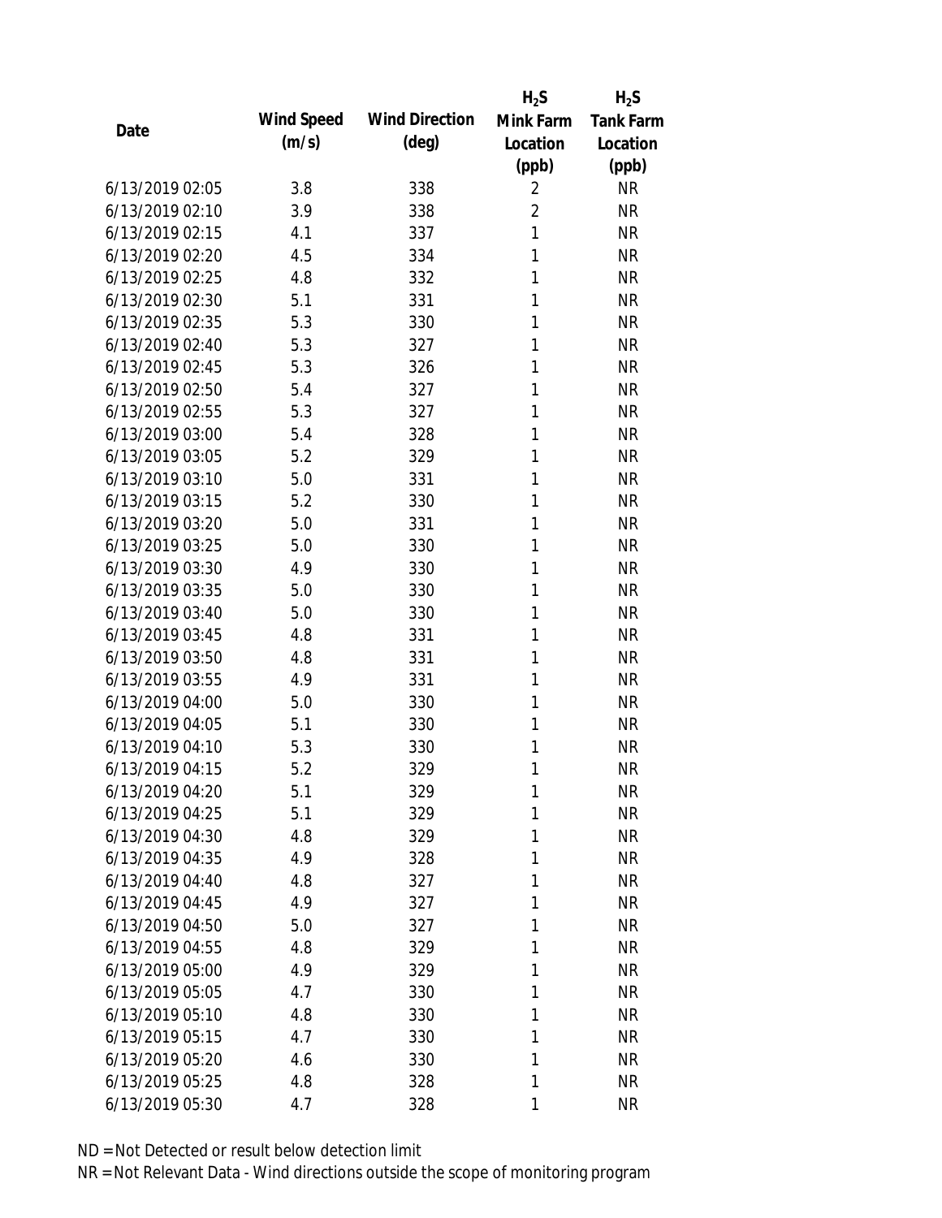| Date | Wind Speed (m/s) | Wind Direction (deg) | $H_2S$ Mink Farm Location (ppb) | $H_2S$ Tank Farm Location (ppb) |
|---|---|---|---|---|
| 6/13/2019 02:05 | 3.8 | 338 | 2 | NR |
| 6/13/2019 02:10 | 3.9 | 338 | 2 | NR |
| 6/13/2019 02:15 | 4.1 | 337 | 1 | NR |
| 6/13/2019 02:20 | 4.5 | 334 | 1 | NR |
| 6/13/2019 02:25 | 4.8 | 332 | 1 | NR |
| 6/13/2019 02:30 | 5.1 | 331 | 1 | NR |
| 6/13/2019 02:35 | 5.3 | 330 | 1 | NR |
| 6/13/2019 02:40 | 5.3 | 327 | 1 | NR |
| 6/13/2019 02:45 | 5.3 | 326 | 1 | NR |
| 6/13/2019 02:50 | 5.4 | 327 | 1 | NR |
| 6/13/2019 02:55 | 5.3 | 327 | 1 | NR |
| 6/13/2019 03:00 | 5.4 | 328 | 1 | NR |
| 6/13/2019 03:05 | 5.2 | 329 | 1 | NR |
| 6/13/2019 03:10 | 5.0 | 331 | 1 | NR |
| 6/13/2019 03:15 | 5.2 | 330 | 1 | NR |
| 6/13/2019 03:20 | 5.0 | 331 | 1 | NR |
| 6/13/2019 03:25 | 5.0 | 330 | 1 | NR |
| 6/13/2019 03:30 | 4.9 | 330 | 1 | NR |
| 6/13/2019 03:35 | 5.0 | 330 | 1 | NR |
| 6/13/2019 03:40 | 5.0 | 330 | 1 | NR |
| 6/13/2019 03:45 | 4.8 | 331 | 1 | NR |
| 6/13/2019 03:50 | 4.8 | 331 | 1 | NR |
| 6/13/2019 03:55 | 4.9 | 331 | 1 | NR |
| 6/13/2019 04:00 | 5.0 | 330 | 1 | NR |
| 6/13/2019 04:05 | 5.1 | 330 | 1 | NR |
| 6/13/2019 04:10 | 5.3 | 330 | 1 | NR |
| 6/13/2019 04:15 | 5.2 | 329 | 1 | NR |
| 6/13/2019 04:20 | 5.1 | 329 | 1 | NR |
| 6/13/2019 04:25 | 5.1 | 329 | 1 | NR |
| 6/13/2019 04:30 | 4.8 | 329 | 1 | NR |
| 6/13/2019 04:35 | 4.9 | 328 | 1 | NR |
| 6/13/2019 04:40 | 4.8 | 327 | 1 | NR |
| 6/13/2019 04:45 | 4.9 | 327 | 1 | NR |
| 6/13/2019 04:50 | 5.0 | 327 | 1 | NR |
| 6/13/2019 04:55 | 4.8 | 329 | 1 | NR |
| 6/13/2019 05:00 | 4.9 | 329 | 1 | NR |
| 6/13/2019 05:05 | 4.7 | 330 | 1 | NR |
| 6/13/2019 05:10 | 4.8 | 330 | 1 | NR |
| 6/13/2019 05:15 | 4.7 | 330 | 1 | NR |
| 6/13/2019 05:20 | 4.6 | 330 | 1 | NR |
| 6/13/2019 05:25 | 4.8 | 328 | 1 | NR |
| 6/13/2019 05:30 | 4.7 | 328 | 1 | NR |

ND = Not Detected or result below detection limit

NR = Not Relevant Data - Wind directions outside the scope of monitoring program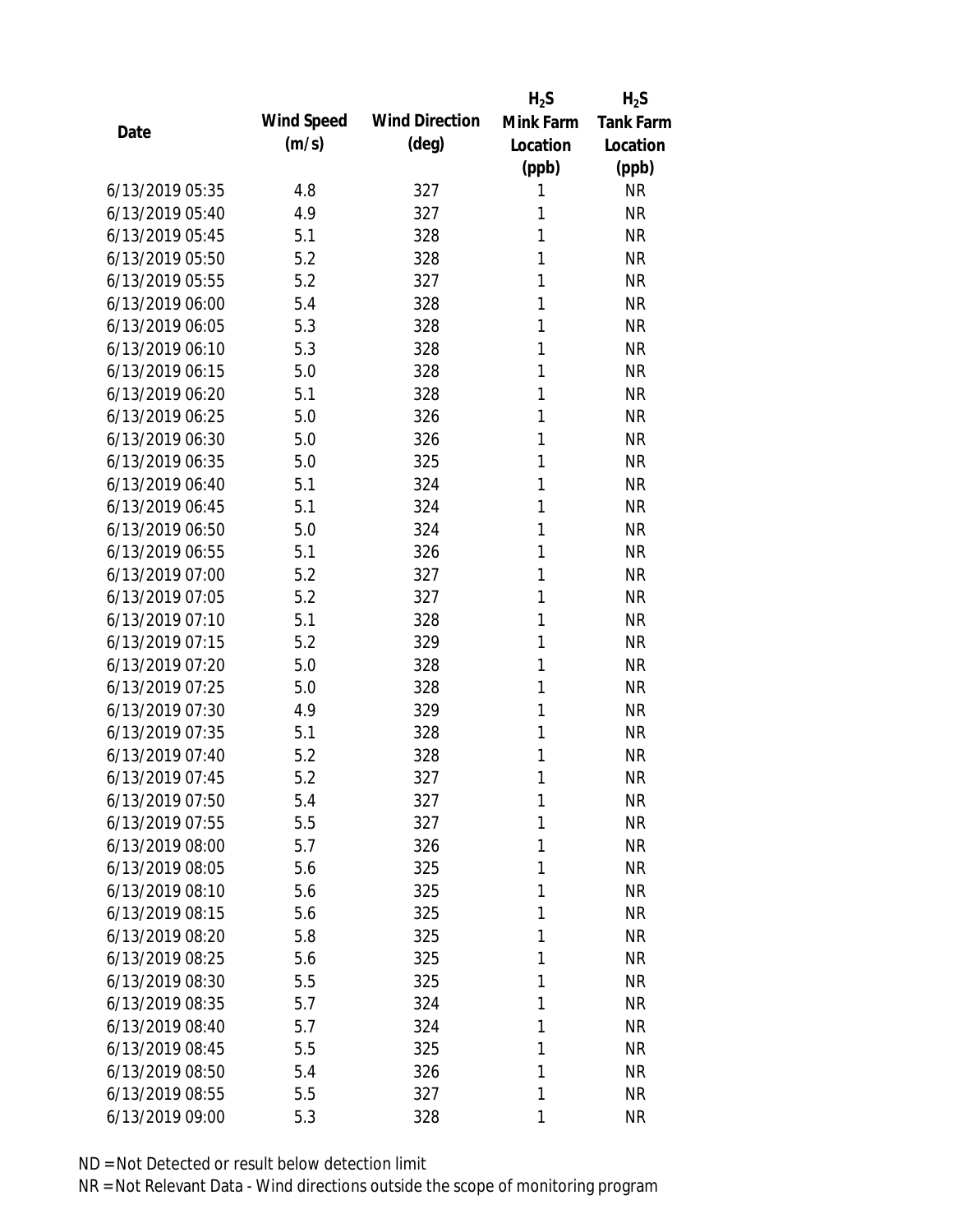| Date | Wind Speed (m/s) | Wind Direction (deg) | $H_2S$ Mink Farm Location (ppb) | $H_2S$ Tank Farm Location (ppb) |
|---|---|---|---|---|
| 6/13/2019 05:35 | 4.8 | 327 | 1 | NR |
| 6/13/2019 05:40 | 4.9 | 327 | 1 | NR |
| 6/13/2019 05:45 | 5.1 | 328 | 1 | NR |
| 6/13/2019 05:50 | 5.2 | 328 | 1 | NR |
| 6/13/2019 05:55 | 5.2 | 327 | 1 | NR |
| 6/13/2019 06:00 | 5.4 | 328 | 1 | NR |
| 6/13/2019 06:05 | 5.3 | 328 | 1 | NR |
| 6/13/2019 06:10 | 5.3 | 328 | 1 | NR |
| 6/13/2019 06:15 | 5.0 | 328 | 1 | NR |
| 6/13/2019 06:20 | 5.1 | 328 | 1 | NR |
| 6/13/2019 06:25 | 5.0 | 326 | 1 | NR |
| 6/13/2019 06:30 | 5.0 | 326 | 1 | NR |
| 6/13/2019 06:35 | 5.0 | 325 | 1 | NR |
| 6/13/2019 06:40 | 5.1 | 324 | 1 | NR |
| 6/13/2019 06:45 | 5.1 | 324 | 1 | NR |
| 6/13/2019 06:50 | 5.0 | 324 | 1 | NR |
| 6/13/2019 06:55 | 5.1 | 326 | 1 | NR |
| 6/13/2019 07:00 | 5.2 | 327 | 1 | NR |
| 6/13/2019 07:05 | 5.2 | 327 | 1 | NR |
| 6/13/2019 07:10 | 5.1 | 328 | 1 | NR |
| 6/13/2019 07:15 | 5.2 | 329 | 1 | NR |
| 6/13/2019 07:20 | 5.0 | 328 | 1 | NR |
| 6/13/2019 07:25 | 5.0 | 328 | 1 | NR |
| 6/13/2019 07:30 | 4.9 | 329 | 1 | NR |
| 6/13/2019 07:35 | 5.1 | 328 | 1 | NR |
| 6/13/2019 07:40 | 5.2 | 328 | 1 | NR |
| 6/13/2019 07:45 | 5.2 | 327 | 1 | NR |
| 6/13/2019 07:50 | 5.4 | 327 | 1 | NR |
| 6/13/2019 07:55 | 5.5 | 327 | 1 | NR |
| 6/13/2019 08:00 | 5.7 | 326 | 1 | NR |
| 6/13/2019 08:05 | 5.6 | 325 | 1 | NR |
| 6/13/2019 08:10 | 5.6 | 325 | 1 | NR |
| 6/13/2019 08:15 | 5.6 | 325 | 1 | NR |
| 6/13/2019 08:20 | 5.8 | 325 | 1 | NR |
| 6/13/2019 08:25 | 5.6 | 325 | 1 | NR |
| 6/13/2019 08:30 | 5.5 | 325 | 1 | NR |
| 6/13/2019 08:35 | 5.7 | 324 | 1 | NR |
| 6/13/2019 08:40 | 5.7 | 324 | 1 | NR |
| 6/13/2019 08:45 | 5.5 | 325 | 1 | NR |
| 6/13/2019 08:50 | 5.4 | 326 | 1 | NR |
| 6/13/2019 08:55 | 5.5 | 327 | 1 | NR |
| 6/13/2019 09:00 | 5.3 | 328 | 1 | NR |

ND = Not Detected or result below detection limit
NR = Not Relevant Data - Wind directions outside the scope of monitoring program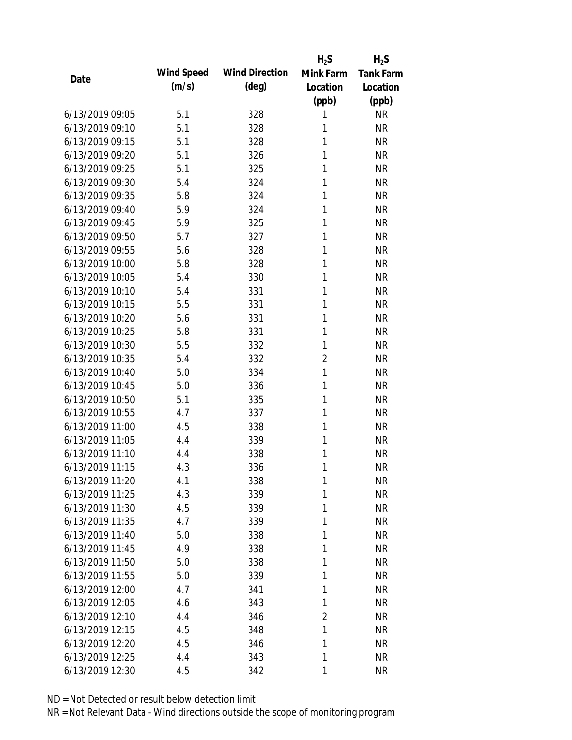| Date | Wind Speed (m/s) | Wind Direction (deg) | $H_2S$ Mink Farm Location (ppb) | $H_2S$ Tank Farm Location (ppb) |
|---|---|---|---|---|
| 6/13/2019 09:05 | 5.1 | 328 | 1 | NR |
| 6/13/2019 09:10 | 5.1 | 328 | 1 | NR |
| 6/13/2019 09:15 | 5.1 | 328 | 1 | NR |
| 6/13/2019 09:20 | 5.1 | 326 | 1 | NR |
| 6/13/2019 09:25 | 5.1 | 325 | 1 | NR |
| 6/13/2019 09:30 | 5.4 | 324 | 1 | NR |
| 6/13/2019 09:35 | 5.8 | 324 | 1 | NR |
| 6/13/2019 09:40 | 5.9 | 324 | 1 | NR |
| 6/13/2019 09:45 | 5.9 | 325 | 1 | NR |
| 6/13/2019 09:50 | 5.7 | 327 | 1 | NR |
| 6/13/2019 09:55 | 5.6 | 328 | 1 | NR |
| 6/13/2019 10:00 | 5.8 | 328 | 1 | NR |
| 6/13/2019 10:05 | 5.4 | 330 | 1 | NR |
| 6/13/2019 10:10 | 5.4 | 331 | 1 | NR |
| 6/13/2019 10:15 | 5.5 | 331 | 1 | NR |
| 6/13/2019 10:20 | 5.6 | 331 | 1 | NR |
| 6/13/2019 10:25 | 5.8 | 331 | 1 | NR |
| 6/13/2019 10:30 | 5.5 | 332 | 1 | NR |
| 6/13/2019 10:35 | 5.4 | 332 | 2 | NR |
| 6/13/2019 10:40 | 5.0 | 334 | 1 | NR |
| 6/13/2019 10:45 | 5.0 | 336 | 1 | NR |
| 6/13/2019 10:50 | 5.1 | 335 | 1 | NR |
| 6/13/2019 10:55 | 4.7 | 337 | 1 | NR |
| 6/13/2019 11:00 | 4.5 | 338 | 1 | NR |
| 6/13/2019 11:05 | 4.4 | 339 | 1 | NR |
| 6/13/2019 11:10 | 4.4 | 338 | 1 | NR |
| 6/13/2019 11:15 | 4.3 | 336 | 1 | NR |
| 6/13/2019 11:20 | 4.1 | 338 | 1 | NR |
| 6/13/2019 11:25 | 4.3 | 339 | 1 | NR |
| 6/13/2019 11:30 | 4.5 | 339 | 1 | NR |
| 6/13/2019 11:35 | 4.7 | 339 | 1 | NR |
| 6/13/2019 11:40 | 5.0 | 338 | 1 | NR |
| 6/13/2019 11:45 | 4.9 | 338 | 1 | NR |
| 6/13/2019 11:50 | 5.0 | 338 | 1 | NR |
| 6/13/2019 11:55 | 5.0 | 339 | 1 | NR |
| 6/13/2019 12:00 | 4.7 | 341 | 1 | NR |
| 6/13/2019 12:05 | 4.6 | 343 | 1 | NR |
| 6/13/2019 12:10 | 4.4 | 346 | 2 | NR |
| 6/13/2019 12:15 | 4.5 | 348 | 1 | NR |
| 6/13/2019 12:20 | 4.5 | 346 | 1 | NR |
| 6/13/2019 12:25 | 4.4 | 343 | 1 | NR |
| 6/13/2019 12:30 | 4.5 | 342 | 1 | NR |

ND = Not Detected or result below detection limit

NR = Not Relevant Data - Wind directions outside the scope of monitoring program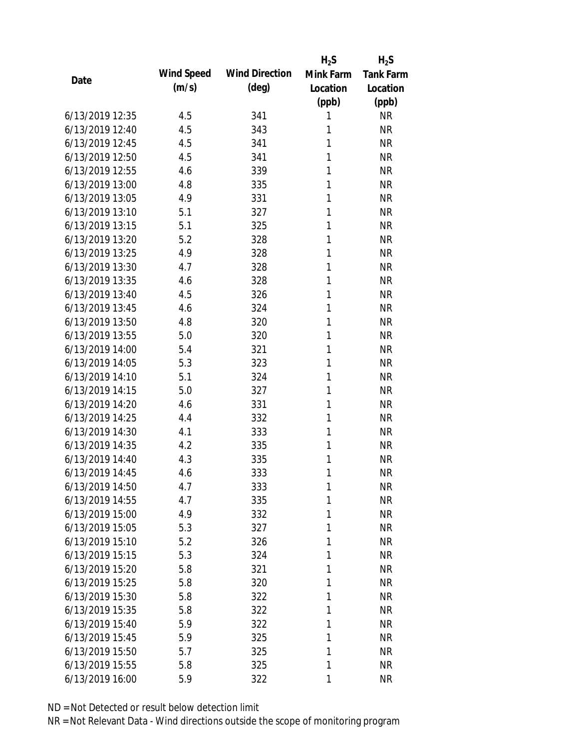| Date | Wind Speed (m/s) | Wind Direction (deg) | $H_2S$ Mink Farm Location (ppb) | $H_2S$ Tank Farm Location (ppb) |
| --- | --- | --- | --- | --- |
| 6/13/2019 12:35 | 4.5 | 341 | 1 | NR |
| 6/13/2019 12:40 | 4.5 | 343 | 1 | NR |
| 6/13/2019 12:45 | 4.5 | 341 | 1 | NR |
| 6/13/2019 12:50 | 4.5 | 341 | 1 | NR |
| 6/13/2019 12:55 | 4.6 | 339 | 1 | NR |
| 6/13/2019 13:00 | 4.8 | 335 | 1 | NR |
| 6/13/2019 13:05 | 4.9 | 331 | 1 | NR |
| 6/13/2019 13:10 | 5.1 | 327 | 1 | NR |
| 6/13/2019 13:15 | 5.1 | 325 | 1 | NR |
| 6/13/2019 13:20 | 5.2 | 328 | 1 | NR |
| 6/13/2019 13:25 | 4.9 | 328 | 1 | NR |
| 6/13/2019 13:30 | 4.7 | 328 | 1 | NR |
| 6/13/2019 13:35 | 4.6 | 328 | 1 | NR |
| 6/13/2019 13:40 | 4.5 | 326 | 1 | NR |
| 6/13/2019 13:45 | 4.6 | 324 | 1 | NR |
| 6/13/2019 13:50 | 4.8 | 320 | 1 | NR |
| 6/13/2019 13:55 | 5.0 | 320 | 1 | NR |
| 6/13/2019 14:00 | 5.4 | 321 | 1 | NR |
| 6/13/2019 14:05 | 5.3 | 323 | 1 | NR |
| 6/13/2019 14:10 | 5.1 | 324 | 1 | NR |
| 6/13/2019 14:15 | 5.0 | 327 | 1 | NR |
| 6/13/2019 14:20 | 4.6 | 331 | 1 | NR |
| 6/13/2019 14:25 | 4.4 | 332 | 1 | NR |
| 6/13/2019 14:30 | 4.1 | 333 | 1 | NR |
| 6/13/2019 14:35 | 4.2 | 335 | 1 | NR |
| 6/13/2019 14:40 | 4.3 | 335 | 1 | NR |
| 6/13/2019 14:45 | 4.6 | 333 | 1 | NR |
| 6/13/2019 14:50 | 4.7 | 333 | 1 | NR |
| 6/13/2019 14:55 | 4.7 | 335 | 1 | NR |
| 6/13/2019 15:00 | 4.9 | 332 | 1 | NR |
| 6/13/2019 15:05 | 5.3 | 327 | 1 | NR |
| 6/13/2019 15:10 | 5.2 | 326 | 1 | NR |
| 6/13/2019 15:15 | 5.3 | 324 | 1 | NR |
| 6/13/2019 15:20 | 5.8 | 321 | 1 | NR |
| 6/13/2019 15:25 | 5.8 | 320 | 1 | NR |
| 6/13/2019 15:30 | 5.8 | 322 | 1 | NR |
| 6/13/2019 15:35 | 5.8 | 322 | 1 | NR |
| 6/13/2019 15:40 | 5.9 | 322 | 1 | NR |
| 6/13/2019 15:45 | 5.9 | 325 | 1 | NR |
| 6/13/2019 15:50 | 5.7 | 325 | 1 | NR |
| 6/13/2019 15:55 | 5.8 | 325 | 1 | NR |
| 6/13/2019 16:00 | 5.9 | 322 | 1 | NR |

ND = Not Detected or result below detection limit

NR = Not Relevant Data - Wind directions outside the scope of monitoring program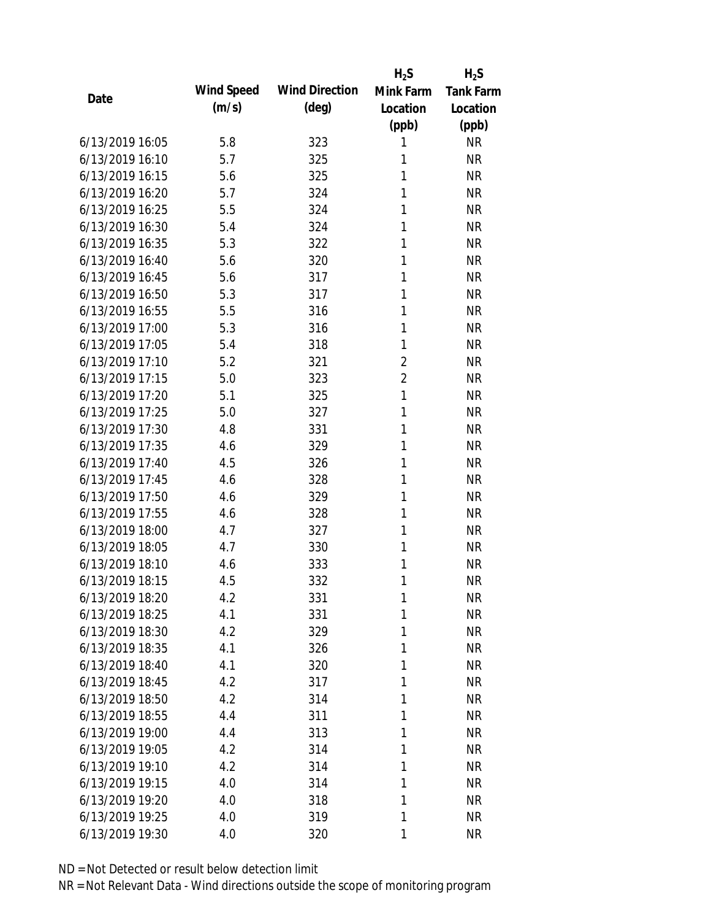| Date | Wind Speed (m/s) | Wind Direction (deg) | $H_2S$ Mink Farm Location (ppb) | $H_2S$ Tank Farm Location (ppb) |
|---|---|---|---|---|
| 6/13/2019 16:05 | 5.8 | 323 | 1 | NR |
| 6/13/2019 16:10 | 5.7 | 325 | 1 | NR |
| 6/13/2019 16:15 | 5.6 | 325 | 1 | NR |
| 6/13/2019 16:20 | 5.7 | 324 | 1 | NR |
| 6/13/2019 16:25 | 5.5 | 324 | 1 | NR |
| 6/13/2019 16:30 | 5.4 | 324 | 1 | NR |
| 6/13/2019 16:35 | 5.3 | 322 | 1 | NR |
| 6/13/2019 16:40 | 5.6 | 320 | 1 | NR |
| 6/13/2019 16:45 | 5.6 | 317 | 1 | NR |
| 6/13/2019 16:50 | 5.3 | 317 | 1 | NR |
| 6/13/2019 16:55 | 5.5 | 316 | 1 | NR |
| 6/13/2019 17:00 | 5.3 | 316 | 1 | NR |
| 6/13/2019 17:05 | 5.4 | 318 | 1 | NR |
| 6/13/2019 17:10 | 5.2 | 321 | 2 | NR |
| 6/13/2019 17:15 | 5.0 | 323 | 2 | NR |
| 6/13/2019 17:20 | 5.1 | 325 | 1 | NR |
| 6/13/2019 17:25 | 5.0 | 327 | 1 | NR |
| 6/13/2019 17:30 | 4.8 | 331 | 1 | NR |
| 6/13/2019 17:35 | 4.6 | 329 | 1 | NR |
| 6/13/2019 17:40 | 4.5 | 326 | 1 | NR |
| 6/13/2019 17:45 | 4.6 | 328 | 1 | NR |
| 6/13/2019 17:50 | 4.6 | 329 | 1 | NR |
| 6/13/2019 17:55 | 4.6 | 328 | 1 | NR |
| 6/13/2019 18:00 | 4.7 | 327 | 1 | NR |
| 6/13/2019 18:05 | 4.7 | 330 | 1 | NR |
| 6/13/2019 18:10 | 4.6 | 333 | 1 | NR |
| 6/13/2019 18:15 | 4.5 | 332 | 1 | NR |
| 6/13/2019 18:20 | 4.2 | 331 | 1 | NR |
| 6/13/2019 18:25 | 4.1 | 331 | 1 | NR |
| 6/13/2019 18:30 | 4.2 | 329 | 1 | NR |
| 6/13/2019 18:35 | 4.1 | 326 | 1 | NR |
| 6/13/2019 18:40 | 4.1 | 320 | 1 | NR |
| 6/13/2019 18:45 | 4.2 | 317 | 1 | NR |
| 6/13/2019 18:50 | 4.2 | 314 | 1 | NR |
| 6/13/2019 18:55 | 4.4 | 311 | 1 | NR |
| 6/13/2019 19:00 | 4.4 | 313 | 1 | NR |
| 6/13/2019 19:05 | 4.2 | 314 | 1 | NR |
| 6/13/2019 19:10 | 4.2 | 314 | 1 | NR |
| 6/13/2019 19:15 | 4.0 | 314 | 1 | NR |
| 6/13/2019 19:20 | 4.0 | 318 | 1 | NR |
| 6/13/2019 19:25 | 4.0 | 319 | 1 | NR |
| 6/13/2019 19:30 | 4.0 | 320 | 1 | NR |

ND = Not Detected or result below detection limit

NR = Not Relevant Data - Wind directions outside the scope of monitoring program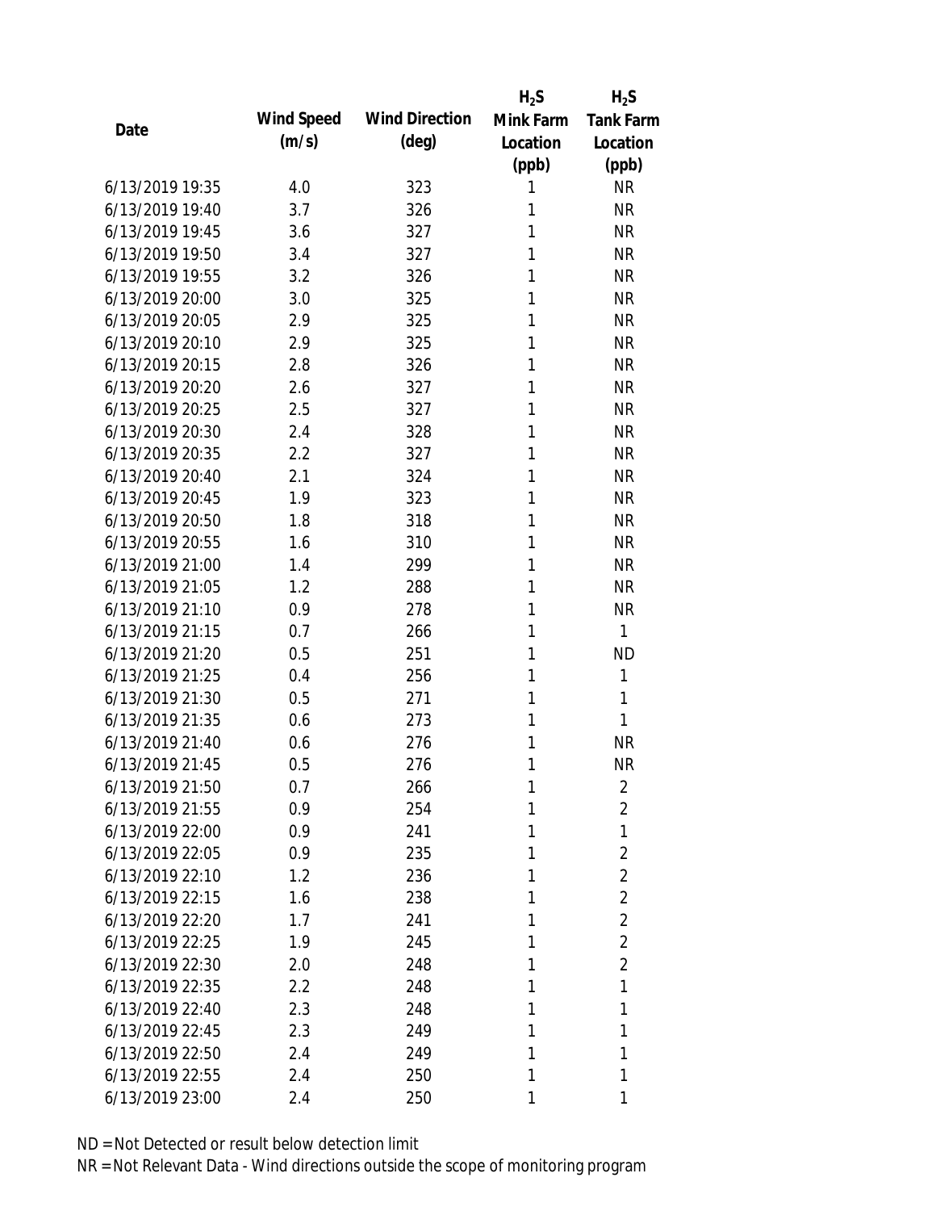| Date | Wind Speed (m/s) | Wind Direction (deg) | $H_2S$ Mink Farm Location (ppb) | $H_2S$ Tank Farm Location (ppb) |
|---|---|---|---|---|
| 6/13/2019 19:35 | 4.0 | 323 | 1 | NR |
| 6/13/2019 19:40 | 3.7 | 326 | 1 | NR |
| 6/13/2019 19:45 | 3.6 | 327 | 1 | NR |
| 6/13/2019 19:50 | 3.4 | 327 | 1 | NR |
| 6/13/2019 19:55 | 3.2 | 326 | 1 | NR |
| 6/13/2019 20:00 | 3.0 | 325 | 1 | NR |
| 6/13/2019 20:05 | 2.9 | 325 | 1 | NR |
| 6/13/2019 20:10 | 2.9 | 325 | 1 | NR |
| 6/13/2019 20:15 | 2.8 | 326 | 1 | NR |
| 6/13/2019 20:20 | 2.6 | 327 | 1 | NR |
| 6/13/2019 20:25 | 2.5 | 327 | 1 | NR |
| 6/13/2019 20:30 | 2.4 | 328 | 1 | NR |
| 6/13/2019 20:35 | 2.2 | 327 | 1 | NR |
| 6/13/2019 20:40 | 2.1 | 324 | 1 | NR |
| 6/13/2019 20:45 | 1.9 | 323 | 1 | NR |
| 6/13/2019 20:50 | 1.8 | 318 | 1 | NR |
| 6/13/2019 20:55 | 1.6 | 310 | 1 | NR |
| 6/13/2019 21:00 | 1.4 | 299 | 1 | NR |
| 6/13/2019 21:05 | 1.2 | 288 | 1 | NR |
| 6/13/2019 21:10 | 0.9 | 278 | 1 | NR |
| 6/13/2019 21:15 | 0.7 | 266 | 1 | 1 |
| 6/13/2019 21:20 | 0.5 | 251 | 1 | ND |
| 6/13/2019 21:25 | 0.4 | 256 | 1 | 1 |
| 6/13/2019 21:30 | 0.5 | 271 | 1 | 1 |
| 6/13/2019 21:35 | 0.6 | 273 | 1 | 1 |
| 6/13/2019 21:40 | 0.6 | 276 | 1 | NR |
| 6/13/2019 21:45 | 0.5 | 276 | 1 | NR |
| 6/13/2019 21:50 | 0.7 | 266 | 1 | 2 |
| 6/13/2019 21:55 | 0.9 | 254 | 1 | 2 |
| 6/13/2019 22:00 | 0.9 | 241 | 1 | 1 |
| 6/13/2019 22:05 | 0.9 | 235 | 1 | 2 |
| 6/13/2019 22:10 | 1.2 | 236 | 1 | 2 |
| 6/13/2019 22:15 | 1.6 | 238 | 1 | 2 |
| 6/13/2019 22:20 | 1.7 | 241 | 1 | 2 |
| 6/13/2019 22:25 | 1.9 | 245 | 1 | 2 |
| 6/13/2019 22:30 | 2.0 | 248 | 1 | 2 |
| 6/13/2019 22:35 | 2.2 | 248 | 1 | 1 |
| 6/13/2019 22:40 | 2.3 | 248 | 1 | 1 |
| 6/13/2019 22:45 | 2.3 | 249 | 1 | 1 |
| 6/13/2019 22:50 | 2.4 | 249 | 1 | 1 |
| 6/13/2019 22:55 | 2.4 | 250 | 1 | 1 |
| 6/13/2019 23:00 | 2.4 | 250 | 1 | 1 |

ND = Not Detected or result below detection limit

NR = Not Relevant Data - Wind directions outside the scope of monitoring program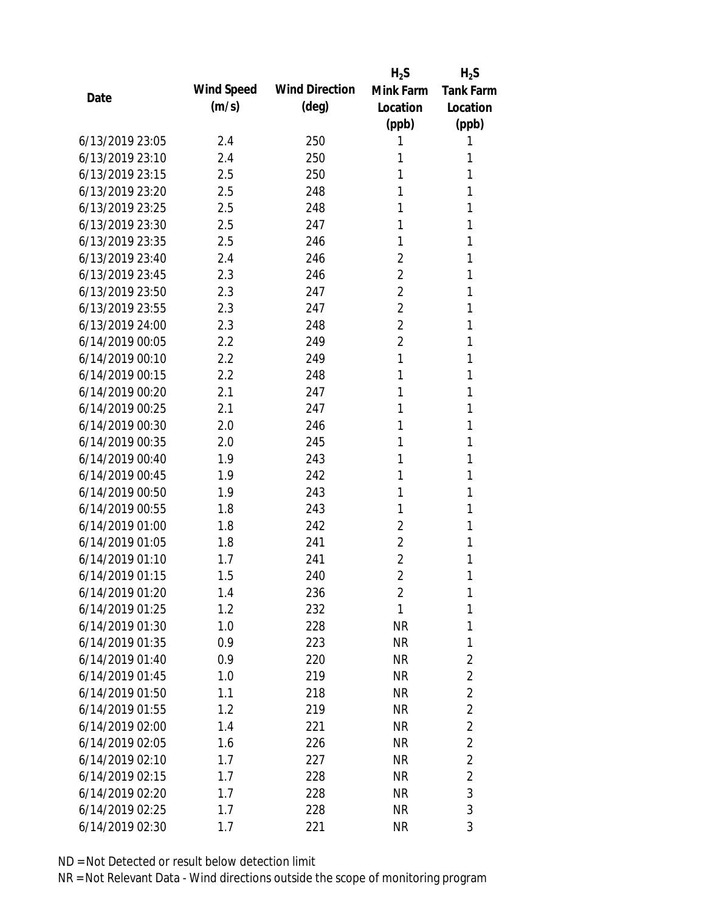| Date | Wind Speed (m/s) | Wind Direction (deg) | $H_2S$ Mink Farm Location (ppb) | $H_2S$ Tank Farm Location (ppb) |
|---|---|---|---|---|
| 6/13/2019 23:05 | 2.4 | 250 | 1 | 1 |
| 6/13/2019 23:10 | 2.4 | 250 | 1 | 1 |
| 6/13/2019 23:15 | 2.5 | 250 | 1 | 1 |
| 6/13/2019 23:20 | 2.5 | 248 | 1 | 1 |
| 6/13/2019 23:25 | 2.5 | 248 | 1 | 1 |
| 6/13/2019 23:30 | 2.5 | 247 | 1 | 1 |
| 6/13/2019 23:35 | 2.5 | 246 | 1 | 1 |
| 6/13/2019 23:40 | 2.4 | 246 | 2 | 1 |
| 6/13/2019 23:45 | 2.3 | 246 | 2 | 1 |
| 6/13/2019 23:50 | 2.3 | 247 | 2 | 1 |
| 6/13/2019 23:55 | 2.3 | 247 | 2 | 1 |
| 6/13/2019 24:00 | 2.3 | 248 | 2 | 1 |
| 6/14/2019 00:05 | 2.2 | 249 | 2 | 1 |
| 6/14/2019 00:10 | 2.2 | 249 | 1 | 1 |
| 6/14/2019 00:15 | 2.2 | 248 | 1 | 1 |
| 6/14/2019 00:20 | 2.1 | 247 | 1 | 1 |
| 6/14/2019 00:25 | 2.1 | 247 | 1 | 1 |
| 6/14/2019 00:30 | 2.0 | 246 | 1 | 1 |
| 6/14/2019 00:35 | 2.0 | 245 | 1 | 1 |
| 6/14/2019 00:40 | 1.9 | 243 | 1 | 1 |
| 6/14/2019 00:45 | 1.9 | 242 | 1 | 1 |
| 6/14/2019 00:50 | 1.9 | 243 | 1 | 1 |
| 6/14/2019 00:55 | 1.8 | 243 | 1 | 1 |
| 6/14/2019 01:00 | 1.8 | 242 | 2 | 1 |
| 6/14/2019 01:05 | 1.8 | 241 | 2 | 1 |
| 6/14/2019 01:10 | 1.7 | 241 | 2 | 1 |
| 6/14/2019 01:15 | 1.5 | 240 | 2 | 1 |
| 6/14/2019 01:20 | 1.4 | 236 | 2 | 1 |
| 6/14/2019 01:25 | 1.2 | 232 | 1 | 1 |
| 6/14/2019 01:30 | 1.0 | 228 | NR | 1 |
| 6/14/2019 01:35 | 0.9 | 223 | NR | 1 |
| 6/14/2019 01:40 | 0.9 | 220 | NR | 2 |
| 6/14/2019 01:45 | 1.0 | 219 | NR | 2 |
| 6/14/2019 01:50 | 1.1 | 218 | NR | 2 |
| 6/14/2019 01:55 | 1.2 | 219 | NR | 2 |
| 6/14/2019 02:00 | 1.4 | 221 | NR | 2 |
| 6/14/2019 02:05 | 1.6 | 226 | NR | 2 |
| 6/14/2019 02:10 | 1.7 | 227 | NR | 2 |
| 6/14/2019 02:15 | 1.7 | 228 | NR | 2 |
| 6/14/2019 02:20 | 1.7 | 228 | NR | 3 |
| 6/14/2019 02:25 | 1.7 | 228 | NR | 3 |
| 6/14/2019 02:30 | 1.7 | 221 | NR | 3 |

ND = Not Detected or result below detection limit

NR = Not Relevant Data - Wind directions outside the scope of monitoring program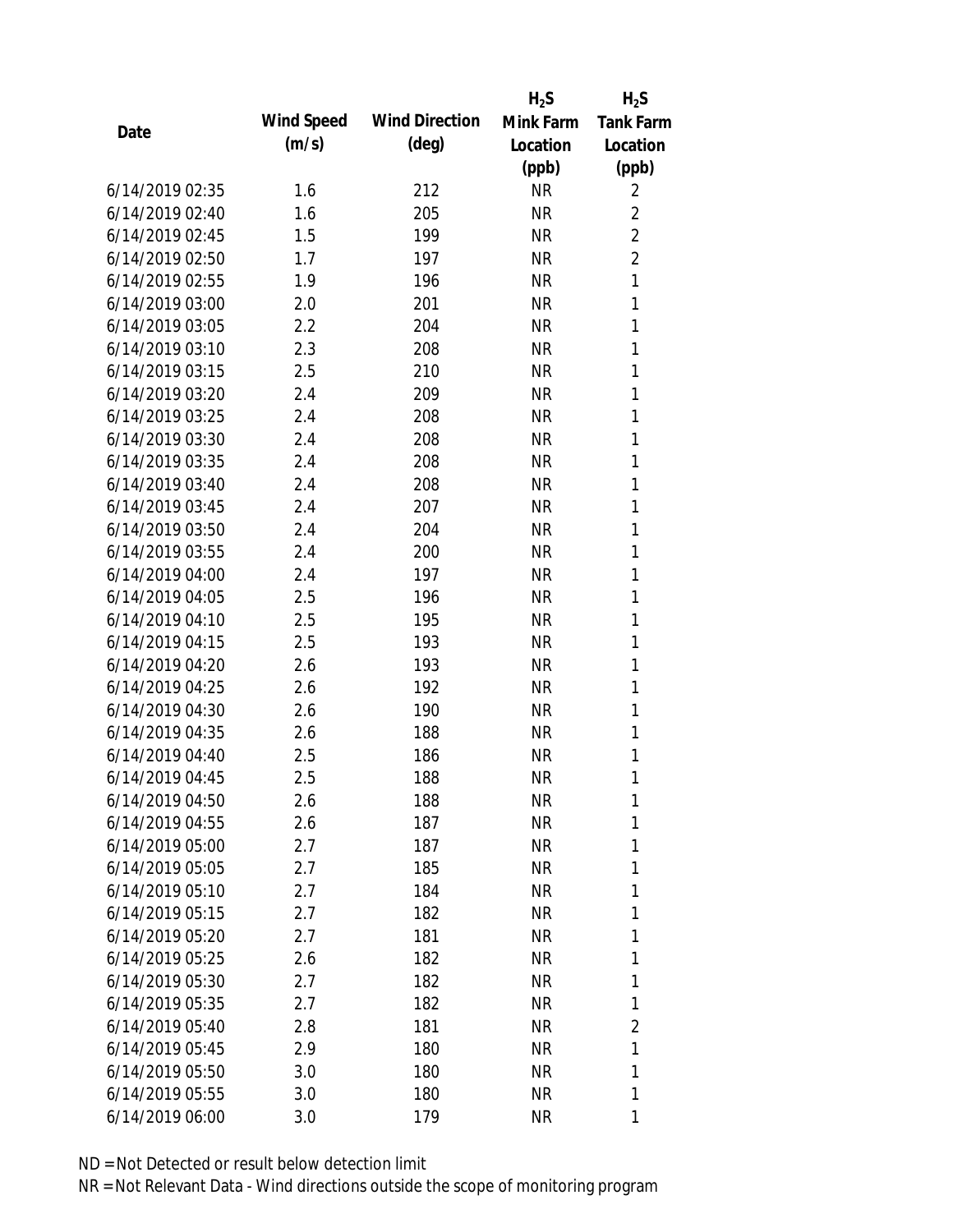| Date | Wind Speed (m/s) | Wind Direction (deg) | $H_2S$ Mink Farm Location (ppb) | $H_2S$ Tank Farm Location (ppb) |
|---|---|---|---|---|
| 6/14/2019 02:35 | 1.6 | 212 | NR | 2 |
| 6/14/2019 02:40 | 1.6 | 205 | NR | 2 |
| 6/14/2019 02:45 | 1.5 | 199 | NR | 2 |
| 6/14/2019 02:50 | 1.7 | 197 | NR | 2 |
| 6/14/2019 02:55 | 1.9 | 196 | NR | 1 |
| 6/14/2019 03:00 | 2.0 | 201 | NR | 1 |
| 6/14/2019 03:05 | 2.2 | 204 | NR | 1 |
| 6/14/2019 03:10 | 2.3 | 208 | NR | 1 |
| 6/14/2019 03:15 | 2.5 | 210 | NR | 1 |
| 6/14/2019 03:20 | 2.4 | 209 | NR | 1 |
| 6/14/2019 03:25 | 2.4 | 208 | NR | 1 |
| 6/14/2019 03:30 | 2.4 | 208 | NR | 1 |
| 6/14/2019 03:35 | 2.4 | 208 | NR | 1 |
| 6/14/2019 03:40 | 2.4 | 208 | NR | 1 |
| 6/14/2019 03:45 | 2.4 | 207 | NR | 1 |
| 6/14/2019 03:50 | 2.4 | 204 | NR | 1 |
| 6/14/2019 03:55 | 2.4 | 200 | NR | 1 |
| 6/14/2019 04:00 | 2.4 | 197 | NR | 1 |
| 6/14/2019 04:05 | 2.5 | 196 | NR | 1 |
| 6/14/2019 04:10 | 2.5 | 195 | NR | 1 |
| 6/14/2019 04:15 | 2.5 | 193 | NR | 1 |
| 6/14/2019 04:20 | 2.6 | 193 | NR | 1 |
| 6/14/2019 04:25 | 2.6 | 192 | NR | 1 |
| 6/14/2019 04:30 | 2.6 | 190 | NR | 1 |
| 6/14/2019 04:35 | 2.6 | 188 | NR | 1 |
| 6/14/2019 04:40 | 2.5 | 186 | NR | 1 |
| 6/14/2019 04:45 | 2.5 | 188 | NR | 1 |
| 6/14/2019 04:50 | 2.6 | 188 | NR | 1 |
| 6/14/2019 04:55 | 2.6 | 187 | NR | 1 |
| 6/14/2019 05:00 | 2.7 | 187 | NR | 1 |
| 6/14/2019 05:05 | 2.7 | 185 | NR | 1 |
| 6/14/2019 05:10 | 2.7 | 184 | NR | 1 |
| 6/14/2019 05:15 | 2.7 | 182 | NR | 1 |
| 6/14/2019 05:20 | 2.7 | 181 | NR | 1 |
| 6/14/2019 05:25 | 2.6 | 182 | NR | 1 |
| 6/14/2019 05:30 | 2.7 | 182 | NR | 1 |
| 6/14/2019 05:35 | 2.7 | 182 | NR | 1 |
| 6/14/2019 05:40 | 2.8 | 181 | NR | 2 |
| 6/14/2019 05:45 | 2.9 | 180 | NR | 1 |
| 6/14/2019 05:50 | 3.0 | 180 | NR | 1 |
| 6/14/2019 05:55 | 3.0 | 180 | NR | 1 |
| 6/14/2019 06:00 | 3.0 | 179 | NR | 1 |

ND = Not Detected or result below detection limit

NR = Not Relevant Data - Wind directions outside the scope of monitoring program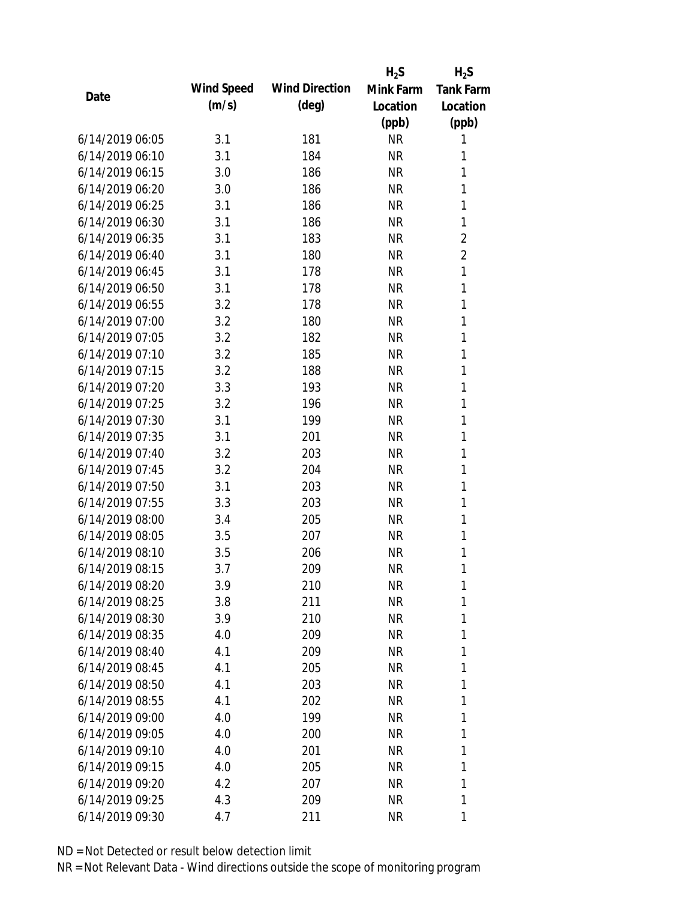| Date | Wind Speed (m/s) | Wind Direction (deg) | $H_2S$ Mink Farm Location (ppb) | $H_2S$ Tank Farm Location (ppb) |
|---|---|---|---|---|
| 6/14/2019 06:05 | 3.1 | 181 | NR | 1 |
| 6/14/2019 06:10 | 3.1 | 184 | NR | 1 |
| 6/14/2019 06:15 | 3.0 | 186 | NR | 1 |
| 6/14/2019 06:20 | 3.0 | 186 | NR | 1 |
| 6/14/2019 06:25 | 3.1 | 186 | NR | 1 |
| 6/14/2019 06:30 | 3.1 | 186 | NR | 1 |
| 6/14/2019 06:35 | 3.1 | 183 | NR | 2 |
| 6/14/2019 06:40 | 3.1 | 180 | NR | 2 |
| 6/14/2019 06:45 | 3.1 | 178 | NR | 1 |
| 6/14/2019 06:50 | 3.1 | 178 | NR | 1 |
| 6/14/2019 06:55 | 3.2 | 178 | NR | 1 |
| 6/14/2019 07:00 | 3.2 | 180 | NR | 1 |
| 6/14/2019 07:05 | 3.2 | 182 | NR | 1 |
| 6/14/2019 07:10 | 3.2 | 185 | NR | 1 |
| 6/14/2019 07:15 | 3.2 | 188 | NR | 1 |
| 6/14/2019 07:20 | 3.3 | 193 | NR | 1 |
| 6/14/2019 07:25 | 3.2 | 196 | NR | 1 |
| 6/14/2019 07:30 | 3.1 | 199 | NR | 1 |
| 6/14/2019 07:35 | 3.1 | 201 | NR | 1 |
| 6/14/2019 07:40 | 3.2 | 203 | NR | 1 |
| 6/14/2019 07:45 | 3.2 | 204 | NR | 1 |
| 6/14/2019 07:50 | 3.1 | 203 | NR | 1 |
| 6/14/2019 07:55 | 3.3 | 203 | NR | 1 |
| 6/14/2019 08:00 | 3.4 | 205 | NR | 1 |
| 6/14/2019 08:05 | 3.5 | 207 | NR | 1 |
| 6/14/2019 08:10 | 3.5 | 206 | NR | 1 |
| 6/14/2019 08:15 | 3.7 | 209 | NR | 1 |
| 6/14/2019 08:20 | 3.9 | 210 | NR | 1 |
| 6/14/2019 08:25 | 3.8 | 211 | NR | 1 |
| 6/14/2019 08:30 | 3.9 | 210 | NR | 1 |
| 6/14/2019 08:35 | 4.0 | 209 | NR | 1 |
| 6/14/2019 08:40 | 4.1 | 209 | NR | 1 |
| 6/14/2019 08:45 | 4.1 | 205 | NR | 1 |
| 6/14/2019 08:50 | 4.1 | 203 | NR | 1 |
| 6/14/2019 08:55 | 4.1 | 202 | NR | 1 |
| 6/14/2019 09:00 | 4.0 | 199 | NR | 1 |
| 6/14/2019 09:05 | 4.0 | 200 | NR | 1 |
| 6/14/2019 09:10 | 4.0 | 201 | NR | 1 |
| 6/14/2019 09:15 | 4.0 | 205 | NR | 1 |
| 6/14/2019 09:20 | 4.2 | 207 | NR | 1 |
| 6/14/2019 09:25 | 4.3 | 209 | NR | 1 |
| 6/14/2019 09:30 | 4.7 | 211 | NR | 1 |

ND = Not Detected or result below detection limit

NR = Not Relevant Data - Wind directions outside the scope of monitoring program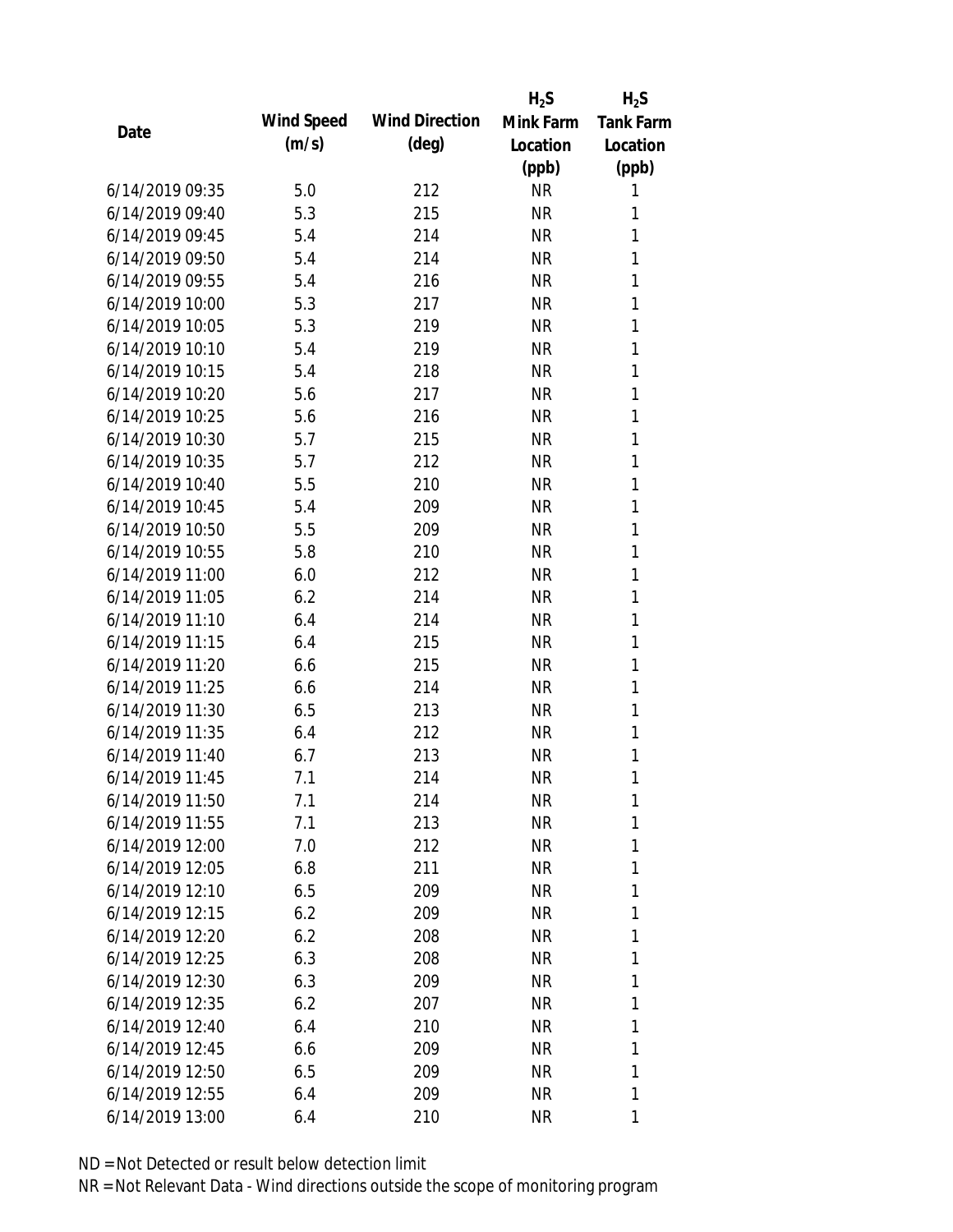| Date | Wind Speed (m/s) | Wind Direction (deg) | $H_2S$ Mink Farm Location (ppb) | $H_2S$ Tank Farm Location (ppb) |
|---|---|---|---|---|
| 6/14/2019 09:35 | 5.0 | 212 | NR | 1 |
| 6/14/2019 09:40 | 5.3 | 215 | NR | 1 |
| 6/14/2019 09:45 | 5.4 | 214 | NR | 1 |
| 6/14/2019 09:50 | 5.4 | 214 | NR | 1 |
| 6/14/2019 09:55 | 5.4 | 216 | NR | 1 |
| 6/14/2019 10:00 | 5.3 | 217 | NR | 1 |
| 6/14/2019 10:05 | 5.3 | 219 | NR | 1 |
| 6/14/2019 10:10 | 5.4 | 219 | NR | 1 |
| 6/14/2019 10:15 | 5.4 | 218 | NR | 1 |
| 6/14/2019 10:20 | 5.6 | 217 | NR | 1 |
| 6/14/2019 10:25 | 5.6 | 216 | NR | 1 |
| 6/14/2019 10:30 | 5.7 | 215 | NR | 1 |
| 6/14/2019 10:35 | 5.7 | 212 | NR | 1 |
| 6/14/2019 10:40 | 5.5 | 210 | NR | 1 |
| 6/14/2019 10:45 | 5.4 | 209 | NR | 1 |
| 6/14/2019 10:50 | 5.5 | 209 | NR | 1 |
| 6/14/2019 10:55 | 5.8 | 210 | NR | 1 |
| 6/14/2019 11:00 | 6.0 | 212 | NR | 1 |
| 6/14/2019 11:05 | 6.2 | 214 | NR | 1 |
| 6/14/2019 11:10 | 6.4 | 214 | NR | 1 |
| 6/14/2019 11:15 | 6.4 | 215 | NR | 1 |
| 6/14/2019 11:20 | 6.6 | 215 | NR | 1 |
| 6/14/2019 11:25 | 6.6 | 214 | NR | 1 |
| 6/14/2019 11:30 | 6.5 | 213 | NR | 1 |
| 6/14/2019 11:35 | 6.4 | 212 | NR | 1 |
| 6/14/2019 11:40 | 6.7 | 213 | NR | 1 |
| 6/14/2019 11:45 | 7.1 | 214 | NR | 1 |
| 6/14/2019 11:50 | 7.1 | 214 | NR | 1 |
| 6/14/2019 11:55 | 7.1 | 213 | NR | 1 |
| 6/14/2019 12:00 | 7.0 | 212 | NR | 1 |
| 6/14/2019 12:05 | 6.8 | 211 | NR | 1 |
| 6/14/2019 12:10 | 6.5 | 209 | NR | 1 |
| 6/14/2019 12:15 | 6.2 | 209 | NR | 1 |
| 6/14/2019 12:20 | 6.2 | 208 | NR | 1 |
| 6/14/2019 12:25 | 6.3 | 208 | NR | 1 |
| 6/14/2019 12:30 | 6.3 | 209 | NR | 1 |
| 6/14/2019 12:35 | 6.2 | 207 | NR | 1 |
| 6/14/2019 12:40 | 6.4 | 210 | NR | 1 |
| 6/14/2019 12:45 | 6.6 | 209 | NR | 1 |
| 6/14/2019 12:50 | 6.5 | 209 | NR | 1 |
| 6/14/2019 12:55 | 6.4 | 209 | NR | 1 |
| 6/14/2019 13:00 | 6.4 | 210 | NR | 1 |

ND = Not Detected or result below detection limit
NR = Not Relevant Data - Wind directions outside the scope of monitoring program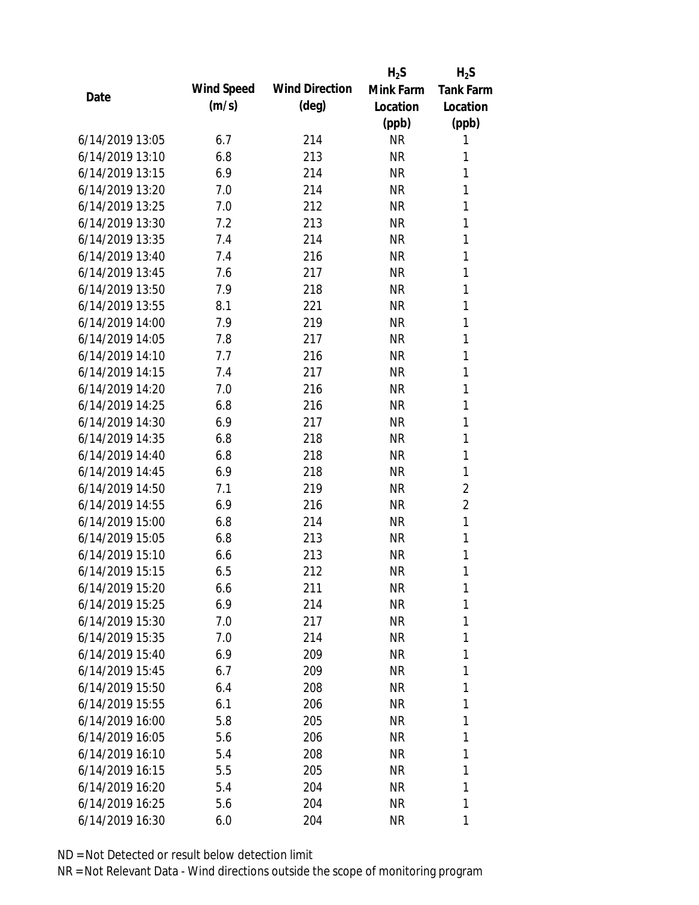| Date | Wind Speed (m/s) | Wind Direction (deg) | $H_2S$ Mink Farm Location (ppb) | $H_2S$ Tank Farm Location (ppb) |
|---|---|---|---|---|
| 6/14/2019 13:05 | 6.7 | 214 | NR | 1 |
| 6/14/2019 13:10 | 6.8 | 213 | NR | 1 |
| 6/14/2019 13:15 | 6.9 | 214 | NR | 1 |
| 6/14/2019 13:20 | 7.0 | 214 | NR | 1 |
| 6/14/2019 13:25 | 7.0 | 212 | NR | 1 |
| 6/14/2019 13:30 | 7.2 | 213 | NR | 1 |
| 6/14/2019 13:35 | 7.4 | 214 | NR | 1 |
| 6/14/2019 13:40 | 7.4 | 216 | NR | 1 |
| 6/14/2019 13:45 | 7.6 | 217 | NR | 1 |
| 6/14/2019 13:50 | 7.9 | 218 | NR | 1 |
| 6/14/2019 13:55 | 8.1 | 221 | NR | 1 |
| 6/14/2019 14:00 | 7.9 | 219 | NR | 1 |
| 6/14/2019 14:05 | 7.8 | 217 | NR | 1 |
| 6/14/2019 14:10 | 7.7 | 216 | NR | 1 |
| 6/14/2019 14:15 | 7.4 | 217 | NR | 1 |
| 6/14/2019 14:20 | 7.0 | 216 | NR | 1 |
| 6/14/2019 14:25 | 6.8 | 216 | NR | 1 |
| 6/14/2019 14:30 | 6.9 | 217 | NR | 1 |
| 6/14/2019 14:35 | 6.8 | 218 | NR | 1 |
| 6/14/2019 14:40 | 6.8 | 218 | NR | 1 |
| 6/14/2019 14:45 | 6.9 | 218 | NR | 1 |
| 6/14/2019 14:50 | 7.1 | 219 | NR | 2 |
| 6/14/2019 14:55 | 6.9 | 216 | NR | 2 |
| 6/14/2019 15:00 | 6.8 | 214 | NR | 1 |
| 6/14/2019 15:05 | 6.8 | 213 | NR | 1 |
| 6/14/2019 15:10 | 6.6 | 213 | NR | 1 |
| 6/14/2019 15:15 | 6.5 | 212 | NR | 1 |
| 6/14/2019 15:20 | 6.6 | 211 | NR | 1 |
| 6/14/2019 15:25 | 6.9 | 214 | NR | 1 |
| 6/14/2019 15:30 | 7.0 | 217 | NR | 1 |
| 6/14/2019 15:35 | 7.0 | 214 | NR | 1 |
| 6/14/2019 15:40 | 6.9 | 209 | NR | 1 |
| 6/14/2019 15:45 | 6.7 | 209 | NR | 1 |
| 6/14/2019 15:50 | 6.4 | 208 | NR | 1 |
| 6/14/2019 15:55 | 6.1 | 206 | NR | 1 |
| 6/14/2019 16:00 | 5.8 | 205 | NR | 1 |
| 6/14/2019 16:05 | 5.6 | 206 | NR | 1 |
| 6/14/2019 16:10 | 5.4 | 208 | NR | 1 |
| 6/14/2019 16:15 | 5.5 | 205 | NR | 1 |
| 6/14/2019 16:20 | 5.4 | 204 | NR | 1 |
| 6/14/2019 16:25 | 5.6 | 204 | NR | 1 |
| 6/14/2019 16:30 | 6.0 | 204 | NR | 1 |

ND = Not Detected or result below detection limit

NR = Not Relevant Data - Wind directions outside the scope of monitoring program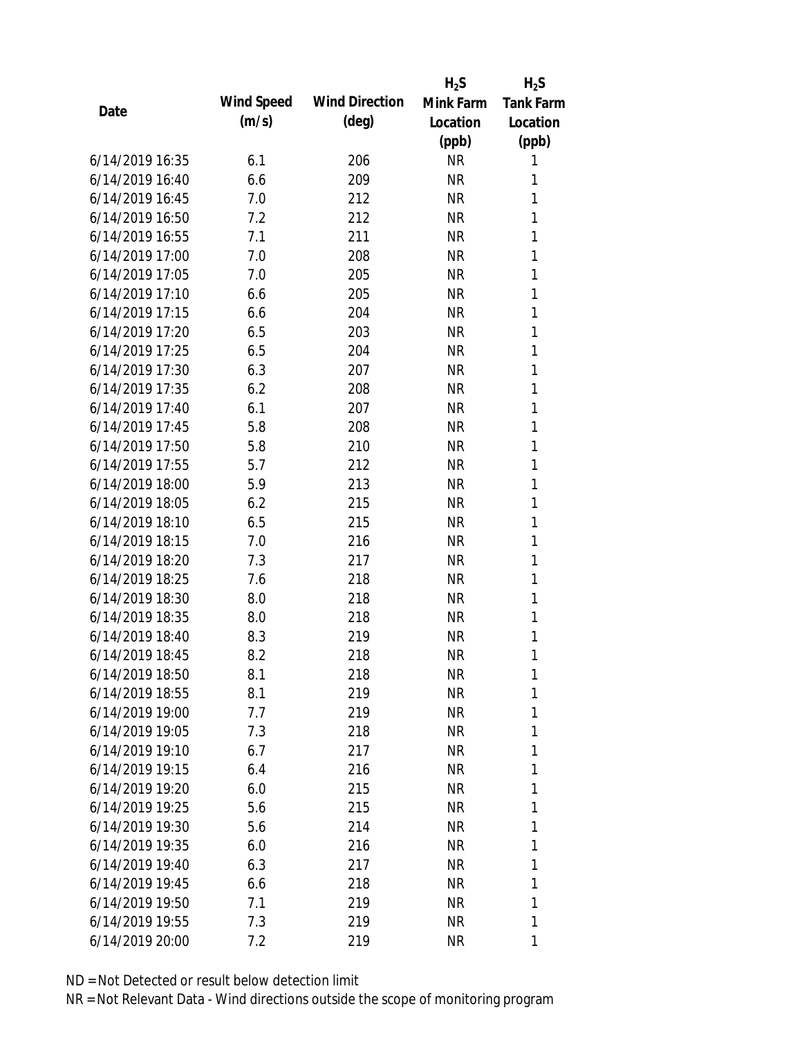| Date | Wind Speed (m/s) | Wind Direction (deg) | $H_2S$ Mink Farm Location (ppb) | $H_2S$ Tank Farm Location (ppb) |
|---|---|---|---|---|
| 6/14/2019 16:35 | 6.1 | 206 | NR | 1 |
| 6/14/2019 16:40 | 6.6 | 209 | NR | 1 |
| 6/14/2019 16:45 | 7.0 | 212 | NR | 1 |
| 6/14/2019 16:50 | 7.2 | 212 | NR | 1 |
| 6/14/2019 16:55 | 7.1 | 211 | NR | 1 |
| 6/14/2019 17:00 | 7.0 | 208 | NR | 1 |
| 6/14/2019 17:05 | 7.0 | 205 | NR | 1 |
| 6/14/2019 17:10 | 6.6 | 205 | NR | 1 |
| 6/14/2019 17:15 | 6.6 | 204 | NR | 1 |
| 6/14/2019 17:20 | 6.5 | 203 | NR | 1 |
| 6/14/2019 17:25 | 6.5 | 204 | NR | 1 |
| 6/14/2019 17:30 | 6.3 | 207 | NR | 1 |
| 6/14/2019 17:35 | 6.2 | 208 | NR | 1 |
| 6/14/2019 17:40 | 6.1 | 207 | NR | 1 |
| 6/14/2019 17:45 | 5.8 | 208 | NR | 1 |
| 6/14/2019 17:50 | 5.8 | 210 | NR | 1 |
| 6/14/2019 17:55 | 5.7 | 212 | NR | 1 |
| 6/14/2019 18:00 | 5.9 | 213 | NR | 1 |
| 6/14/2019 18:05 | 6.2 | 215 | NR | 1 |
| 6/14/2019 18:10 | 6.5 | 215 | NR | 1 |
| 6/14/2019 18:15 | 7.0 | 216 | NR | 1 |
| 6/14/2019 18:20 | 7.3 | 217 | NR | 1 |
| 6/14/2019 18:25 | 7.6 | 218 | NR | 1 |
| 6/14/2019 18:30 | 8.0 | 218 | NR | 1 |
| 6/14/2019 18:35 | 8.0 | 218 | NR | 1 |
| 6/14/2019 18:40 | 8.3 | 219 | NR | 1 |
| 6/14/2019 18:45 | 8.2 | 218 | NR | 1 |
| 6/14/2019 18:50 | 8.1 | 218 | NR | 1 |
| 6/14/2019 18:55 | 8.1 | 219 | NR | 1 |
| 6/14/2019 19:00 | 7.7 | 219 | NR | 1 |
| 6/14/2019 19:05 | 7.3 | 218 | NR | 1 |
| 6/14/2019 19:10 | 6.7 | 217 | NR | 1 |
| 6/14/2019 19:15 | 6.4 | 216 | NR | 1 |
| 6/14/2019 19:20 | 6.0 | 215 | NR | 1 |
| 6/14/2019 19:25 | 5.6 | 215 | NR | 1 |
| 6/14/2019 19:30 | 5.6 | 214 | NR | 1 |
| 6/14/2019 19:35 | 6.0 | 216 | NR | 1 |
| 6/14/2019 19:40 | 6.3 | 217 | NR | 1 |
| 6/14/2019 19:45 | 6.6 | 218 | NR | 1 |
| 6/14/2019 19:50 | 7.1 | 219 | NR | 1 |
| 6/14/2019 19:55 | 7.3 | 219 | NR | 1 |
| 6/14/2019 20:00 | 7.2 | 219 | NR | 1 |

ND = Not Detected or result below detection limit

NR = Not Relevant Data - Wind directions outside the scope of monitoring program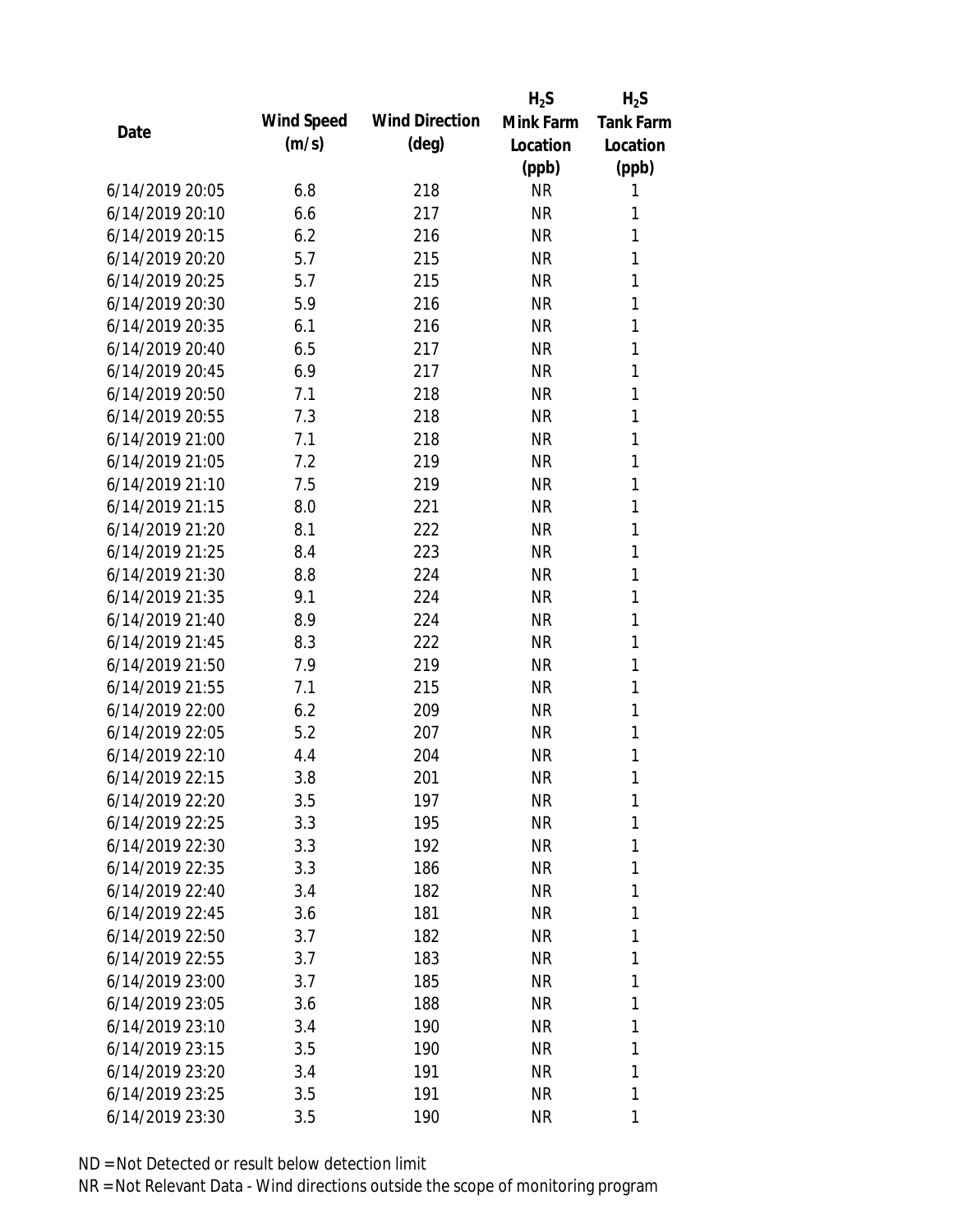| Date | Wind Speed (m/s) | Wind Direction (deg) | $H_2S$ Mink Farm Location (ppb) | $H_2S$ Tank Farm Location (ppb) |
|---|---|---|---|---|
| 6/14/2019 20:05 | 6.8 | 218 | NR | 1 |
| 6/14/2019 20:10 | 6.6 | 217 | NR | 1 |
| 6/14/2019 20:15 | 6.2 | 216 | NR | 1 |
| 6/14/2019 20:20 | 5.7 | 215 | NR | 1 |
| 6/14/2019 20:25 | 5.7 | 215 | NR | 1 |
| 6/14/2019 20:30 | 5.9 | 216 | NR | 1 |
| 6/14/2019 20:35 | 6.1 | 216 | NR | 1 |
| 6/14/2019 20:40 | 6.5 | 217 | NR | 1 |
| 6/14/2019 20:45 | 6.9 | 217 | NR | 1 |
| 6/14/2019 20:50 | 7.1 | 218 | NR | 1 |
| 6/14/2019 20:55 | 7.3 | 218 | NR | 1 |
| 6/14/2019 21:00 | 7.1 | 218 | NR | 1 |
| 6/14/2019 21:05 | 7.2 | 219 | NR | 1 |
| 6/14/2019 21:10 | 7.5 | 219 | NR | 1 |
| 6/14/2019 21:15 | 8.0 | 221 | NR | 1 |
| 6/14/2019 21:20 | 8.1 | 222 | NR | 1 |
| 6/14/2019 21:25 | 8.4 | 223 | NR | 1 |
| 6/14/2019 21:30 | 8.8 | 224 | NR | 1 |
| 6/14/2019 21:35 | 9.1 | 224 | NR | 1 |
| 6/14/2019 21:40 | 8.9 | 224 | NR | 1 |
| 6/14/2019 21:45 | 8.3 | 222 | NR | 1 |
| 6/14/2019 21:50 | 7.9 | 219 | NR | 1 |
| 6/14/2019 21:55 | 7.1 | 215 | NR | 1 |
| 6/14/2019 22:00 | 6.2 | 209 | NR | 1 |
| 6/14/2019 22:05 | 5.2 | 207 | NR | 1 |
| 6/14/2019 22:10 | 4.4 | 204 | NR | 1 |
| 6/14/2019 22:15 | 3.8 | 201 | NR | 1 |
| 6/14/2019 22:20 | 3.5 | 197 | NR | 1 |
| 6/14/2019 22:25 | 3.3 | 195 | NR | 1 |
| 6/14/2019 22:30 | 3.3 | 192 | NR | 1 |
| 6/14/2019 22:35 | 3.3 | 186 | NR | 1 |
| 6/14/2019 22:40 | 3.4 | 182 | NR | 1 |
| 6/14/2019 22:45 | 3.6 | 181 | NR | 1 |
| 6/14/2019 22:50 | 3.7 | 182 | NR | 1 |
| 6/14/2019 22:55 | 3.7 | 183 | NR | 1 |
| 6/14/2019 23:00 | 3.7 | 185 | NR | 1 |
| 6/14/2019 23:05 | 3.6 | 188 | NR | 1 |
| 6/14/2019 23:10 | 3.4 | 190 | NR | 1 |
| 6/14/2019 23:15 | 3.5 | 190 | NR | 1 |
| 6/14/2019 23:20 | 3.4 | 191 | NR | 1 |
| 6/14/2019 23:25 | 3.5 | 191 | NR | 1 |
| 6/14/2019 23:30 | 3.5 | 190 | NR | 1 |

ND = Not Detected or result below detection limit

NR = Not Relevant Data - Wind directions outside the scope of monitoring program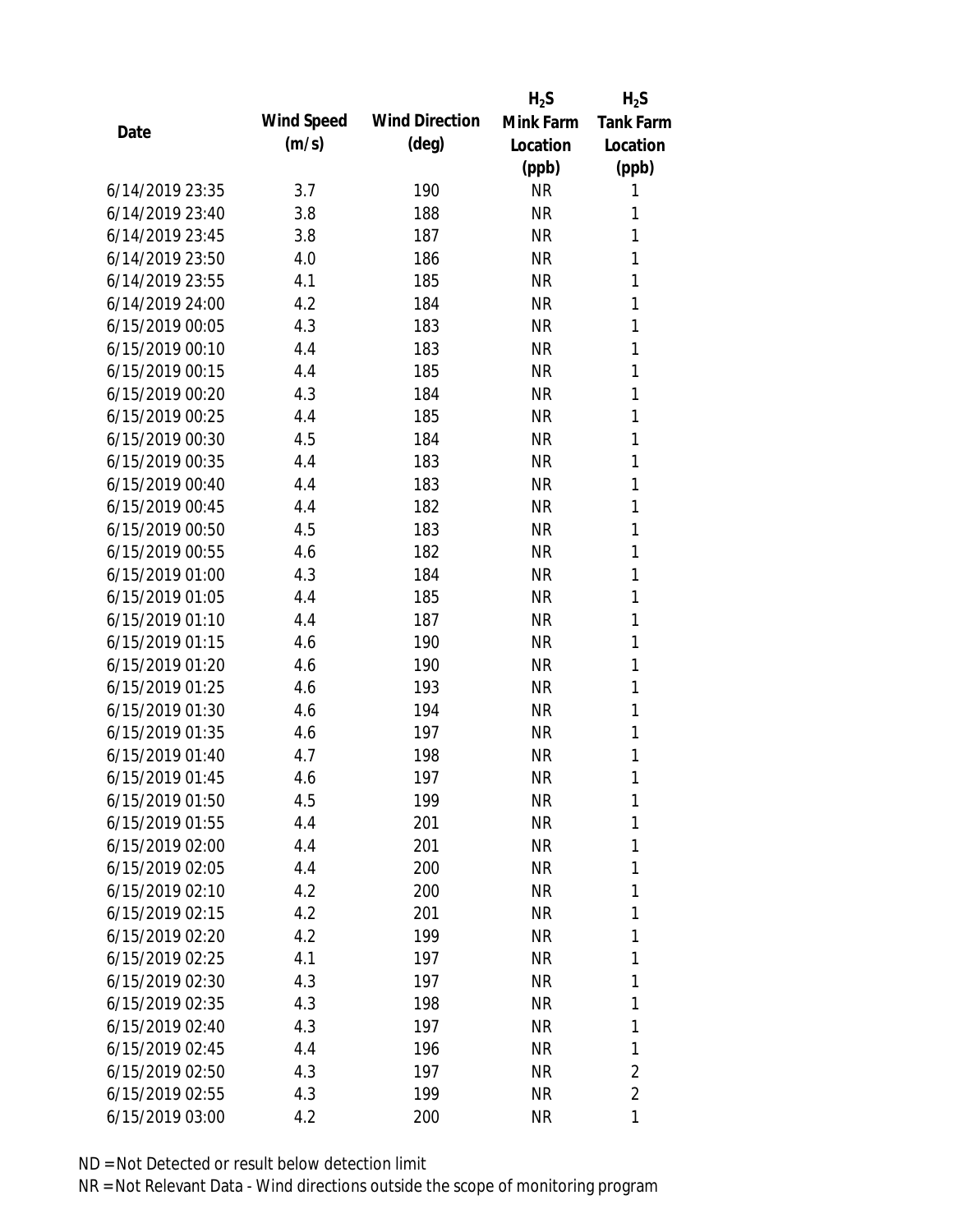| Date | Wind Speed (m/s) | Wind Direction (deg) | $H_2S$ Mink Farm Location (ppb) | $H_2S$ Tank Farm Location (ppb) |
|---|---|---|---|---|
| 6/14/2019 23:35 | 3.7 | 190 | NR | 1 |
| 6/14/2019 23:40 | 3.8 | 188 | NR | 1 |
| 6/14/2019 23:45 | 3.8 | 187 | NR | 1 |
| 6/14/2019 23:50 | 4.0 | 186 | NR | 1 |
| 6/14/2019 23:55 | 4.1 | 185 | NR | 1 |
| 6/14/2019 24:00 | 4.2 | 184 | NR | 1 |
| 6/15/2019 00:05 | 4.3 | 183 | NR | 1 |
| 6/15/2019 00:10 | 4.4 | 183 | NR | 1 |
| 6/15/2019 00:15 | 4.4 | 185 | NR | 1 |
| 6/15/2019 00:20 | 4.3 | 184 | NR | 1 |
| 6/15/2019 00:25 | 4.4 | 185 | NR | 1 |
| 6/15/2019 00:30 | 4.5 | 184 | NR | 1 |
| 6/15/2019 00:35 | 4.4 | 183 | NR | 1 |
| 6/15/2019 00:40 | 4.4 | 183 | NR | 1 |
| 6/15/2019 00:45 | 4.4 | 182 | NR | 1 |
| 6/15/2019 00:50 | 4.5 | 183 | NR | 1 |
| 6/15/2019 00:55 | 4.6 | 182 | NR | 1 |
| 6/15/2019 01:00 | 4.3 | 184 | NR | 1 |
| 6/15/2019 01:05 | 4.4 | 185 | NR | 1 |
| 6/15/2019 01:10 | 4.4 | 187 | NR | 1 |
| 6/15/2019 01:15 | 4.6 | 190 | NR | 1 |
| 6/15/2019 01:20 | 4.6 | 190 | NR | 1 |
| 6/15/2019 01:25 | 4.6 | 193 | NR | 1 |
| 6/15/2019 01:30 | 4.6 | 194 | NR | 1 |
| 6/15/2019 01:35 | 4.6 | 197 | NR | 1 |
| 6/15/2019 01:40 | 4.7 | 198 | NR | 1 |
| 6/15/2019 01:45 | 4.6 | 197 | NR | 1 |
| 6/15/2019 01:50 | 4.5 | 199 | NR | 1 |
| 6/15/2019 01:55 | 4.4 | 201 | NR | 1 |
| 6/15/2019 02:00 | 4.4 | 201 | NR | 1 |
| 6/15/2019 02:05 | 4.4 | 200 | NR | 1 |
| 6/15/2019 02:10 | 4.2 | 200 | NR | 1 |
| 6/15/2019 02:15 | 4.2 | 201 | NR | 1 |
| 6/15/2019 02:20 | 4.2 | 199 | NR | 1 |
| 6/15/2019 02:25 | 4.1 | 197 | NR | 1 |
| 6/15/2019 02:30 | 4.3 | 197 | NR | 1 |
| 6/15/2019 02:35 | 4.3 | 198 | NR | 1 |
| 6/15/2019 02:40 | 4.3 | 197 | NR | 1 |
| 6/15/2019 02:45 | 4.4 | 196 | NR | 1 |
| 6/15/2019 02:50 | 4.3 | 197 | NR | 2 |
| 6/15/2019 02:55 | 4.3 | 199 | NR | 2 |
| 6/15/2019 03:00 | 4.2 | 200 | NR | 1 |

ND = Not Detected or result below detection limit

NR = Not Relevant Data - Wind directions outside the scope of monitoring program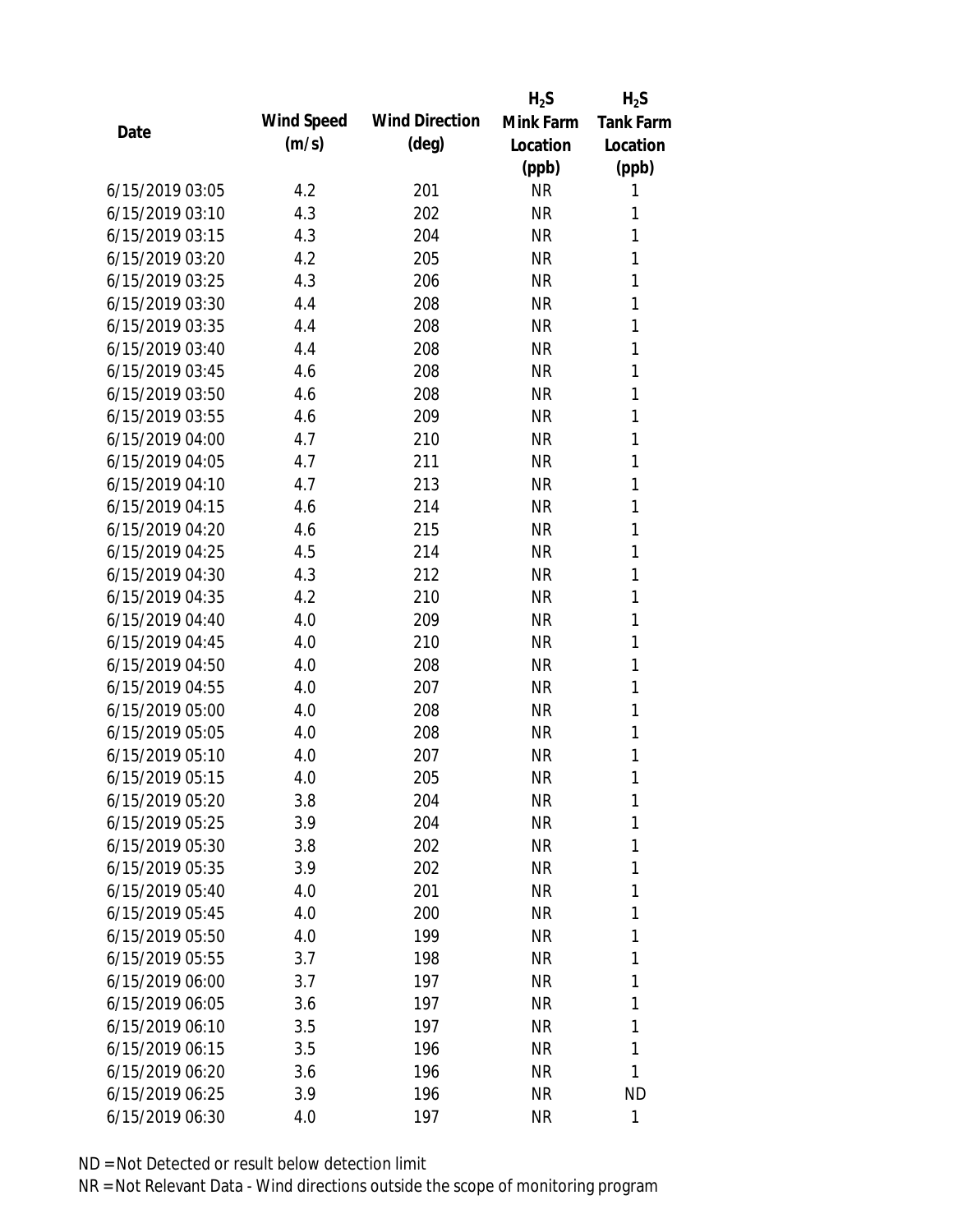| Date | Wind Speed (m/s) | Wind Direction (deg) | $H_2S$ Mink Farm Location (ppb) | $H_2S$ Tank Farm Location (ppb) |
| --- | --- | --- | --- | --- |
| 6/15/2019 03:05 | 4.2 | 201 | NR | 1 |
| 6/15/2019 03:10 | 4.3 | 202 | NR | 1 |
| 6/15/2019 03:15 | 4.3 | 204 | NR | 1 |
| 6/15/2019 03:20 | 4.2 | 205 | NR | 1 |
| 6/15/2019 03:25 | 4.3 | 206 | NR | 1 |
| 6/15/2019 03:30 | 4.4 | 208 | NR | 1 |
| 6/15/2019 03:35 | 4.4 | 208 | NR | 1 |
| 6/15/2019 03:40 | 4.4 | 208 | NR | 1 |
| 6/15/2019 03:45 | 4.6 | 208 | NR | 1 |
| 6/15/2019 03:50 | 4.6 | 208 | NR | 1 |
| 6/15/2019 03:55 | 4.6 | 209 | NR | 1 |
| 6/15/2019 04:00 | 4.7 | 210 | NR | 1 |
| 6/15/2019 04:05 | 4.7 | 211 | NR | 1 |
| 6/15/2019 04:10 | 4.7 | 213 | NR | 1 |
| 6/15/2019 04:15 | 4.6 | 214 | NR | 1 |
| 6/15/2019 04:20 | 4.6 | 215 | NR | 1 |
| 6/15/2019 04:25 | 4.5 | 214 | NR | 1 |
| 6/15/2019 04:30 | 4.3 | 212 | NR | 1 |
| 6/15/2019 04:35 | 4.2 | 210 | NR | 1 |
| 6/15/2019 04:40 | 4.0 | 209 | NR | 1 |
| 6/15/2019 04:45 | 4.0 | 210 | NR | 1 |
| 6/15/2019 04:50 | 4.0 | 208 | NR | 1 |
| 6/15/2019 04:55 | 4.0 | 207 | NR | 1 |
| 6/15/2019 05:00 | 4.0 | 208 | NR | 1 |
| 6/15/2019 05:05 | 4.0 | 208 | NR | 1 |
| 6/15/2019 05:10 | 4.0 | 207 | NR | 1 |
| 6/15/2019 05:15 | 4.0 | 205 | NR | 1 |
| 6/15/2019 05:20 | 3.8 | 204 | NR | 1 |
| 6/15/2019 05:25 | 3.9 | 204 | NR | 1 |
| 6/15/2019 05:30 | 3.8 | 202 | NR | 1 |
| 6/15/2019 05:35 | 3.9 | 202 | NR | 1 |
| 6/15/2019 05:40 | 4.0 | 201 | NR | 1 |
| 6/15/2019 05:45 | 4.0 | 200 | NR | 1 |
| 6/15/2019 05:50 | 4.0 | 199 | NR | 1 |
| 6/15/2019 05:55 | 3.7 | 198 | NR | 1 |
| 6/15/2019 06:00 | 3.7 | 197 | NR | 1 |
| 6/15/2019 06:05 | 3.6 | 197 | NR | 1 |
| 6/15/2019 06:10 | 3.5 | 197 | NR | 1 |
| 6/15/2019 06:15 | 3.5 | 196 | NR | 1 |
| 6/15/2019 06:20 | 3.6 | 196 | NR | 1 |
| 6/15/2019 06:25 | 3.9 | 196 | NR | ND |
| 6/15/2019 06:30 | 4.0 | 197 | NR | 1 |

ND = Not Detected or result below detection limit
NR = Not Relevant Data - Wind directions outside the scope of monitoring program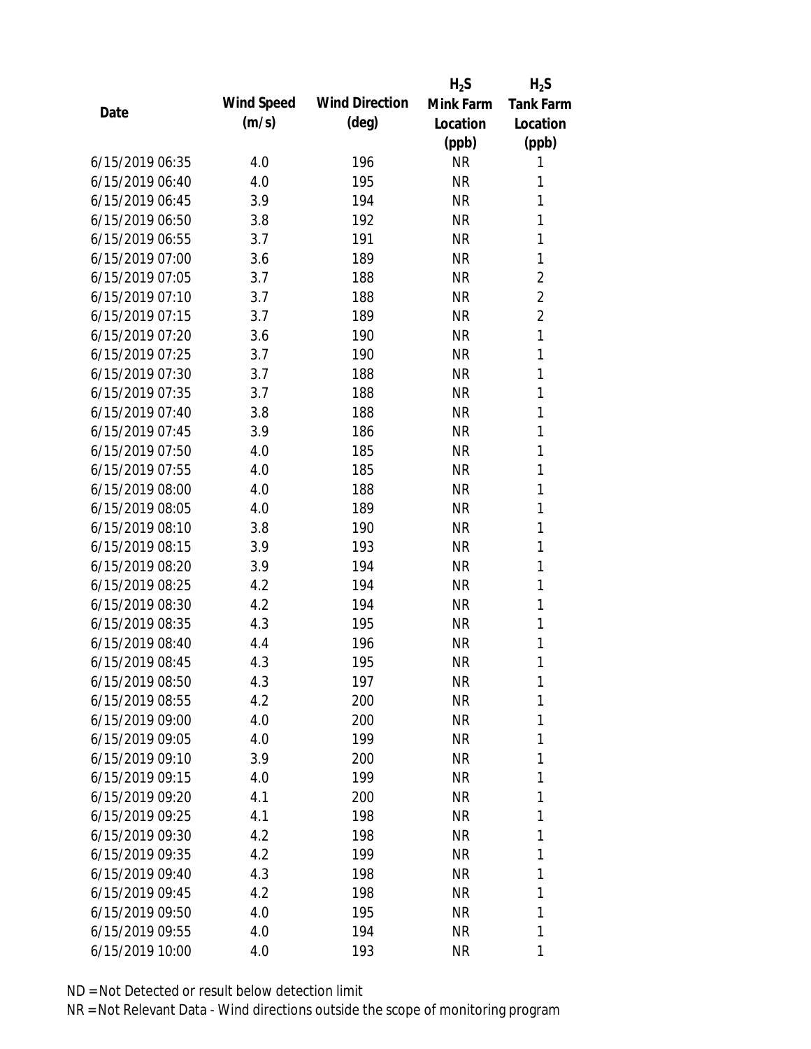| Date | Wind Speed (m/s) | Wind Direction (deg) | $H_2S$ Mink Farm Location (ppb) | $H_2S$ Tank Farm Location (ppb) |
|---|---|---|---|---|
| 6/15/2019 06:35 | 4.0 | 196 | NR | 1 |
| 6/15/2019 06:40 | 4.0 | 195 | NR | 1 |
| 6/15/2019 06:45 | 3.9 | 194 | NR | 1 |
| 6/15/2019 06:50 | 3.8 | 192 | NR | 1 |
| 6/15/2019 06:55 | 3.7 | 191 | NR | 1 |
| 6/15/2019 07:00 | 3.6 | 189 | NR | 1 |
| 6/15/2019 07:05 | 3.7 | 188 | NR | 2 |
| 6/15/2019 07:10 | 3.7 | 188 | NR | 2 |
| 6/15/2019 07:15 | 3.7 | 189 | NR | 2 |
| 6/15/2019 07:20 | 3.6 | 190 | NR | 1 |
| 6/15/2019 07:25 | 3.7 | 190 | NR | 1 |
| 6/15/2019 07:30 | 3.7 | 188 | NR | 1 |
| 6/15/2019 07:35 | 3.7 | 188 | NR | 1 |
| 6/15/2019 07:40 | 3.8 | 188 | NR | 1 |
| 6/15/2019 07:45 | 3.9 | 186 | NR | 1 |
| 6/15/2019 07:50 | 4.0 | 185 | NR | 1 |
| 6/15/2019 07:55 | 4.0 | 185 | NR | 1 |
| 6/15/2019 08:00 | 4.0 | 188 | NR | 1 |
| 6/15/2019 08:05 | 4.0 | 189 | NR | 1 |
| 6/15/2019 08:10 | 3.8 | 190 | NR | 1 |
| 6/15/2019 08:15 | 3.9 | 193 | NR | 1 |
| 6/15/2019 08:20 | 3.9 | 194 | NR | 1 |
| 6/15/2019 08:25 | 4.2 | 194 | NR | 1 |
| 6/15/2019 08:30 | 4.2 | 194 | NR | 1 |
| 6/15/2019 08:35 | 4.3 | 195 | NR | 1 |
| 6/15/2019 08:40 | 4.4 | 196 | NR | 1 |
| 6/15/2019 08:45 | 4.3 | 195 | NR | 1 |
| 6/15/2019 08:50 | 4.3 | 197 | NR | 1 |
| 6/15/2019 08:55 | 4.2 | 200 | NR | 1 |
| 6/15/2019 09:00 | 4.0 | 200 | NR | 1 |
| 6/15/2019 09:05 | 4.0 | 199 | NR | 1 |
| 6/15/2019 09:10 | 3.9 | 200 | NR | 1 |
| 6/15/2019 09:15 | 4.0 | 199 | NR | 1 |
| 6/15/2019 09:20 | 4.1 | 200 | NR | 1 |
| 6/15/2019 09:25 | 4.1 | 198 | NR | 1 |
| 6/15/2019 09:30 | 4.2 | 198 | NR | 1 |
| 6/15/2019 09:35 | 4.2 | 199 | NR | 1 |
| 6/15/2019 09:40 | 4.3 | 198 | NR | 1 |
| 6/15/2019 09:45 | 4.2 | 198 | NR | 1 |
| 6/15/2019 09:50 | 4.0 | 195 | NR | 1 |
| 6/15/2019 09:55 | 4.0 | 194 | NR | 1 |
| 6/15/2019 10:00 | 4.0 | 193 | NR | 1 |

ND = Not Detected or result below detection limit

NR = Not Relevant Data - Wind directions outside the scope of monitoring program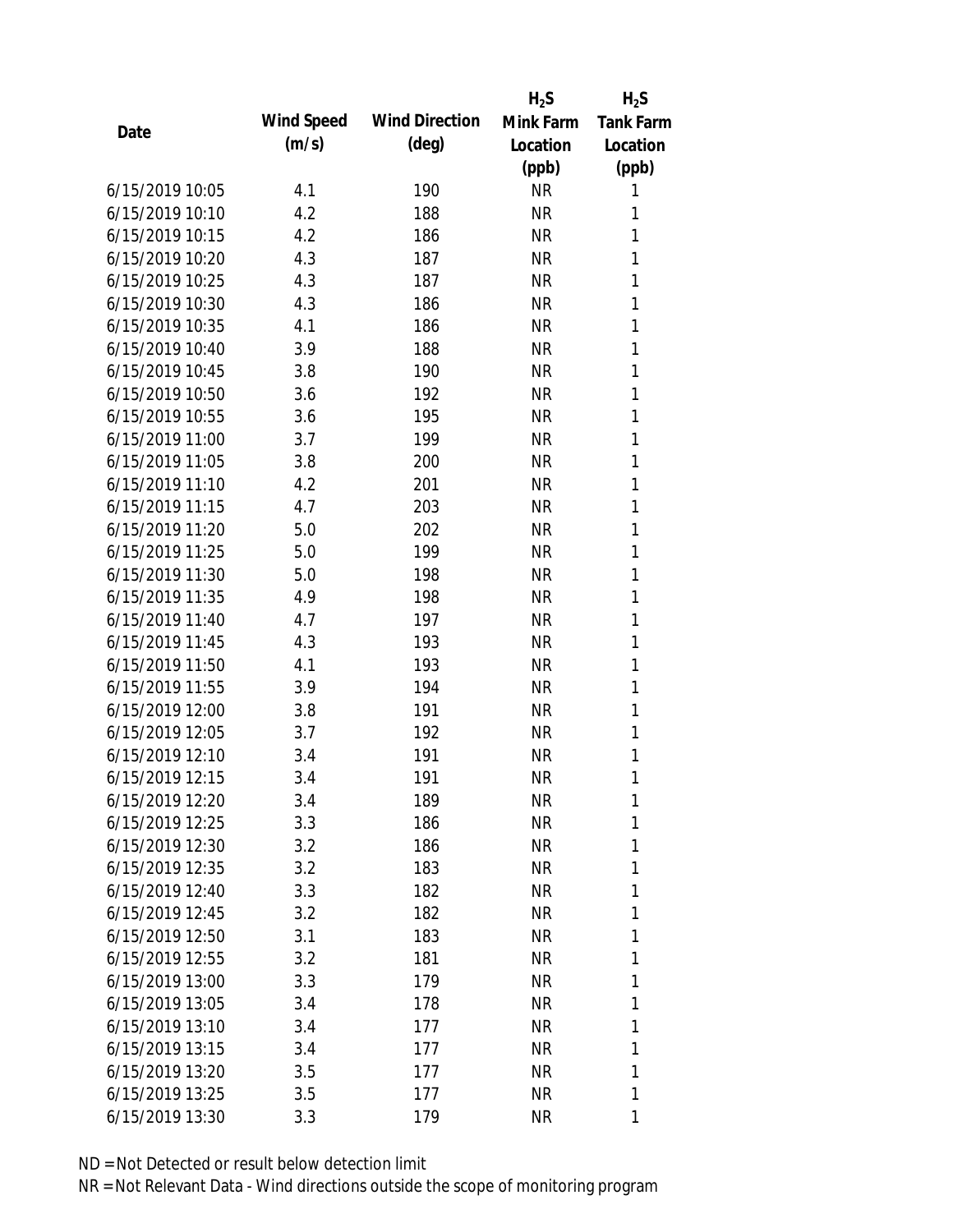| Date | Wind Speed (m/s) | Wind Direction (deg) | $H_2S$ Mink Farm Location (ppb) | $H_2S$ Tank Farm Location (ppb) |
|---|---|---|---|---|
| 6/15/2019 10:05 | 4.1 | 190 | NR | 1 |
| 6/15/2019 10:10 | 4.2 | 188 | NR | 1 |
| 6/15/2019 10:15 | 4.2 | 186 | NR | 1 |
| 6/15/2019 10:20 | 4.3 | 187 | NR | 1 |
| 6/15/2019 10:25 | 4.3 | 187 | NR | 1 |
| 6/15/2019 10:30 | 4.3 | 186 | NR | 1 |
| 6/15/2019 10:35 | 4.1 | 186 | NR | 1 |
| 6/15/2019 10:40 | 3.9 | 188 | NR | 1 |
| 6/15/2019 10:45 | 3.8 | 190 | NR | 1 |
| 6/15/2019 10:50 | 3.6 | 192 | NR | 1 |
| 6/15/2019 10:55 | 3.6 | 195 | NR | 1 |
| 6/15/2019 11:00 | 3.7 | 199 | NR | 1 |
| 6/15/2019 11:05 | 3.8 | 200 | NR | 1 |
| 6/15/2019 11:10 | 4.2 | 201 | NR | 1 |
| 6/15/2019 11:15 | 4.7 | 203 | NR | 1 |
| 6/15/2019 11:20 | 5.0 | 202 | NR | 1 |
| 6/15/2019 11:25 | 5.0 | 199 | NR | 1 |
| 6/15/2019 11:30 | 5.0 | 198 | NR | 1 |
| 6/15/2019 11:35 | 4.9 | 198 | NR | 1 |
| 6/15/2019 11:40 | 4.7 | 197 | NR | 1 |
| 6/15/2019 11:45 | 4.3 | 193 | NR | 1 |
| 6/15/2019 11:50 | 4.1 | 193 | NR | 1 |
| 6/15/2019 11:55 | 3.9 | 194 | NR | 1 |
| 6/15/2019 12:00 | 3.8 | 191 | NR | 1 |
| 6/15/2019 12:05 | 3.7 | 192 | NR | 1 |
| 6/15/2019 12:10 | 3.4 | 191 | NR | 1 |
| 6/15/2019 12:15 | 3.4 | 191 | NR | 1 |
| 6/15/2019 12:20 | 3.4 | 189 | NR | 1 |
| 6/15/2019 12:25 | 3.3 | 186 | NR | 1 |
| 6/15/2019 12:30 | 3.2 | 186 | NR | 1 |
| 6/15/2019 12:35 | 3.2 | 183 | NR | 1 |
| 6/15/2019 12:40 | 3.3 | 182 | NR | 1 |
| 6/15/2019 12:45 | 3.2 | 182 | NR | 1 |
| 6/15/2019 12:50 | 3.1 | 183 | NR | 1 |
| 6/15/2019 12:55 | 3.2 | 181 | NR | 1 |
| 6/15/2019 13:00 | 3.3 | 179 | NR | 1 |
| 6/15/2019 13:05 | 3.4 | 178 | NR | 1 |
| 6/15/2019 13:10 | 3.4 | 177 | NR | 1 |
| 6/15/2019 13:15 | 3.4 | 177 | NR | 1 |
| 6/15/2019 13:20 | 3.5 | 177 | NR | 1 |
| 6/15/2019 13:25 | 3.5 | 177 | NR | 1 |
| 6/15/2019 13:30 | 3.3 | 179 | NR | 1 |

ND = Not Detected or result below detection limit

NR = Not Relevant Data - Wind directions outside the scope of monitoring program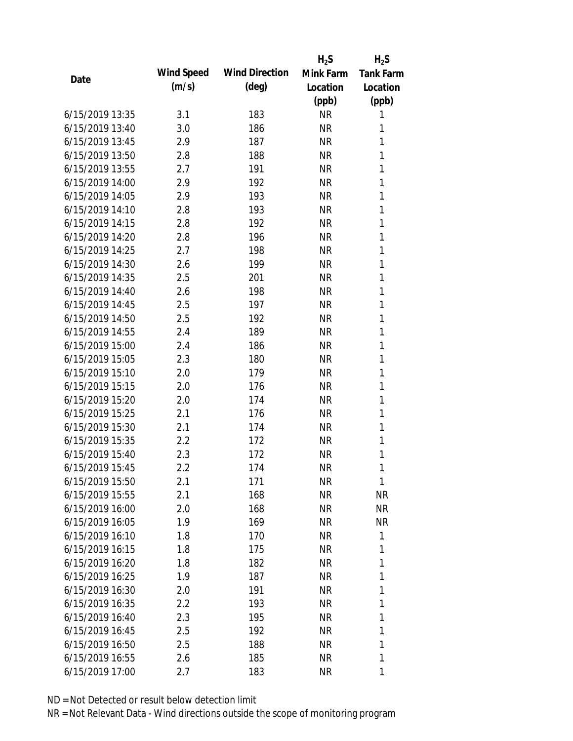| Date | Wind Speed (m/s) | Wind Direction (deg) | $H_2S$ Mink Farm Location (ppb) | $H_2S$ Tank Farm Location (ppb) |
|---|---|---|---|---|
| 6/15/2019 13:35 | 3.1 | 183 | NR | 1 |
| 6/15/2019 13:40 | 3.0 | 186 | NR | 1 |
| 6/15/2019 13:45 | 2.9 | 187 | NR | 1 |
| 6/15/2019 13:50 | 2.8 | 188 | NR | 1 |
| 6/15/2019 13:55 | 2.7 | 191 | NR | 1 |
| 6/15/2019 14:00 | 2.9 | 192 | NR | 1 |
| 6/15/2019 14:05 | 2.9 | 193 | NR | 1 |
| 6/15/2019 14:10 | 2.8 | 193 | NR | 1 |
| 6/15/2019 14:15 | 2.8 | 192 | NR | 1 |
| 6/15/2019 14:20 | 2.8 | 196 | NR | 1 |
| 6/15/2019 14:25 | 2.7 | 198 | NR | 1 |
| 6/15/2019 14:30 | 2.6 | 199 | NR | 1 |
| 6/15/2019 14:35 | 2.5 | 201 | NR | 1 |
| 6/15/2019 14:40 | 2.6 | 198 | NR | 1 |
| 6/15/2019 14:45 | 2.5 | 197 | NR | 1 |
| 6/15/2019 14:50 | 2.5 | 192 | NR | 1 |
| 6/15/2019 14:55 | 2.4 | 189 | NR | 1 |
| 6/15/2019 15:00 | 2.4 | 186 | NR | 1 |
| 6/15/2019 15:05 | 2.3 | 180 | NR | 1 |
| 6/15/2019 15:10 | 2.0 | 179 | NR | 1 |
| 6/15/2019 15:15 | 2.0 | 176 | NR | 1 |
| 6/15/2019 15:20 | 2.0 | 174 | NR | 1 |
| 6/15/2019 15:25 | 2.1 | 176 | NR | 1 |
| 6/15/2019 15:30 | 2.1 | 174 | NR | 1 |
| 6/15/2019 15:35 | 2.2 | 172 | NR | 1 |
| 6/15/2019 15:40 | 2.3 | 172 | NR | 1 |
| 6/15/2019 15:45 | 2.2 | 174 | NR | 1 |
| 6/15/2019 15:50 | 2.1 | 171 | NR | 1 |
| 6/15/2019 15:55 | 2.1 | 168 | NR | NR |
| 6/15/2019 16:00 | 2.0 | 168 | NR | NR |
| 6/15/2019 16:05 | 1.9 | 169 | NR | NR |
| 6/15/2019 16:10 | 1.8 | 170 | NR | 1 |
| 6/15/2019 16:15 | 1.8 | 175 | NR | 1 |
| 6/15/2019 16:20 | 1.8 | 182 | NR | 1 |
| 6/15/2019 16:25 | 1.9 | 187 | NR | 1 |
| 6/15/2019 16:30 | 2.0 | 191 | NR | 1 |
| 6/15/2019 16:35 | 2.2 | 193 | NR | 1 |
| 6/15/2019 16:40 | 2.3 | 195 | NR | 1 |
| 6/15/2019 16:45 | 2.5 | 192 | NR | 1 |
| 6/15/2019 16:50 | 2.5 | 188 | NR | 1 |
| 6/15/2019 16:55 | 2.6 | 185 | NR | 1 |
| 6/15/2019 17:00 | 2.7 | 183 | NR | 1 |

ND = Not Detected or result below detection limit

NR = Not Relevant Data - Wind directions outside the scope of monitoring program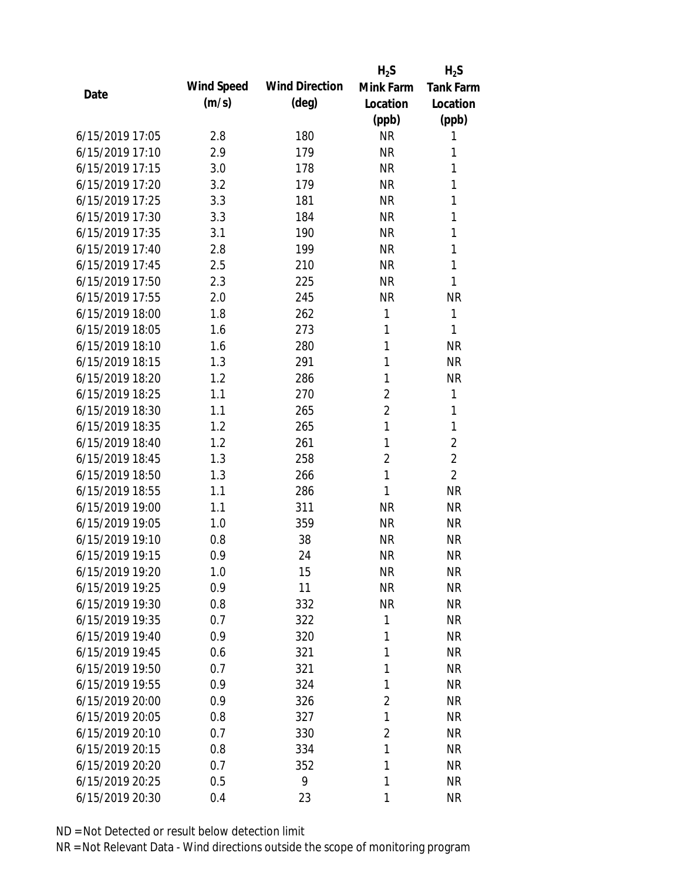| Date | Wind Speed (m/s) | Wind Direction (deg) | $H_2S$ Mink Farm Location (ppb) | $H_2S$ Tank Farm Location (ppb) |
|---|---|---|---|---|
| 6/15/2019 17:05 | 2.8 | 180 | NR | 1 |
| 6/15/2019 17:10 | 2.9 | 179 | NR | 1 |
| 6/15/2019 17:15 | 3.0 | 178 | NR | 1 |
| 6/15/2019 17:20 | 3.2 | 179 | NR | 1 |
| 6/15/2019 17:25 | 3.3 | 181 | NR | 1 |
| 6/15/2019 17:30 | 3.3 | 184 | NR | 1 |
| 6/15/2019 17:35 | 3.1 | 190 | NR | 1 |
| 6/15/2019 17:40 | 2.8 | 199 | NR | 1 |
| 6/15/2019 17:45 | 2.5 | 210 | NR | 1 |
| 6/15/2019 17:50 | 2.3 | 225 | NR | 1 |
| 6/15/2019 17:55 | 2.0 | 245 | NR | NR |
| 6/15/2019 18:00 | 1.8 | 262 | 1 | 1 |
| 6/15/2019 18:05 | 1.6 | 273 | 1 | 1 |
| 6/15/2019 18:10 | 1.6 | 280 | 1 | NR |
| 6/15/2019 18:15 | 1.3 | 291 | 1 | NR |
| 6/15/2019 18:20 | 1.2 | 286 | 1 | NR |
| 6/15/2019 18:25 | 1.1 | 270 | 2 | 1 |
| 6/15/2019 18:30 | 1.1 | 265 | 2 | 1 |
| 6/15/2019 18:35 | 1.2 | 265 | 1 | 1 |
| 6/15/2019 18:40 | 1.2 | 261 | 1 | 2 |
| 6/15/2019 18:45 | 1.3 | 258 | 2 | 2 |
| 6/15/2019 18:50 | 1.3 | 266 | 1 | 2 |
| 6/15/2019 18:55 | 1.1 | 286 | 1 | NR |
| 6/15/2019 19:00 | 1.1 | 311 | NR | NR |
| 6/15/2019 19:05 | 1.0 | 359 | NR | NR |
| 6/15/2019 19:10 | 0.8 | 38 | NR | NR |
| 6/15/2019 19:15 | 0.9 | 24 | NR | NR |
| 6/15/2019 19:20 | 1.0 | 15 | NR | NR |
| 6/15/2019 19:25 | 0.9 | 11 | NR | NR |
| 6/15/2019 19:30 | 0.8 | 332 | NR | NR |
| 6/15/2019 19:35 | 0.7 | 322 | 1 | NR |
| 6/15/2019 19:40 | 0.9 | 320 | 1 | NR |
| 6/15/2019 19:45 | 0.6 | 321 | 1 | NR |
| 6/15/2019 19:50 | 0.7 | 321 | 1 | NR |
| 6/15/2019 19:55 | 0.9 | 324 | 1 | NR |
| 6/15/2019 20:00 | 0.9 | 326 | 2 | NR |
| 6/15/2019 20:05 | 0.8 | 327 | 1 | NR |
| 6/15/2019 20:10 | 0.7 | 330 | 2 | NR |
| 6/15/2019 20:15 | 0.8 | 334 | 1 | NR |
| 6/15/2019 20:20 | 0.7 | 352 | 1 | NR |
| 6/15/2019 20:25 | 0.5 | 9 | 1 | NR |
| 6/15/2019 20:30 | 0.4 | 23 | 1 | NR |

ND = Not Detected or result below detection limit
NR = Not Relevant Data - Wind directions outside the scope of monitoring program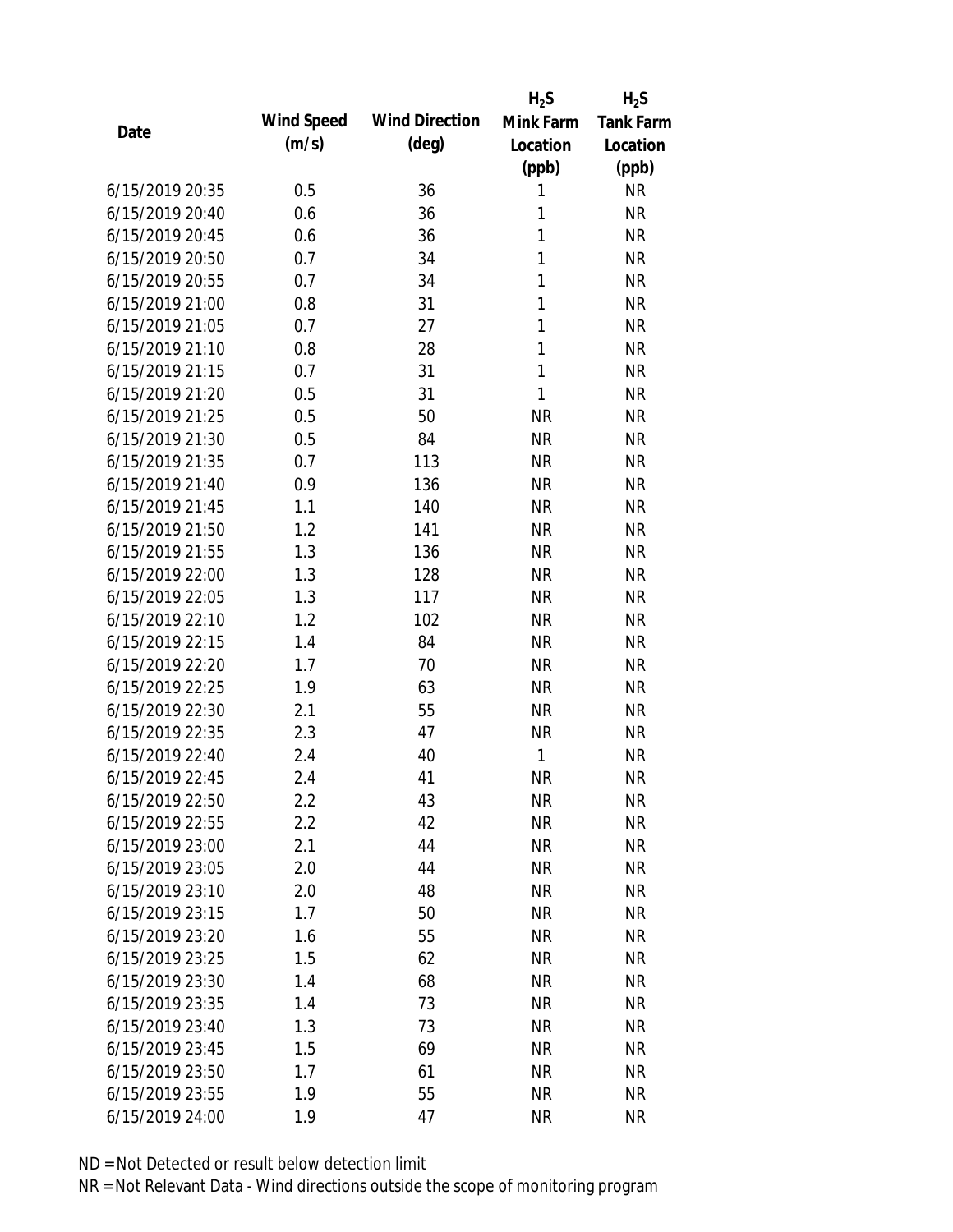| Date | Wind Speed (m/s) | Wind Direction (deg) | $H_2S$ Mink Farm Location (ppb) | $H_2S$ Tank Farm Location (ppb) |
|---|---|---|---|---|
| 6/15/2019 20:35 | 0.5 | 36 | 1 | NR |
| 6/15/2019 20:40 | 0.6 | 36 | 1 | NR |
| 6/15/2019 20:45 | 0.6 | 36 | 1 | NR |
| 6/15/2019 20:50 | 0.7 | 34 | 1 | NR |
| 6/15/2019 20:55 | 0.7 | 34 | 1 | NR |
| 6/15/2019 21:00 | 0.8 | 31 | 1 | NR |
| 6/15/2019 21:05 | 0.7 | 27 | 1 | NR |
| 6/15/2019 21:10 | 0.8 | 28 | 1 | NR |
| 6/15/2019 21:15 | 0.7 | 31 | 1 | NR |
| 6/15/2019 21:20 | 0.5 | 31 | 1 | NR |
| 6/15/2019 21:25 | 0.5 | 50 | NR | NR |
| 6/15/2019 21:30 | 0.5 | 84 | NR | NR |
| 6/15/2019 21:35 | 0.7 | 113 | NR | NR |
| 6/15/2019 21:40 | 0.9 | 136 | NR | NR |
| 6/15/2019 21:45 | 1.1 | 140 | NR | NR |
| 6/15/2019 21:50 | 1.2 | 141 | NR | NR |
| 6/15/2019 21:55 | 1.3 | 136 | NR | NR |
| 6/15/2019 22:00 | 1.3 | 128 | NR | NR |
| 6/15/2019 22:05 | 1.3 | 117 | NR | NR |
| 6/15/2019 22:10 | 1.2 | 102 | NR | NR |
| 6/15/2019 22:15 | 1.4 | 84 | NR | NR |
| 6/15/2019 22:20 | 1.7 | 70 | NR | NR |
| 6/15/2019 22:25 | 1.9 | 63 | NR | NR |
| 6/15/2019 22:30 | 2.1 | 55 | NR | NR |
| 6/15/2019 22:35 | 2.3 | 47 | NR | NR |
| 6/15/2019 22:40 | 2.4 | 40 | 1 | NR |
| 6/15/2019 22:45 | 2.4 | 41 | NR | NR |
| 6/15/2019 22:50 | 2.2 | 43 | NR | NR |
| 6/15/2019 22:55 | 2.2 | 42 | NR | NR |
| 6/15/2019 23:00 | 2.1 | 44 | NR | NR |
| 6/15/2019 23:05 | 2.0 | 44 | NR | NR |
| 6/15/2019 23:10 | 2.0 | 48 | NR | NR |
| 6/15/2019 23:15 | 1.7 | 50 | NR | NR |
| 6/15/2019 23:20 | 1.6 | 55 | NR | NR |
| 6/15/2019 23:25 | 1.5 | 62 | NR | NR |
| 6/15/2019 23:30 | 1.4 | 68 | NR | NR |
| 6/15/2019 23:35 | 1.4 | 73 | NR | NR |
| 6/15/2019 23:40 | 1.3 | 73 | NR | NR |
| 6/15/2019 23:45 | 1.5 | 69 | NR | NR |
| 6/15/2019 23:50 | 1.7 | 61 | NR | NR |
| 6/15/2019 23:55 | 1.9 | 55 | NR | NR |
| 6/15/2019 24:00 | 1.9 | 47 | NR | NR |

ND = Not Detected or result below detection limit

NR = Not Relevant Data - Wind directions outside the scope of monitoring program